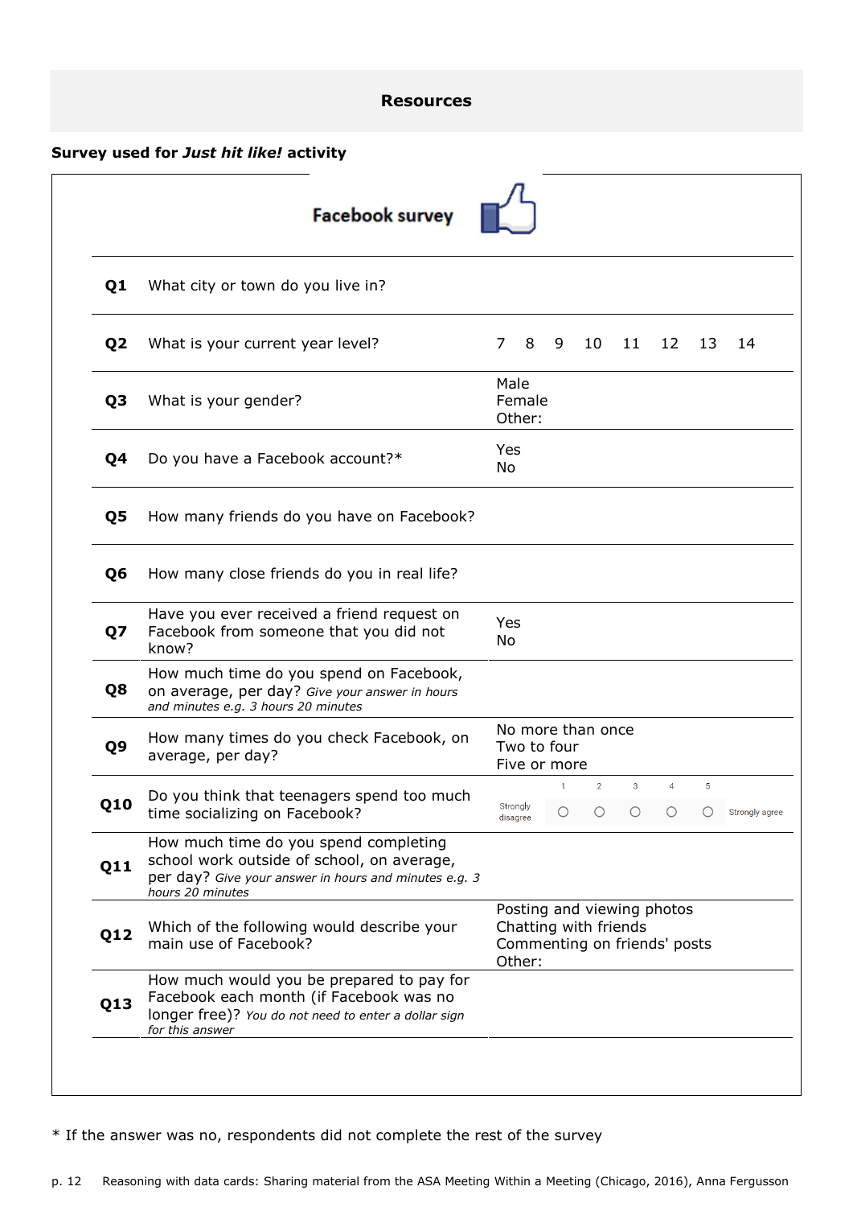## Resources

**Survey used for *Just hit like!* activity**

**Facebook survey**

| | | |
|---|---|---|
| **Q1** | What city or town do you live in? | |
| **Q2** | What is your current year level? | 7 8 9 10 11 12 13 14 |
| **Q3** | What is your gender? | Male<br>Female<br>Other: |
| **Q4** | Do you have a Facebook account?* | Yes<br>No |
| **Q5** | How many friends do you have on Facebook? | |
| **Q6** | How many close friends do you in real life? | |
| **Q7** | Have you ever received a friend request on Facebook from someone that you did not know? | Yes<br>No |
| **Q8** | How much time do you spend on Facebook, on average, per day? *Give your answer in hours and minutes e.g. 3 hours 20 minutes* | |
| **Q9** | How many times do you check Facebook, on average, per day? | No more than once<br>Two to four<br>Five or more |
| **Q10** | Do you think that teenagers spend too much time socializing on Facebook? | Strongly disagree ○1 ○2 ○3 ○4 ○5 Strongly agree |
| **Q11** | How much time do you spend completing school work outside of school, on average, per day? *Give your answer in hours and minutes e.g. 3 hours 20 minutes* | |
| **Q12** | Which of the following would describe your main use of Facebook? | Posting and viewing photos<br>Chatting with friends<br>Commenting on friends' posts<br>Other: |
| **Q13** | How much would you be prepared to pay for Facebook each month (if Facebook was no longer free)? *You do not need to enter a dollar sign for this answer* | |

* If the answer was no, respondents did not complete the rest of the survey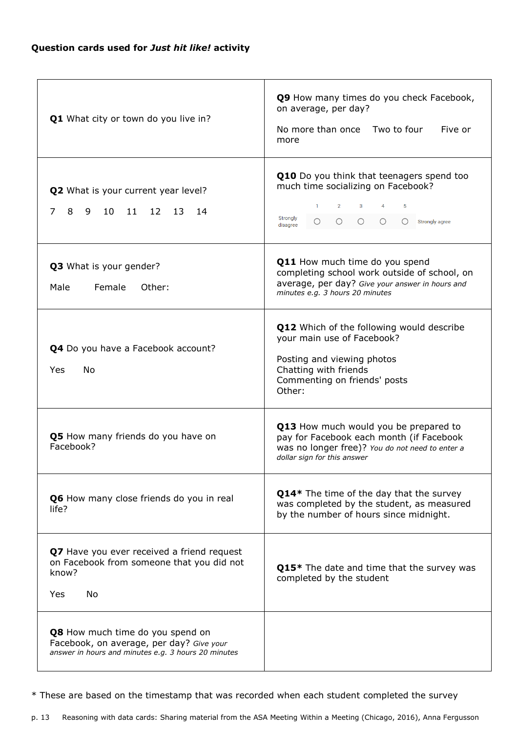**Question cards used for *Just hit like!* activity**

| | |
|---|---|
| **Q1** What city or town do you live in? | **Q9** How many times do you check Facebook, on average, per day?<br><br>No more than once    Two to four    Five or more |
| **Q2** What is your current year level?<br><br>7  8  9  10  11  12  13  14 | **Q10** Do you think that teenagers spend too much time socializing on Facebook?<br><br>Strongly disagree  1 ○  2 ○  3 ○  4 ○  5 ○  Strongly agree |
| **Q3** What is your gender?<br><br>Male    Female    Other: | **Q11** How much time do you spend completing school work outside of school, on average, per day? *Give your answer in hours and minutes e.g. 3 hours 20 minutes* |
| **Q4** Do you have a Facebook account?<br><br>Yes    No | **Q12** Which of the following would describe your main use of Facebook?<br><br>Posting and viewing photos<br>Chatting with friends<br>Commenting on friends' posts<br>Other: |
| **Q5** How many friends do you have on Facebook? | **Q13** How much would you be prepared to pay for Facebook each month (if Facebook was no longer free)? *You do not need to enter a dollar sign for this answer* |
| **Q6** How many close friends do you in real life? | **Q14*** The time of the day that the survey was completed by the student, as measured by the number of hours since midnight. |
| **Q7** Have you ever received a friend request on Facebook from someone that you did not know?<br><br>Yes    No | **Q15*** The date and time that the survey was completed by the student |
| **Q8** How much time do you spend on Facebook, on average, per day? *Give your answer in hours and minutes e.g. 3 hours 20 minutes* | |

* These are based on the timestamp that was recorded when each student completed the survey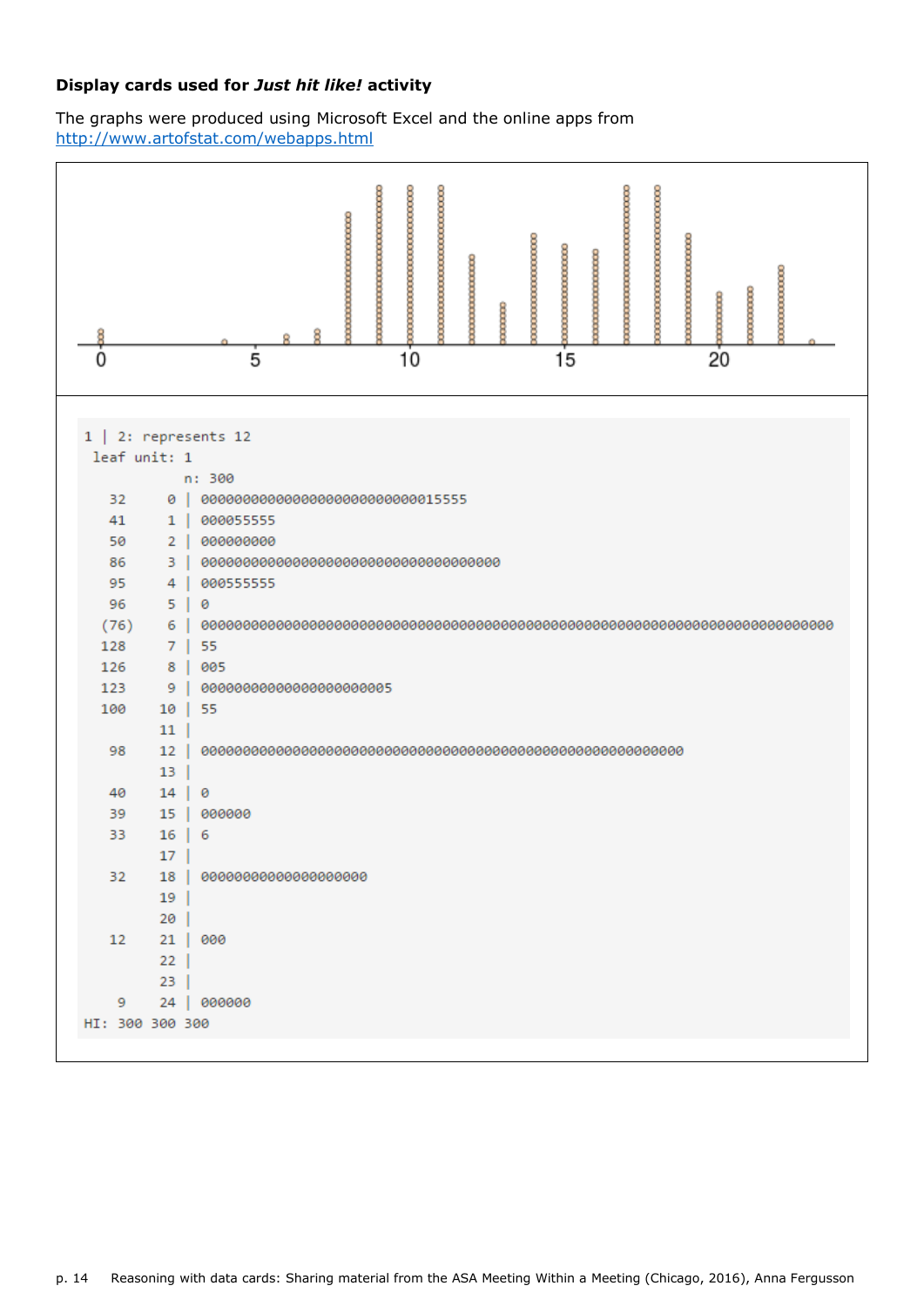**Display cards used for *Just hit like!* activity**

The graphs were produced using Microsoft Excel and the online apps from
http://www.artofstat.com/webapps.html

```
1 | 2: represents 12
 leaf unit: 1
            n: 300
   32     0 | 00000000000000000000000000015555
   41     1 | 000055555
   50     2 | 000000000
   86     3 | 000000000000000000000000000000000000
   95     4 | 000555555
   96     5 | 0
  (76)    6 | 0000000000000000000000000000000000000000000000000000000000000000000000000000
  128     7 | 55
  126     8 | 005
  123     9 | 00000000000000000000005
  100    10 | 55
         11 |
   98    12 | 0000000000000000000000000000000000000000000000000000000000
         13 |
   40    14 | 0
   39    15 | 000000
   33    16 | 6
         17 |
   32    18 | 00000000000000000000
         19 |
         20 |
   12    21 | 000
         22 |
         23 |
    9    24 | 000000
HI: 300 300 300
```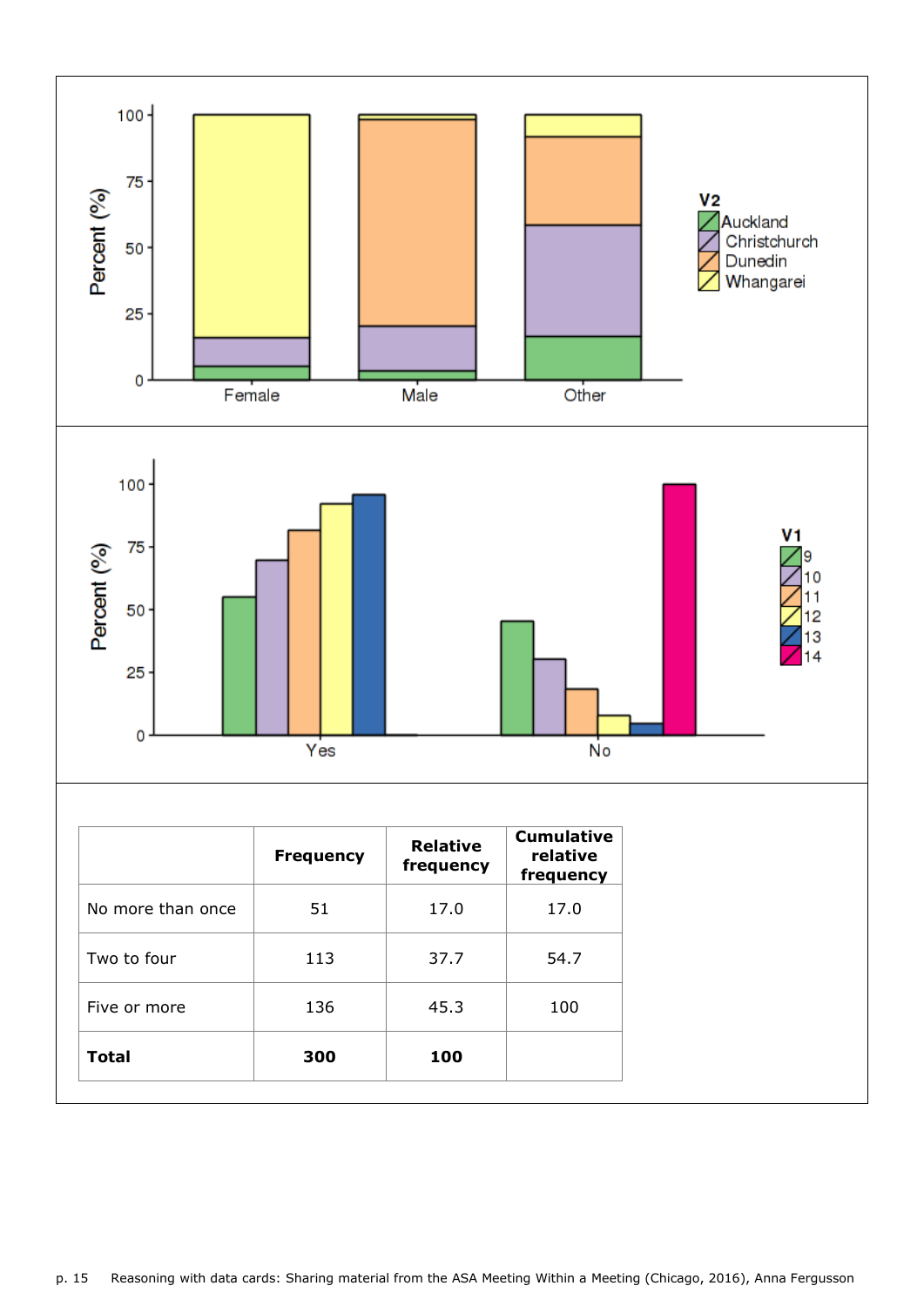| | Frequency | Relative frequency | Cumulative relative frequency |
|---|---|---|---|
| No more than once | 51 | 17.0 | 17.0 |
| Two to four | 113 | 37.7 | 54.7 |
| Five or more | 136 | 45.3 | 100 |
| **Total** | **300** | **100** | |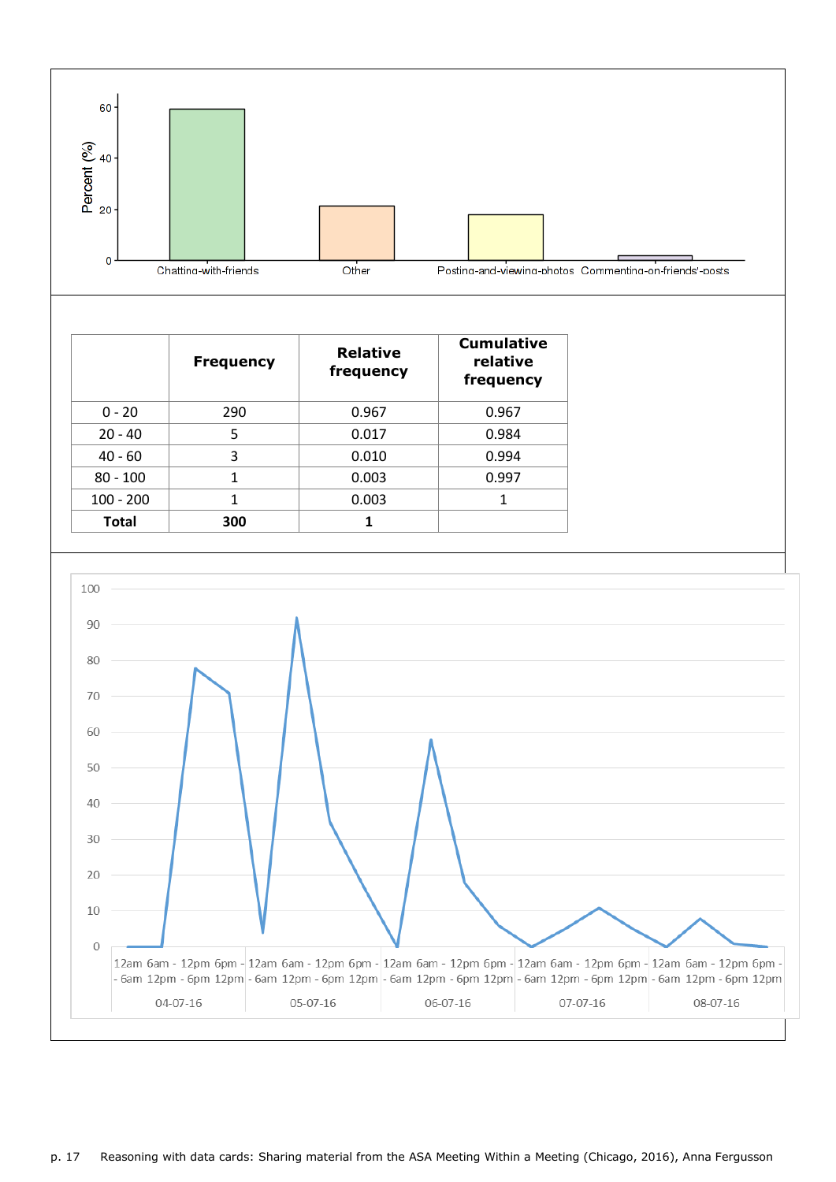| | Frequency | Relative frequency | Cumulative relative frequency |
|---|---|---|---|
| 0 - 20 | 290 | 0.967 | 0.967 |
| 20 - 40 | 5 | 0.017 | 0.984 |
| 40 - 60 | 3 | 0.010 | 0.994 |
| 80 - 100 | 1 | 0.003 | 0.997 |
| 100 - 200 | 1 | 0.003 | 1 |
| **Total** | **300** | **1** | |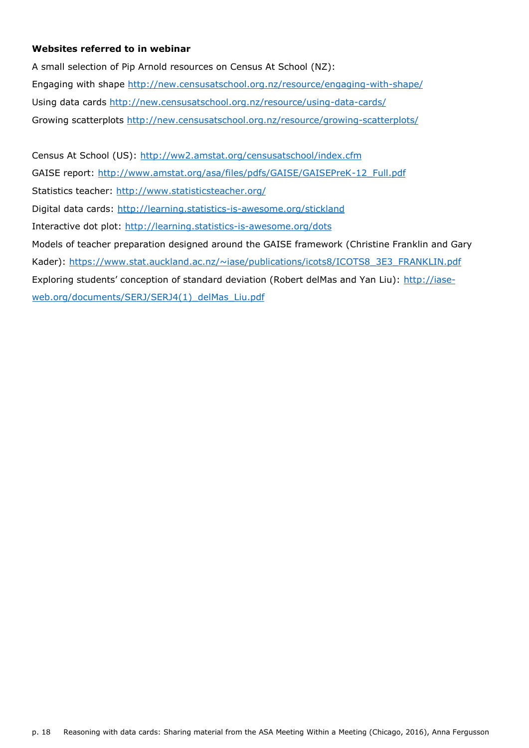**Websites referred to in webinar**

A small selection of Pip Arnold resources on Census At School (NZ):

Engaging with shape http://new.censusatschool.org.nz/resource/engaging-with-shape/

Using data cards http://new.censusatschool.org.nz/resource/using-data-cards/

Growing scatterplots http://new.censusatschool.org.nz/resource/growing-scatterplots/

Census At School (US): http://ww2.amstat.org/censusatschool/index.cfm

GAISE report: http://www.amstat.org/asa/files/pdfs/GAISE/GAISEPreK-12_Full.pdf

Statistics teacher: http://www.statisticsteacher.org/

Digital data cards: http://learning.statistics-is-awesome.org/stickland

Interactive dot plot: http://learning.statistics-is-awesome.org/dots

Models of teacher preparation designed around the GAISE framework (Christine Franklin and Gary Kader): https://www.stat.auckland.ac.nz/~iase/publications/icots8/ICOTS8_3E3_FRANKLIN.pdf

Exploring students' conception of standard deviation (Robert delMas and Yan Liu): http://iase-web.org/documents/SERJ/SERJ4(1)_delMas_Liu.pdf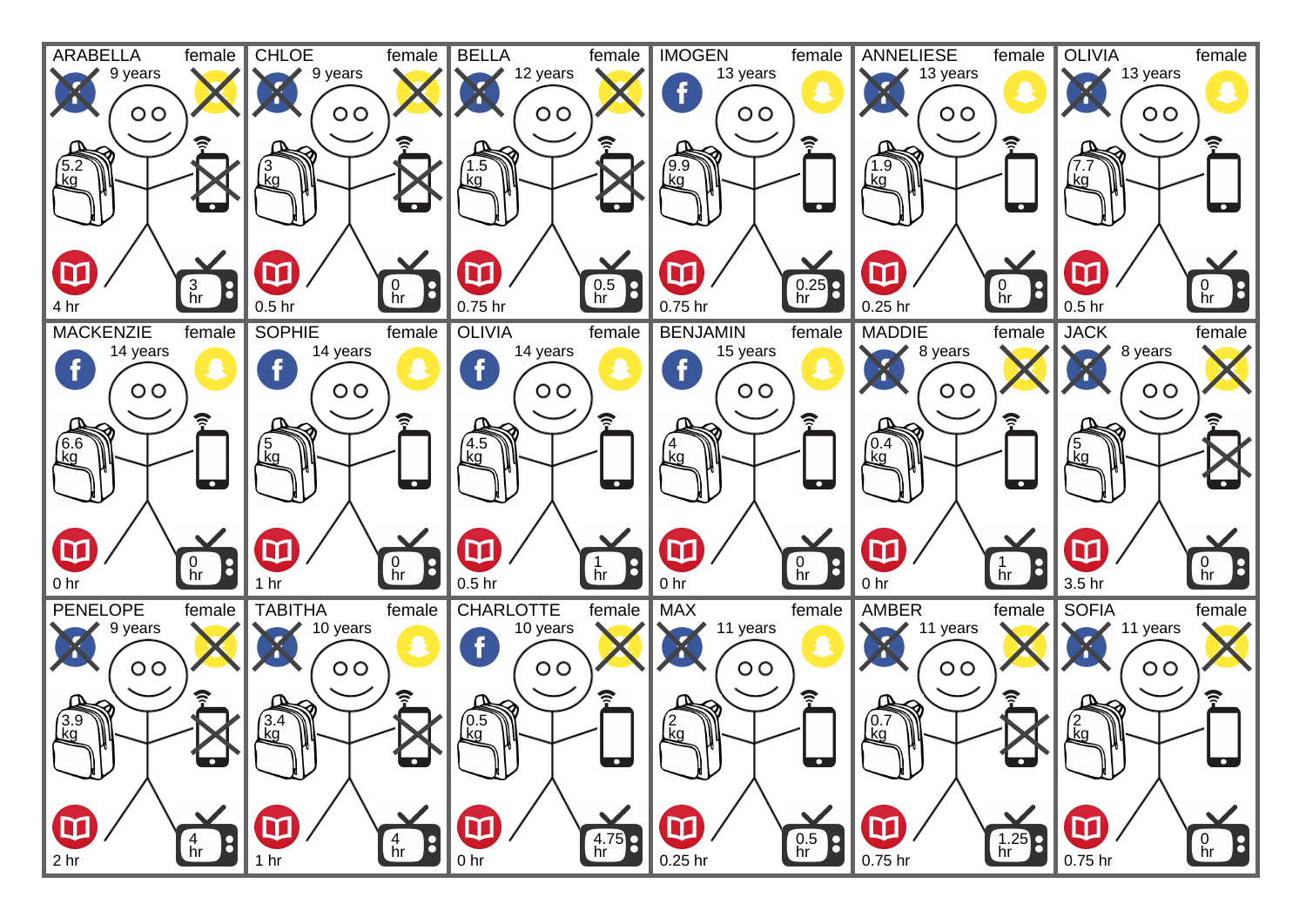ARABELLA female
9 years
5.2 kg
4 hr
3 hr

CHLOE female
9 years
3 kg
0.5 hr
0 hr

BELLA female
12 years
1.5 kg
0.75 hr
0.5 hr

IMOGEN female
13 years
9.9 kg
0.75 hr
0.25 hr

ANNELIESE female
13 years
1.9 kg
0.25 hr
0 hr

OLIVIA female
13 years
7.7 kg
0.5 hr
0 hr

MACKENZIE female
14 years
6.6 kg
0 hr
0 hr

SOPHIE female
14 years
5 kg
1 hr
0 hr

OLIVIA female
14 years
4.5 kg
0.5 hr
1 hr

BENJAMIN female
15 years
4 kg
0 hr
0 hr

MADDIE female
8 years
0.4 kg
0 hr
1 hr

JACK female
8 years
5 kg
3.5 hr
0 hr

PENELOPE female
9 years
3.9 kg
2 hr
4 hr

TABITHA female
10 years
3.4 kg
1 hr
4 hr

CHARLOTTE female
10 years
0.5 kg
0 hr
4.75 hr

MAX female
11 years
2 kg
0.25 hr
0.5 hr

AMBER female
11 years
0.7 kg
0.75 hr
1.25 hr

SOFIA female
11 years
2 kg
0.75 hr
0 hr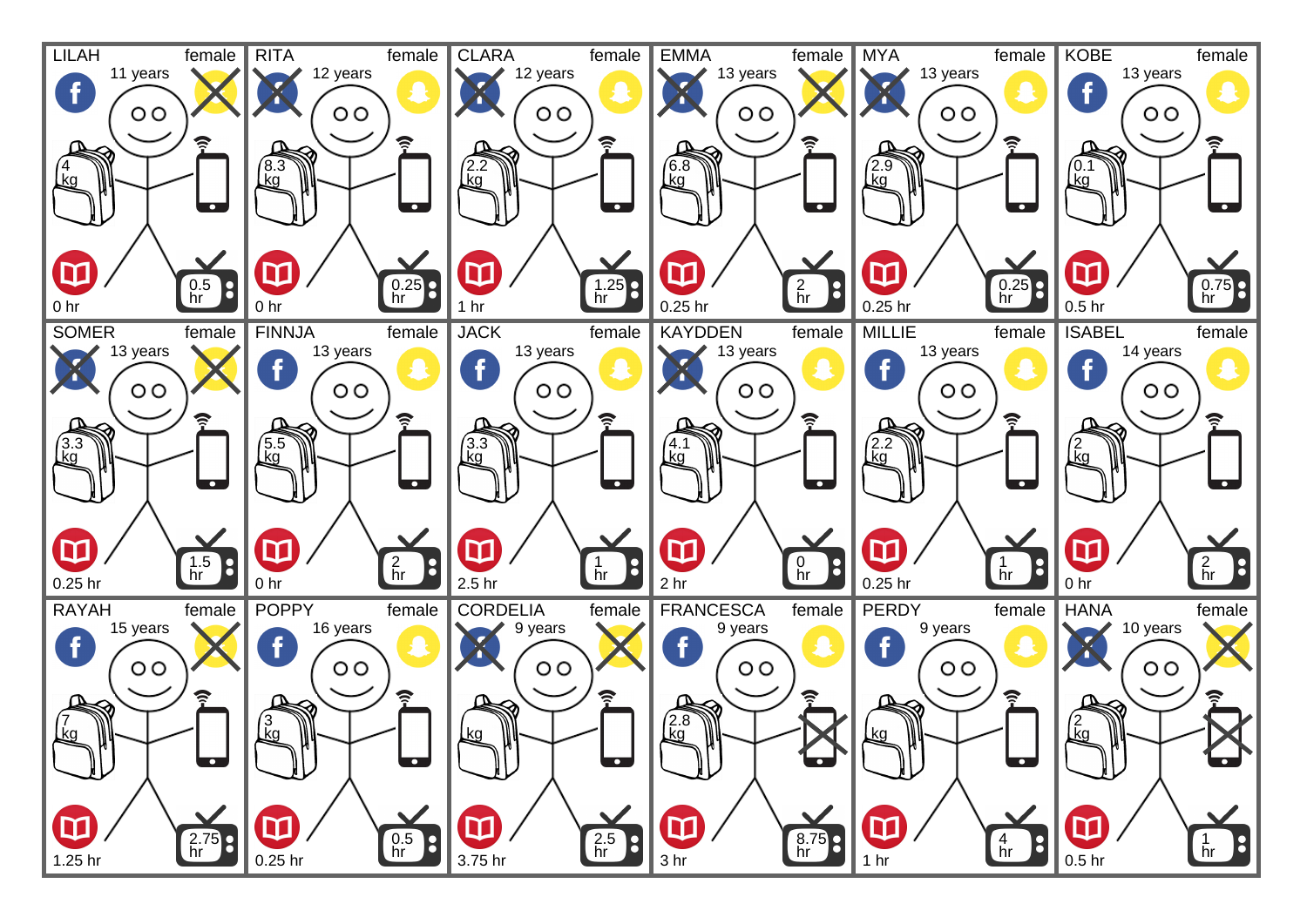| Name | Gender | Age | Backpack | Reading | TV |
|---|---|---|---|---|---|
| LILAH | female | 11 years | 4 kg | 0 hr | 0.5 hr |
| RITA | female | 12 years | 8.3 kg | 0 hr | 0.25 hr |
| CLARA | female | 12 years | 2.2 kg | 1 hr | 1.25 hr |
| EMMA | female | 13 years | 6.8 kg | 0.25 hr | 2 hr |
| MYA | female | 13 years | 2.9 kg | 0.25 hr | 0.25 hr |
| KOBE | female | 13 years | 0.1 kg | 0.5 hr | 0.75 hr |
| SOMER | female | 13 years | 3.3 kg | 0.25 hr | 1.5 hr |
| FINNJA | female | 13 years | 5.5 kg | 0 hr | 2 hr |
| JACK | female | 13 years | 3.3 kg | 2.5 hr | 1 hr |
| KAYDDEN | female | 13 years | 4.1 kg | 2 hr | 0 hr |
| MILLIE | female | 13 years | 2.2 kg | 0.25 hr | 1 hr |
| ISABEL | female | 14 years | 2 kg | 0 hr | 2 hr |
| RAYAH | female | 15 years | 7 kg | 1.25 hr | 2.75 hr |
| POPPY | female | 16 years | 3 kg | 0.25 hr | 0.5 hr |
| CORDELIA | female | 9 years | kg | 3.75 hr | 2.5 hr |
| FRANCESCA | female | 9 years | 2.8 kg | 3 hr | 8.75 hr |
| PERDY | female | 9 years | kg | 1 hr | 4 hr |
| HANA | female | 10 years | 2 kg | 0.5 hr | 1 hr |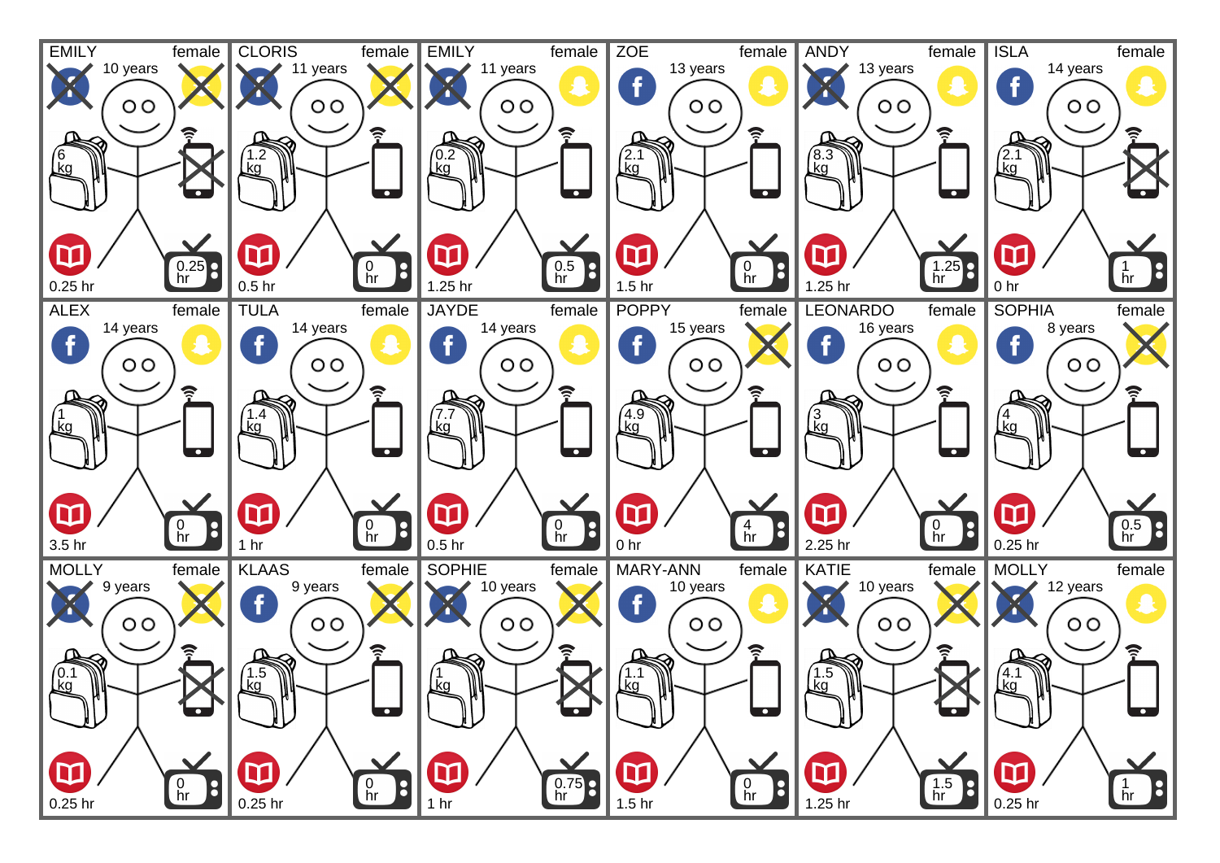| Name | Gender | Age | Backpack | TV | Reading |
|---|---|---|---|---|---|
| EMILY | female | 10 years | 6 kg | 0.25 hr | 0.25 hr |
| CLORIS | female | 11 years | 1.2 kg | 0 hr | 0.5 hr |
| EMILY | female | 11 years | 0.2 kg | 0.5 hr | 1.25 hr |
| ZOE | female | 13 years | 2.1 kg | 0 hr | 1.5 hr |
| ANDY | female | 13 years | 8.3 kg | 1.25 hr | 1.25 hr |
| ISLA | female | 14 years | 2.1 kg | 1 hr | 0 hr |
| ALEX | female | 14 years | 1 kg | 0 hr | 3.5 hr |
| TULA | female | 14 years | 1.4 kg | 0 hr | 1 hr |
| JAYDE | female | 14 years | 7.7 kg | 0 hr | 0.5 hr |
| POPPY | female | 15 years | 4.9 kg | 4 hr | 0 hr |
| LEONARDO | female | 16 years | 3 kg | 0 hr | 2.25 hr |
| SOPHIA | female | 8 years | 4 kg | 0.5 hr | 0.25 hr |
| MOLLY | female | 9 years | 0.1 kg | 0 hr | 0.25 hr |
| KLAAS | female | 9 years | 1.5 kg | 0 hr | 0.25 hr |
| SOPHIE | female | 10 years | 1 kg | 0.75 hr | 1 hr |
| MARY-ANN | female | 10 years | 1.1 kg | 0 hr | 1.5 hr |
| KATIE | female | 10 years | 1.5 kg | 1.5 hr | 1.25 hr |
| MOLLY | female | 12 years | 4.1 kg | 1 hr | 0.25 hr |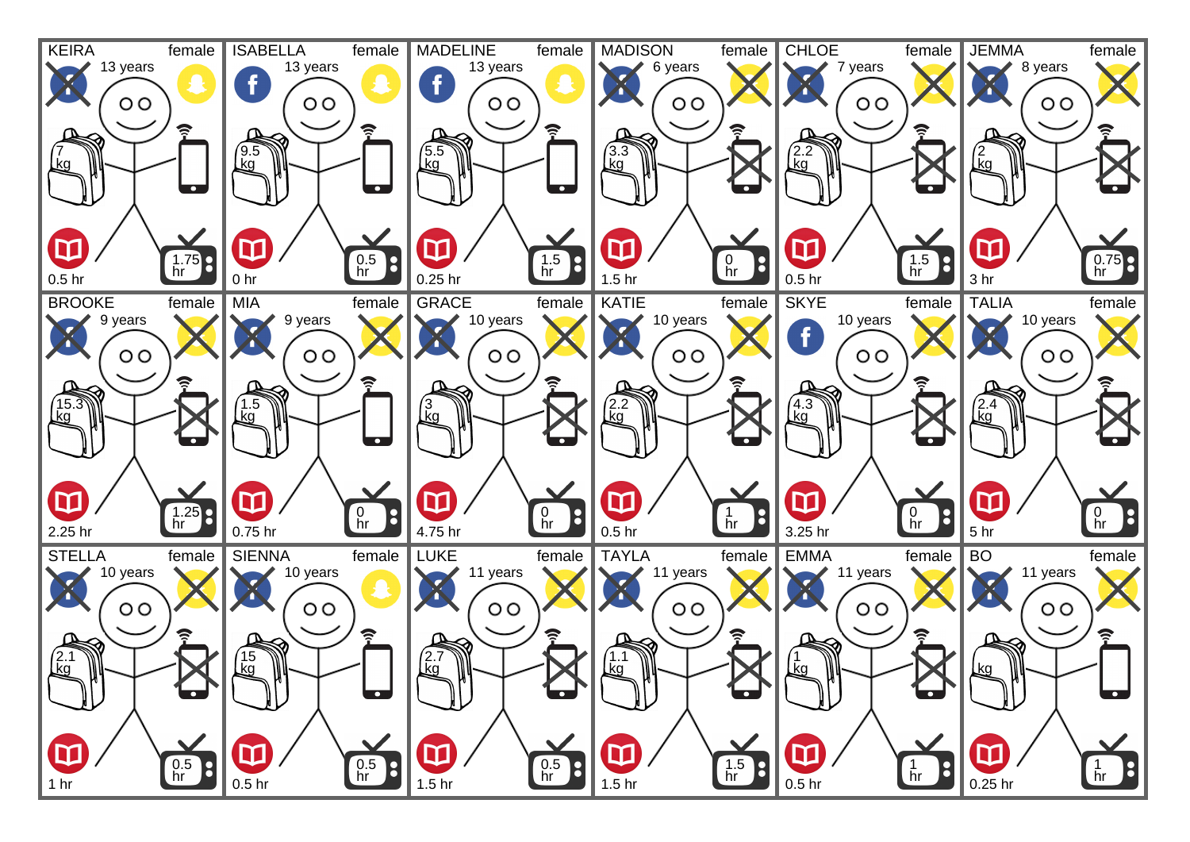| | | | | | |
|---|---|---|---|---|---|
| KEIRA female 13 years 7 kg 0.5 hr 1.75 hr | ISABELLA female 13 years 9.5 kg 0 hr 0.5 hr | MADELINE female 13 years 5.5 kg 0.25 hr 1.5 hr | MADISON female 6 years 3.3 kg 1.5 hr 0 hr | CHLOE female 7 years 2.2 kg 0.5 hr 1.5 hr | JEMMA female 8 years 2 kg 3 hr 0.75 hr |
| BROOKE female 9 years 15.3 kg 2.25 hr 1.25 hr | MIA female 9 years 1.5 kg 0.75 hr 0 hr | GRACE female 10 years 3 kg 4.75 hr 0 hr | KATIE female 10 years 2.2 kg 0.5 hr 1 hr | SKYE female 10 years 4.3 kg 3.25 hr 0 hr | TALIA female 10 years 2.4 kg 5 hr 0 hr |
| STELLA female 10 years 2.1 kg 1 hr 0.5 hr | SIENNA female 10 years 15 kg 0.5 hr 0.5 hr | LUKE female 11 years 2.7 kg 1.5 hr 0.5 hr | TAYLA female 11 years 1.1 kg 1.5 hr 1.5 hr | EMMA female 11 years 1 kg 0.5 hr 1 hr | BO female 11 years kg 0.25 hr 1 hr |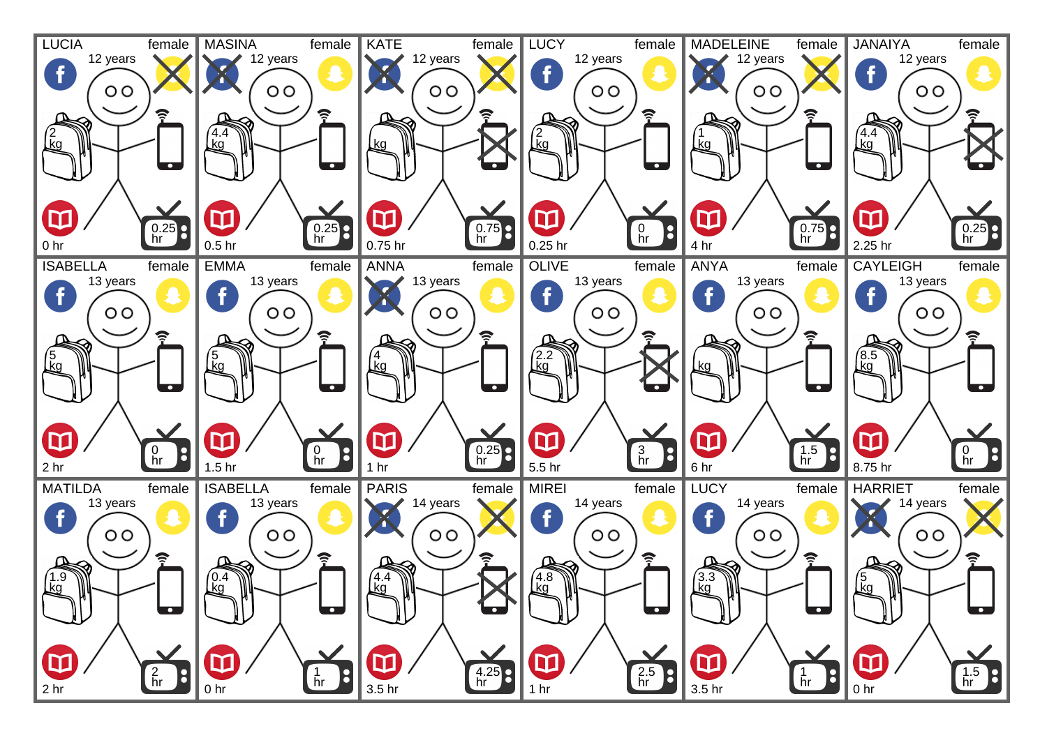LUCIA female
12 years
2 kg
0 hr
0.25 hr

MASINA female
12 years
4.4 kg
0.5 hr
0.25 hr

KATE female
12 years
kg
0.75 hr
0.75 hr

LUCY female
12 years
2 kg
0.25 hr
0 hr

MADELEINE female
12 years
1 kg
4 hr
0.75 hr

JANAIYA female
12 years
4.4 kg
2.25 hr
0.25 hr

ISABELLA female
13 years
5 kg
2 hr
0 hr

EMMA female
13 years
5 kg
1.5 hr
0 hr

ANNA female
13 years
4 kg
1 hr
0.25 hr

OLIVE female
13 years
2.2 kg
5.5 hr
3 hr

ANYA female
13 years
kg
6 hr
1.5 hr

CAYLEIGH female
13 years
8.5 kg
8.75 hr
0 hr

MATILDA female
13 years
1.9 kg
2 hr
2 hr

ISABELLA female
13 years
0.4 kg
0 hr
1 hr

PARIS female
14 years
4.4 kg
3.5 hr
4.25 hr

MIREI female
14 years
4.8 kg
1 hr
2.5 hr

LUCY female
14 years
3.3 kg
3.5 hr
1 hr

HARRIET female
14 years
5 kg
0 hr
1.5 hr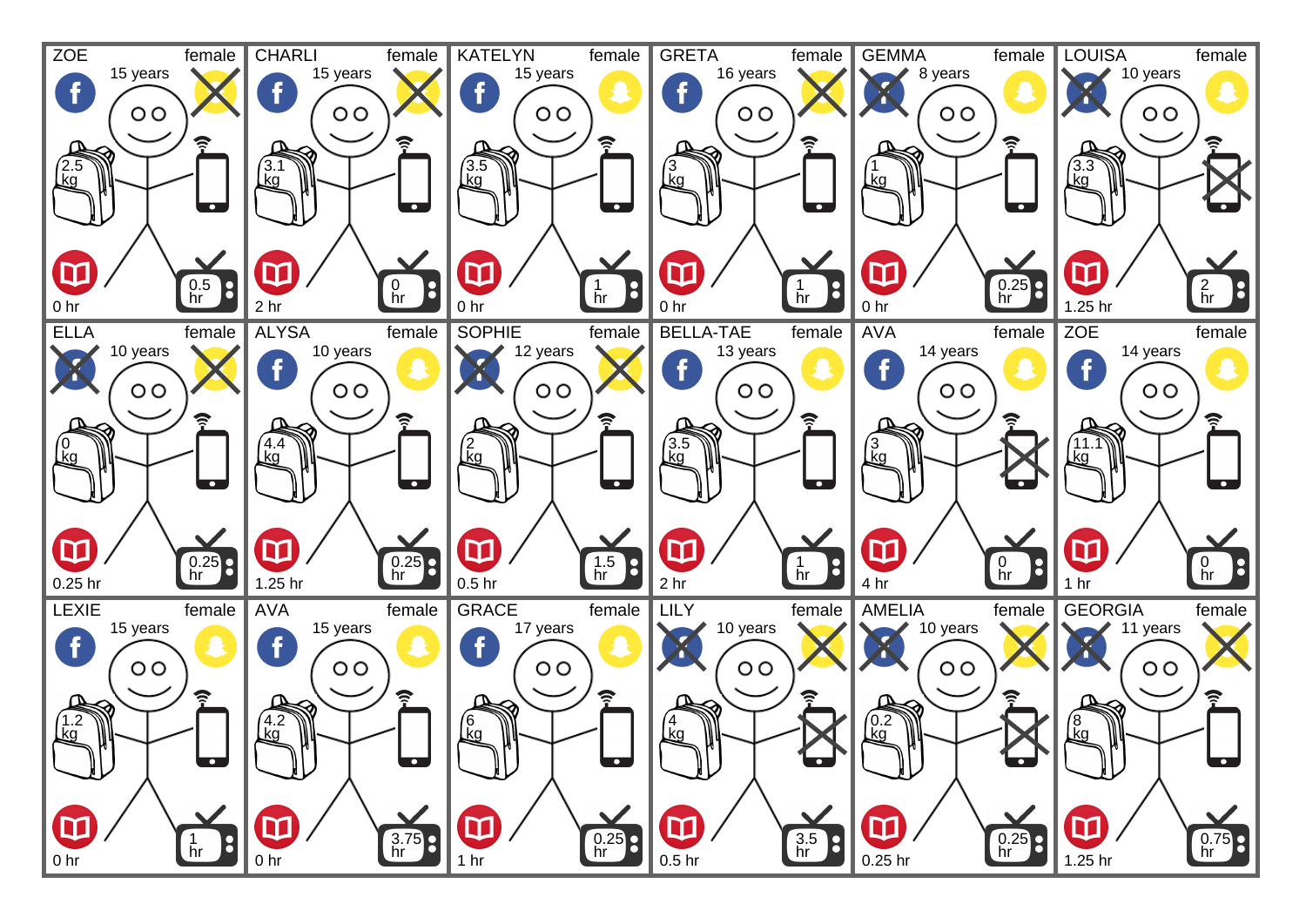| Name | Gender | Age | Facebook | Snapchat | Schoolbag weight | Mobile phone | Homework/reading | TV |
|---|---|---|---|---|---|---|---|---|
| ZOE | female | 15 years | yes | no | 2.5 kg | yes | 0 hr | 0.5 hr |
| CHARLI | female | 15 years | yes | no | 3.1 kg | yes | 2 hr | 0 hr |
| KATELYN | female | 15 years | yes | yes | 3.5 kg | yes | 0 hr | 1 hr |
| GRETA | female | 16 years | yes | no | 3 kg | yes | 0 hr | 1 hr |
| GEMMA | female | 8 years | no | yes | 1 kg | yes | 0 hr | 0.25 hr |
| LOUISA | female | 10 years | no | yes | 3.3 kg | no | 1.25 hr | 2 hr |
| ELLA | female | 10 years | no | no | 0 kg | yes | 0.25 hr | 0.25 hr |
| ALYSA | female | 10 years | yes | yes | 4.4 kg | yes | 1.25 hr | 0.25 hr |
| SOPHIE | female | 12 years | no | no | 2 kg | yes | 0.5 hr | 1.5 hr |
| BELLA-TAE | female | 13 years | yes | yes | 3.5 kg | yes | 2 hr | 1 hr |
| AVA | female | 14 years | yes | yes | 3 kg | no | 4 hr | 0 hr |
| ZOE | female | 14 years | yes | yes | 11.1 kg | yes | 1 hr | 0 hr |
| LEXIE | female | 15 years | yes | yes | 1.2 kg | yes | 0 hr | 1 hr |
| AVA | female | 15 years | yes | yes | 4.2 kg | yes | 0 hr | 3.75 hr |
| GRACE | female | 17 years | yes | yes | 6 kg | yes | 1 hr | 0.25 hr |
| LILY | female | 10 years | no | no | 4 kg | no | 0.5 hr | 3.5 hr |
| AMELIA | female | 10 years | no | no | 0.2 kg | no | 0.25 hr | 0.25 hr |
| GEORGIA | female | 11 years | no | no | 8 kg | yes | 1.25 hr | 0.75 hr |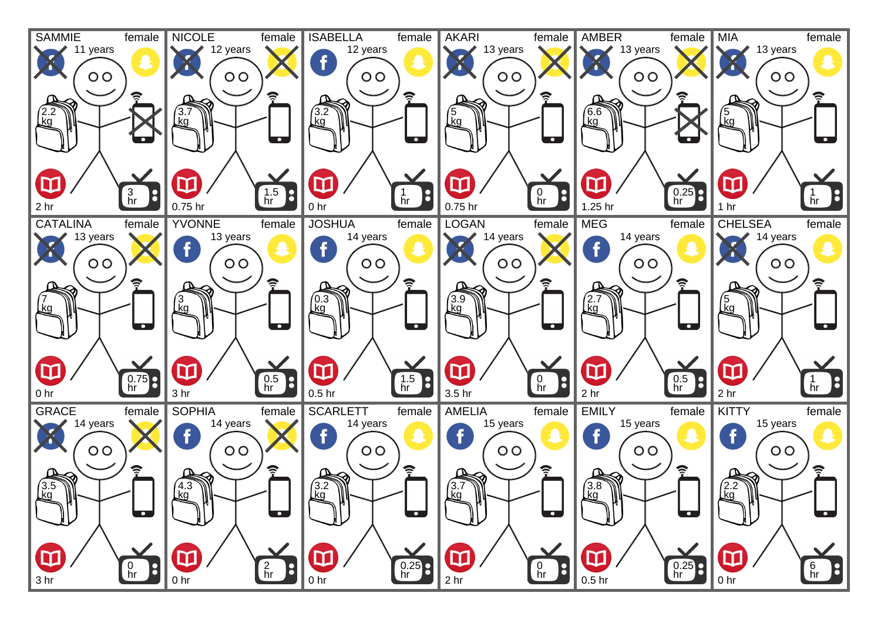SAMMIE female
11 years
2.2 kg
3 hr
2 hr

NICOLE female
12 years
3.7 kg
1.5 hr
0.75 hr

ISABELLA female
12 years
3.2 kg
1 hr
0 hr

AKARI female
13 years
5 kg
0 hr
0.75 hr

AMBER female
13 years
6.6 kg
0.25 hr
1.25 hr

MIA female
13 years
5 kg
1 hr
1 hr

CATALINA female
13 years
7 kg
0.75 hr
0 hr

YVONNE female
13 years
3 kg
0.5 hr
3 hr

JOSHUA female
14 years
0.3 kg
1.5 hr
0.5 hr

LOGAN female
14 years
3.9 kg
0 hr
3.5 hr

MEG female
14 years
2.7 kg
0.5 hr
2 hr

CHELSEA female
14 years
5 kg
1 hr
2 hr

GRACE female
14 years
3.5 kg
0 hr
3 hr

SOPHIA female
14 years
4.3 kg
2 hr
0 hr

SCARLETT female
14 years
3.2 kg
0.25 hr
0 hr

AMELIA female
15 years
3.7 kg
0 hr
2 hr

EMILY female
15 years
3.8 kg
0.25 hr
0.5 hr

KITTY female
15 years
2.2 kg
6 hr
0 hr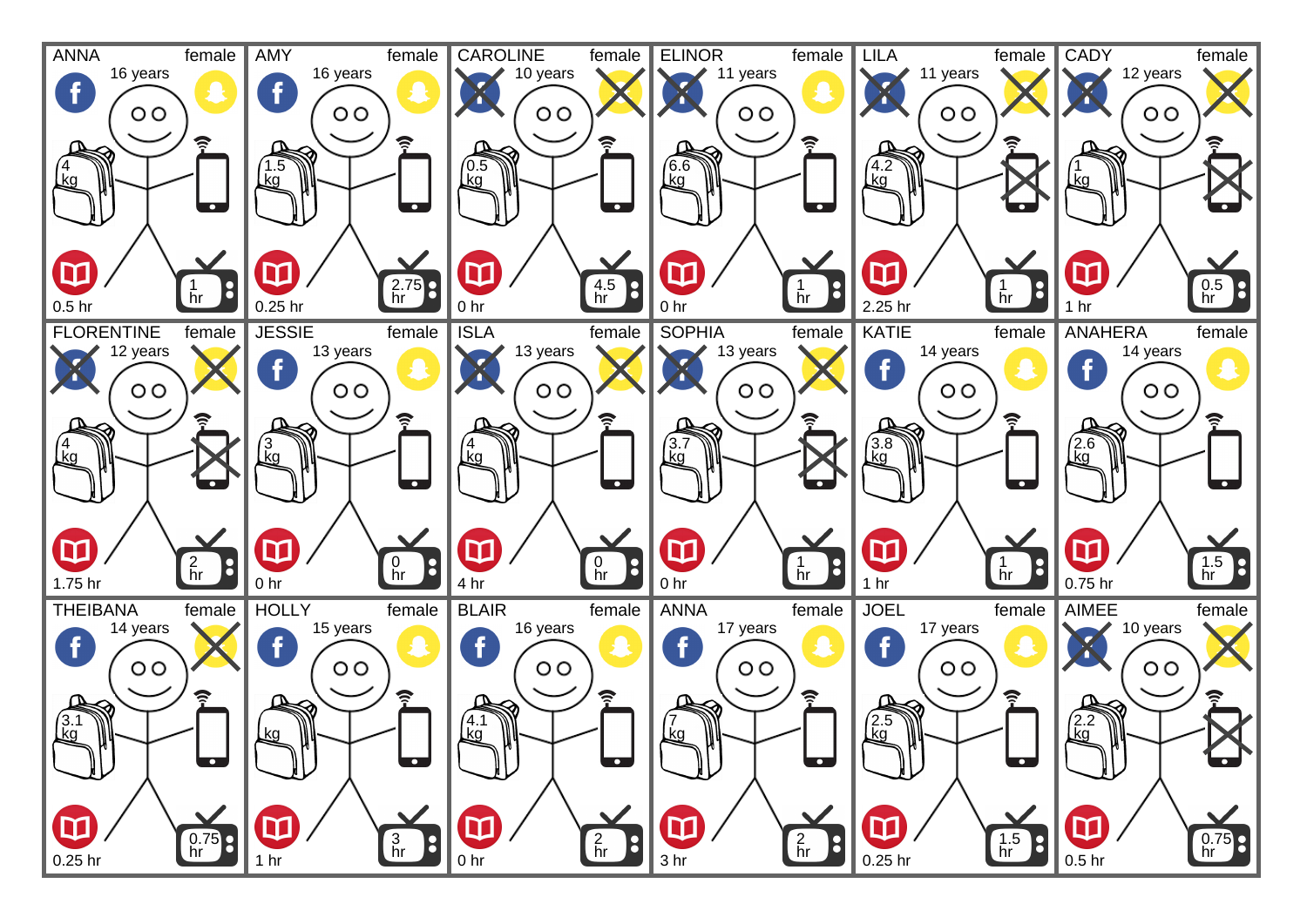| Name | Gender | Age | Backpack | Reading | TV |
|---|---|---|---|---|---|
| ANNA | female | 16 years | 4 kg | 0.5 hr | 1 hr |
| AMY | female | 16 years | 1.5 kg | 0.25 hr | 2.75 hr |
| CAROLINE | female | 10 years | 0.5 kg | 0 hr | 4.5 hr |
| ELINOR | female | 11 years | 6.6 kg | 0 hr | 1 hr |
| LILA | female | 11 years | 4.2 kg | 2.25 hr | 1 hr |
| CADY | female | 12 years | 1 kg | 1 hr | 0.5 hr |
| FLORENTINE | female | 12 years | 4 kg | 1.75 hr | 2 hr |
| JESSIE | female | 13 years | 3 kg | 0 hr | 0 hr |
| ISLA | female | 13 years | 4 kg | 4 hr | 0 hr |
| SOPHIA | female | 13 years | 3.7 kg | 0 hr | 1 hr |
| KATIE | female | 14 years | 3.8 kg | 1 hr | 1 hr |
| ANAHERA | female | 14 years | 2.6 kg | 0.75 hr | 1.5 hr |
| THEIBANA | female | 14 years | 3.1 kg | 0.25 hr | 0.75 hr |
| HOLLY | female | 15 years | kg | 1 hr | 3 hr |
| BLAIR | female | 16 years | 4.1 kg | 0 hr | 2 hr |
| ANNA | female | 17 years | 7 kg | 3 hr | 2 hr |
| JOEL | female | 17 years | 2.5 kg | 0.25 hr | 1.5 hr |
| AIMEE | female | 10 years | 2.2 kg | 0.5 hr | 0.75 hr |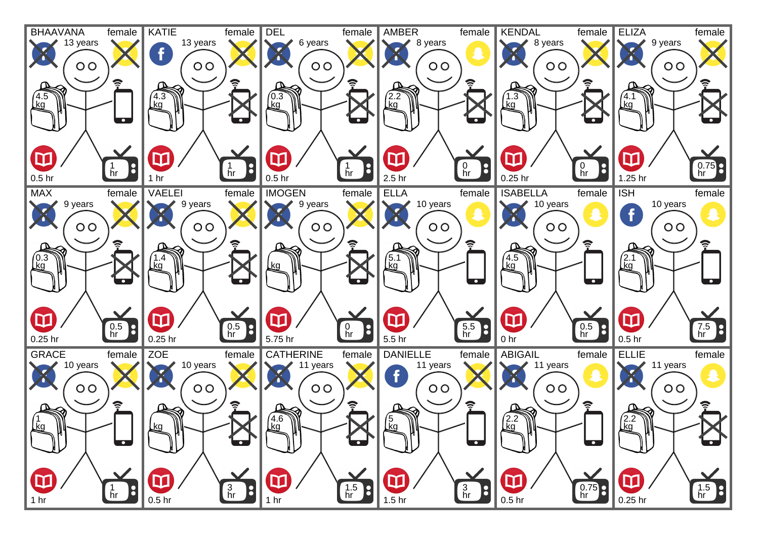| Name | Gender | Age | Backpack | Reading | TV |
|---|---|---|---|---|---|
| BHAAVANA | female | 13 years | 4.5 kg | 0.5 hr | 1 hr |
| KATIE | female | 13 years | 4.3 kg | 1 hr | 1 hr |
| DEL | female | 6 years | 0.3 kg | 0.5 hr | 1 hr |
| AMBER | female | 8 years | 2.2 kg | 2.5 hr | 0 hr |
| KENDAL | female | 8 years | 1.3 kg | 0.25 hr | 0 hr |
| ELIZA | female | 9 years | 4.1 kg | 1.25 hr | 0.75 hr |
| MAX | female | 9 years | 0.3 kg | 0.25 hr | 0.5 hr |
| VAELEI | female | 9 years | 1.4 kg | 0.25 hr | 0.5 hr |
| IMOGEN | female | 9 years | kg | 5.75 hr | 0 hr |
| ELLA | female | 10 years | 5.1 kg | 5.5 hr | 5.5 hr |
| ISABELLA | female | 10 years | 4.5 kg | 0 hr | 0.5 hr |
| ISH | female | 10 years | 2.1 kg | 0.5 hr | 7.5 hr |
| GRACE | female | 10 years | 1 kg | 1 hr | 1 hr |
| ZOE | female | 10 years | kg | 0.5 hr | 3 hr |
| CATHERINE | female | 11 years | 4.6 kg | 1 hr | 1.5 hr |
| DANIELLE | female | 11 years | 5 kg | 1.5 hr | 3 hr |
| ABIGAIL | female | 11 years | 2.2 kg | 0.5 hr | 0.75 hr |
| ELLIE | female | 11 years | 2.2 kg | 0.25 hr | 1.5 hr |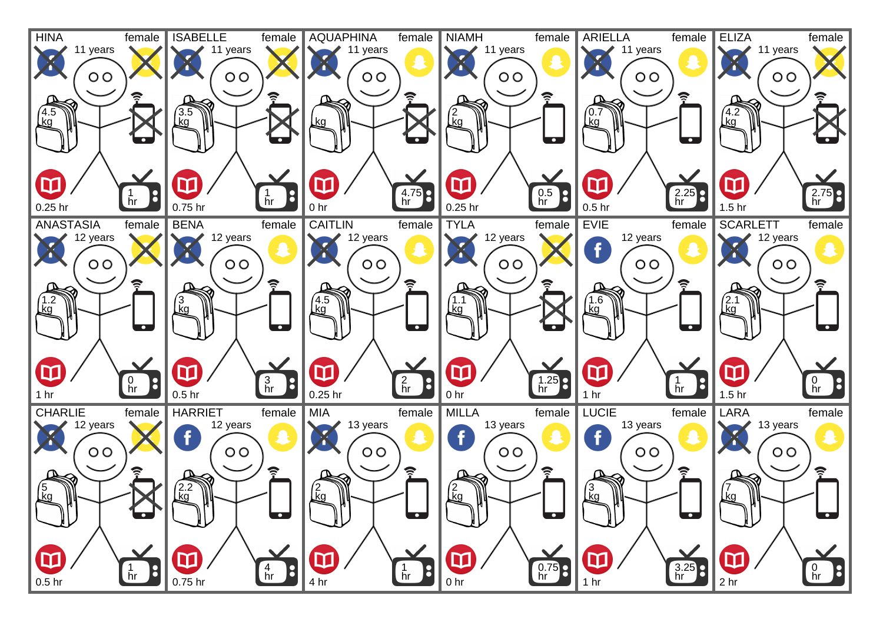| Name | Gender | Age | Facebook | Snapchat | Backpack | Mobile phone | Reading | TV |
|---|---|---|---|---|---|---|---|---|
| HINA | female | 11 years | ✗ | ✗ | 4.5 kg | ✗ | 0.25 hr | 1 hr |
| ISABELLE | female | 11 years | ✗ | ✗ | 3.5 kg | ✗ | 0.75 hr | 1 hr |
| AQUAPHINA | female | 11 years | ✗ | ✓ | kg | ✗ | 0 hr | 4.75 hr |
| NIAMH | female | 11 years | ✗ | ✓ | 2 kg | ✓ | 0.25 hr | 0.5 hr |
| ARIELLA | female | 11 years | ✗ | ✓ | 0.7 kg | ✓ | 0.5 hr | 2.25 hr |
| ELIZA | female | 11 years | ✗ | ✗ | 4.2 kg | ✗ | 1.5 hr | 2.75 hr |
| ANASTASIA | female | 12 years | ✗ | ✗ | 1.2 kg | ✓ | 1 hr | 0 hr |
| BENA | female | 12 years | ✗ | ✓ | 3 kg | ✓ | 0.5 hr | 3 hr |
| CAITLIN | female | 12 years | ✗ | ✓ | 4.5 kg | ✓ | 0.25 hr | 2 hr |
| TYLA | female | 12 years | ✗ | ✗ | 1.1 kg | ✗ | 0 hr | 1.25 hr |
| EVIE | female | 12 years | ✓ | ✓ | 1.6 kg | ✓ | 1 hr | 1 hr |
| SCARLETT | female | 12 years | ✗ | ✓ | 2.1 kg | ✓ | 1.5 hr | 0 hr |
| CHARLIE | female | 12 years | ✗ | ✗ | 5 kg | ✗ | 0.5 hr | 1 hr |
| HARRIET | female | 12 years | ✓ | ✓ | 2.2 kg | ✓ | 0.75 hr | 4 hr |
| MIA | female | 13 years | ✗ | ✓ | 2 kg | ✓ | 4 hr | 1 hr |
| MILLA | female | 13 years | ✓ | ✓ | 2 kg | ✓ | 0 hr | 0.75 hr |
| LUCIE | female | 13 years | ✓ | ✓ | 3 kg | ✓ | 1 hr | 3.25 hr |
| LARA | female | 13 years | ✗ | ✓ | 7 kg | ✓ | 2 hr | 0 hr |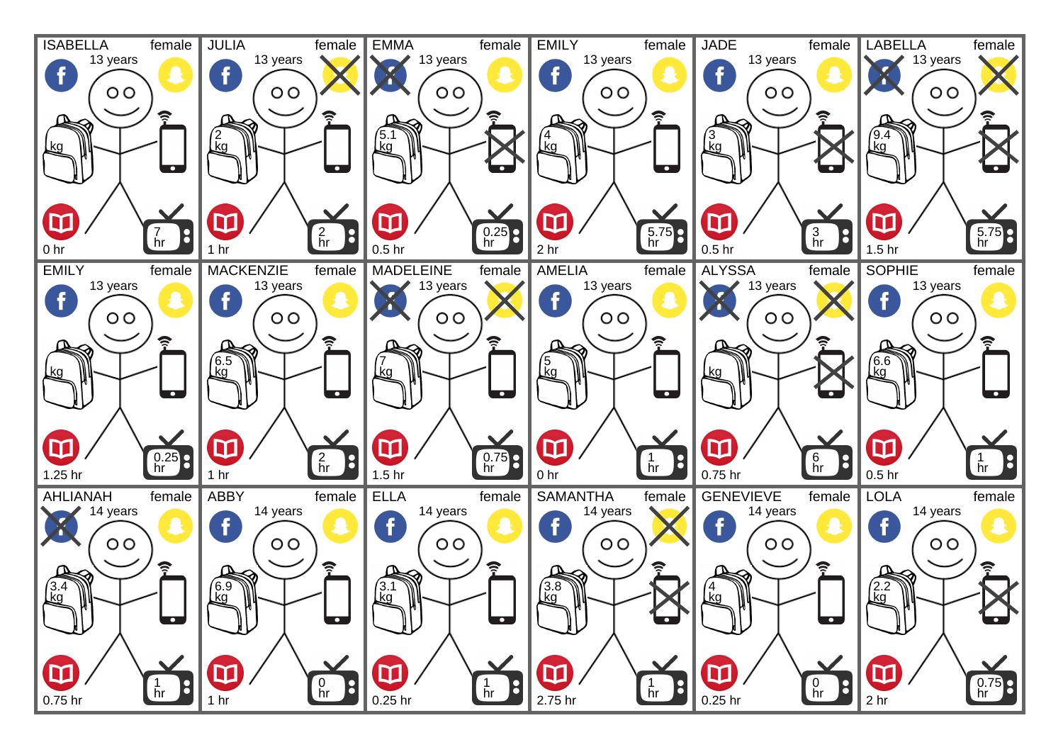| Name | Gender | Age | Backpack | Reading | TV |
|---|---|---|---|---|---|
| ISABELLA | female | 13 years | kg | 0 hr | 7 hr |
| JULIA | female | 13 years | 2 kg | 1 hr | 2 hr |
| EMMA | female | 13 years | 5.1 kg | 0.5 hr | 0.25 hr |
| EMILY | female | 13 years | 4 kg | 2 hr | 5.75 hr |
| JADE | female | 13 years | 3 kg | 0.5 hr | 3 hr |
| LABELLA | female | 13 years | 9.4 kg | 1.5 hr | 5.75 hr |
| EMILY | female | 13 years | kg | 1.25 hr | 0.25 hr |
| MACKENZIE | female | 13 years | 6.5 kg | 1 hr | 2 hr |
| MADELEINE | female | 13 years | 7 kg | 1.5 hr | 0.75 hr |
| AMELIA | female | 13 years | 5 kg | 0 hr | 1 hr |
| ALYSSA | female | 13 years | kg | 0.75 hr | 6 hr |
| SOPHIE | female | 13 years | 6.6 kg | 0.5 hr | 1 hr |
| AHLIANAH | female | 14 years | 3.4 kg | 0.75 hr | 1 hr |
| ABBY | female | 14 years | 6.9 kg | 1 hr | 0 hr |
| ELLA | female | 14 years | 3.1 kg | 0.25 hr | 1 hr |
| SAMANTHA | female | 14 years | 3.8 kg | 2.75 hr | 1 hr |
| GENEVIEVE | female | 14 years | 4 kg | 0.25 hr | 0 hr |
| LOLA | female | 14 years | 2.2 kg | 2 hr | 0.75 hr |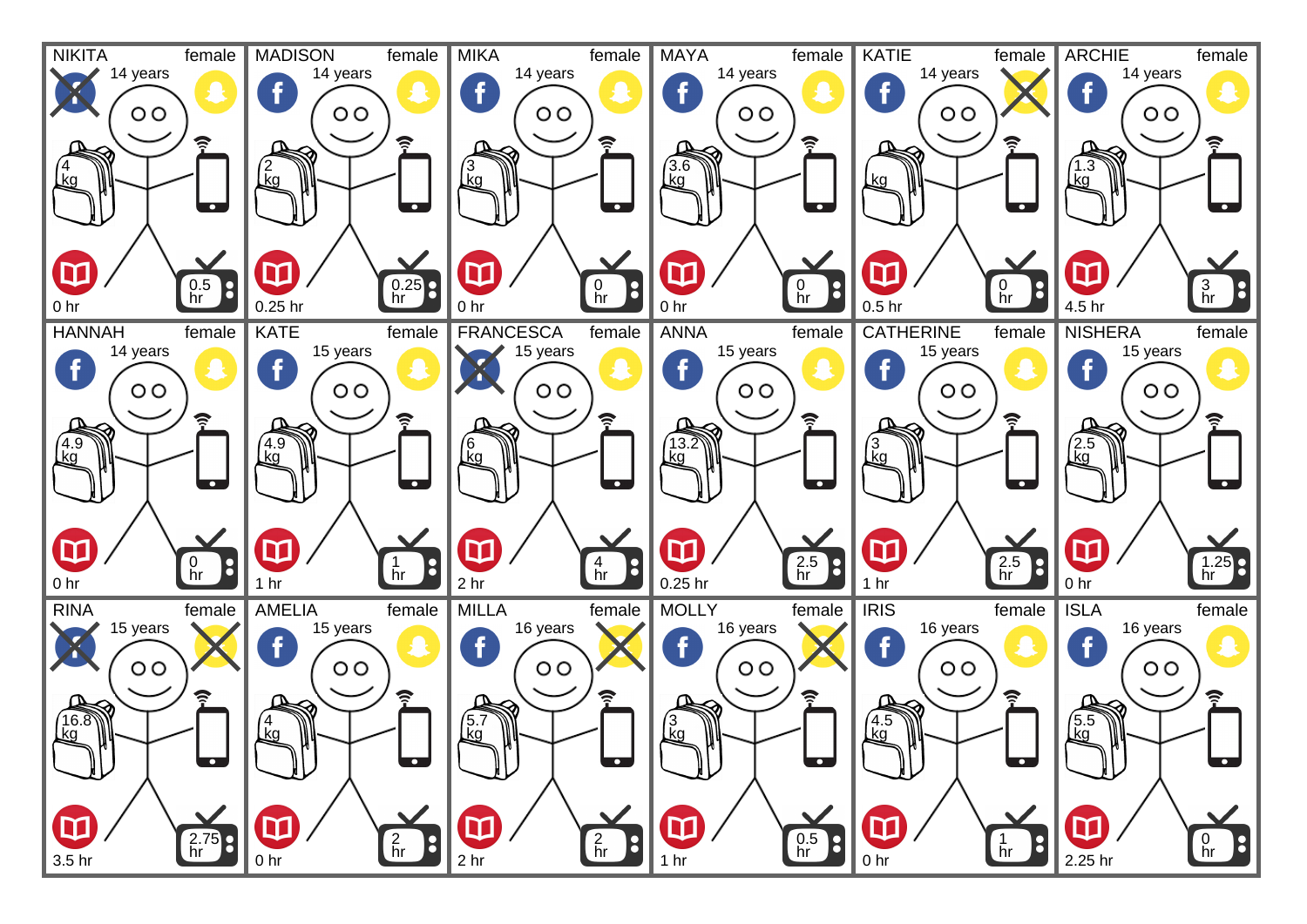| Name | Gender | Age | Facebook | Snapchat | Bag | Reading | TV |
|---|---|---|---|---|---|---|---|
| NIKITA | female | 14 years | ✗ | ✓ | 4 kg | 0 hr | 0.5 hr |
| MADISON | female | 14 years | ✓ | ✓ | 2 kg | 0.25 hr | 0.25 hr |
| MIKA | female | 14 years | ✓ | ✓ | 3 kg | 0 hr | 0 hr |
| MAYA | female | 14 years | ✓ | ✓ | 3.6 kg | 0 hr | 0 hr |
| KATIE | female | 14 years | ✓ | ✗ | kg | 0.5 hr | 0 hr |
| ARCHIE | female | 14 years | ✓ | ✓ | 1.3 kg | 4.5 hr | 3 hr |
| HANNAH | female | 14 years | ✓ | ✓ | 4.9 kg | 0 hr | 0 hr |
| KATE | female | 15 years | ✓ | ✓ | 4.9 kg | 1 hr | 1 hr |
| FRANCESCA | female | 15 years | ✗ | ✓ | 6 kg | 2 hr | 4 hr |
| ANNA | female | 15 years | ✓ | ✓ | 13.2 kg | 0.25 hr | 2.5 hr |
| CATHERINE | female | 15 years | ✓ | ✓ | 3 kg | 1 hr | 2.5 hr |
| NISHERA | female | 15 years | ✓ | ✓ | 2.5 kg | 0 hr | 1.25 hr |
| RINA | female | 15 years | ✗ | ✗ | 16.8 kg | 3.5 hr | 2.75 hr |
| AMELIA | female | 15 years | ✓ | ✓ | 4 kg | 0 hr | 2 hr |
| MILLA | female | 16 years | ✓ | ✗ | 5.7 kg | 2 hr | 2 hr |
| MOLLY | female | 16 years | ✓ | ✗ | 3 kg | 1 hr | 0.5 hr |
| IRIS | female | 16 years | ✓ | ✓ | 4.5 kg | 0 hr | 1 hr |
| ISLA | female | 16 years | ✓ | ✓ | 5.5 kg | 2.25 hr | 0 hr |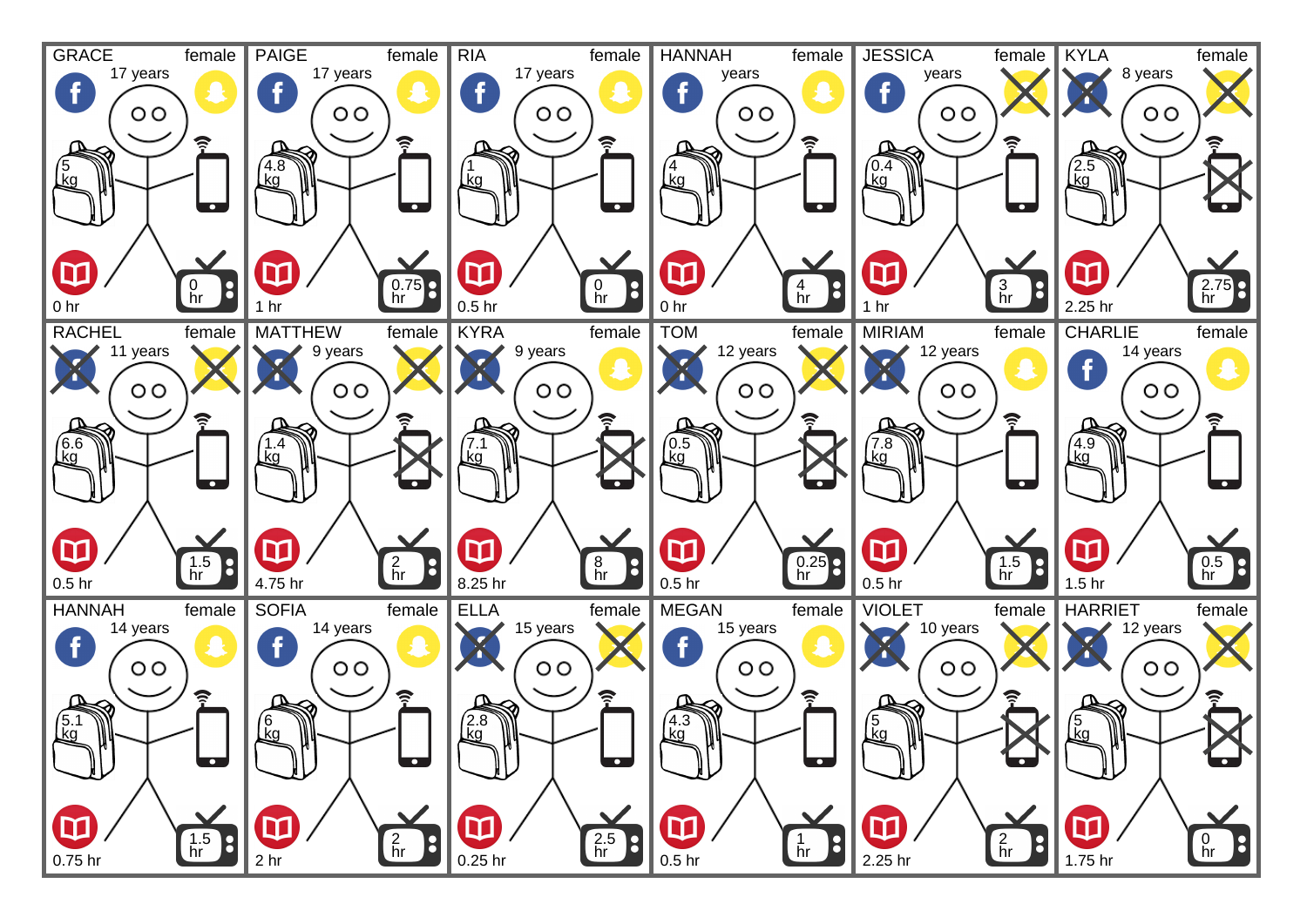| Name | Gender | Age | Backpack | TV | Reading |
|---|---|---|---|---|---|
| GRACE | female | 17 years | 5 kg | 0 hr | 0 hr |
| PAIGE | female | 17 years | 4.8 kg | 0.75 hr | 1 hr |
| RIA | female | 17 years | 1 kg | 0 hr | 0.5 hr |
| HANNAH | female | years | 4 kg | 4 hr | 0 hr |
| JESSICA | female | years | 0.4 kg | 3 hr | 1 hr |
| KYLA | female | 8 years | 2.5 kg | 2.75 hr | 2.25 hr |
| RACHEL | female | 11 years | 6.6 kg | 1.5 hr | 0.5 hr |
| MATTHEW | female | 9 years | 1.4 kg | 2 hr | 4.75 hr |
| KYRA | female | 9 years | 7.1 kg | 8 hr | 8.25 hr |
| TOM | female | 12 years | 0.5 kg | 0.25 hr | 0.5 hr |
| MIRIAM | female | 12 years | 7.8 kg | 1.5 hr | 0.5 hr |
| CHARLIE | female | 14 years | 4.9 kg | 0.5 hr | 1.5 hr |
| HANNAH | female | 14 years | 5.1 kg | 1.5 hr | 0.75 hr |
| SOFIA | female | 14 years | 6 kg | 2 hr | 2 hr |
| ELLA | female | 15 years | 2.8 kg | 2.5 hr | 0.25 hr |
| MEGAN | female | 15 years | 4.3 kg | 1 hr | 0.5 hr |
| VIOLET | female | 10 years | 5 kg | 2 hr | 2.25 hr |
| HARRIET | female | 12 years | 5 kg | 0 hr | 1.75 hr |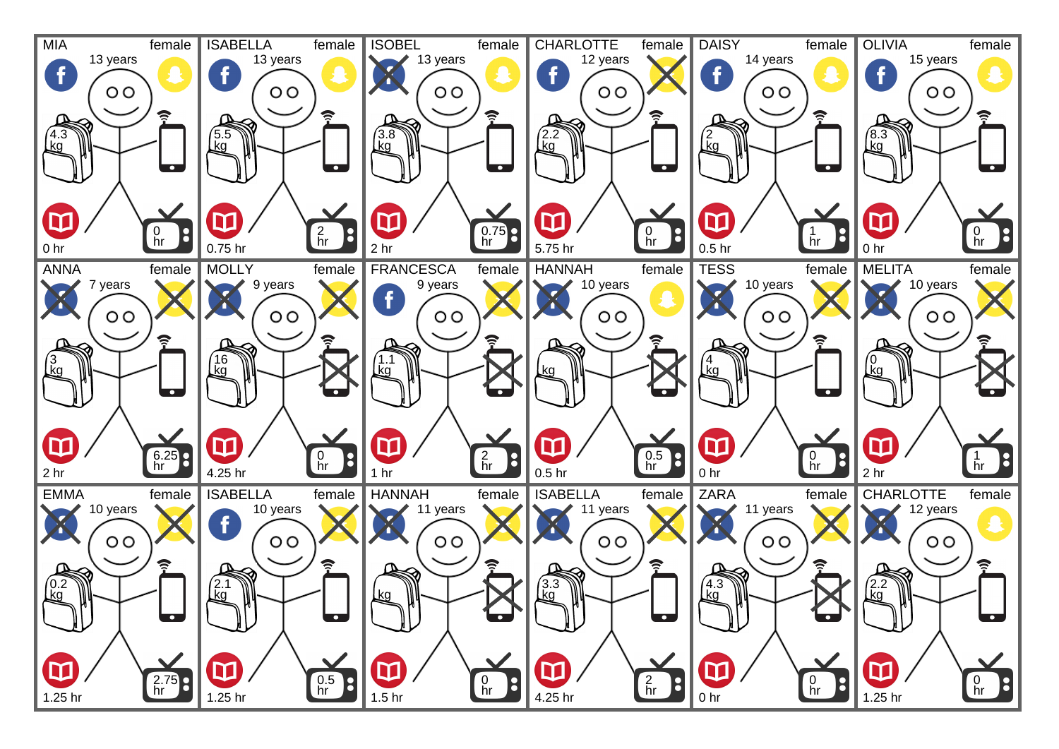| Name | Gender | Age | Backpack | Reading | TV |
|---|---|---|---|---|---|
| MIA | female | 13 years | 4.3 kg | 0 hr | 0 hr |
| ISABELLA | female | 13 years | 5.5 kg | 0.75 hr | 2 hr |
| ISOBEL | female | 13 years | 3.8 kg | 2 hr | 0.75 hr |
| CHARLOTTE | female | 12 years | 2.2 kg | 5.75 hr | 0 hr |
| DAISY | female | 14 years | 2 kg | 0.5 hr | 1 hr |
| OLIVIA | female | 15 years | 8.3 kg | 0 hr | 0 hr |
| ANNA | female | 7 years | 3 kg | 2 hr | 6.25 hr |
| MOLLY | female | 9 years | 16 kg | 4.25 hr | 0 hr |
| FRANCESCA | female | 9 years | 1.1 kg | 1 hr | 2 hr |
| HANNAH | female | 10 years | kg | 0.5 hr | 0.5 hr |
| TESS | female | 10 years | 4 kg | 0 hr | 0 hr |
| MELITA | female | 10 years | 0 kg | 2 hr | 1 hr |
| EMMA | female | 10 years | 0.2 kg | 1.25 hr | 2.75 hr |
| ISABELLA | female | 10 years | 2.1 kg | 1.25 hr | 0.5 hr |
| HANNAH | female | 11 years | kg | 1.5 hr | 0 hr |
| ISABELLA | female | 11 years | 3.3 kg | 4.25 hr | 2 hr |
| ZARA | female | 11 years | 4.3 kg | 0 hr | 0 hr |
| CHARLOTTE | female | 12 years | 2.2 kg | 1.25 hr | 0 hr |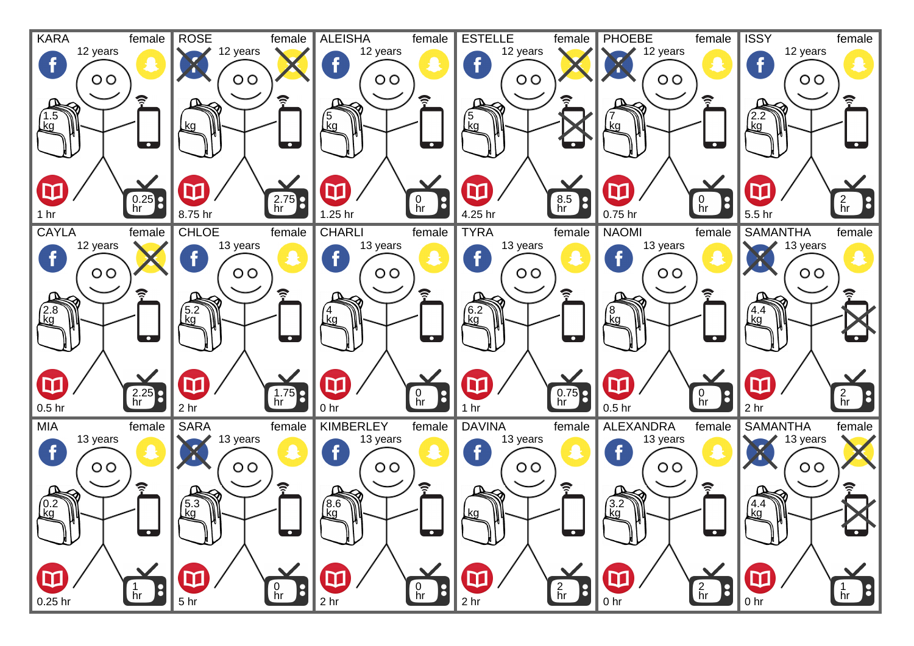| Name | Gender | Age | Backpack | TV | Reading |
|---|---|---|---|---|---|
| KARA | female | 12 years | 1.5 kg | 0.25 hr | 1 hr |
| ROSE | female | 12 years | kg | 2.75 hr | 8.75 hr |
| ALEISHA | female | 12 years | 5 kg | 0 hr | 1.25 hr |
| ESTELLE | female | 12 years | 5 kg | 8.5 hr | 4.25 hr |
| PHOEBE | female | 12 years | 7 kg | 0 hr | 0.75 hr |
| ISSY | female | 12 years | 2.2 kg | 2 hr | 5.5 hr |
| CAYLA | female | 12 years | 2.8 kg | 2.25 hr | 0.5 hr |
| CHLOE | female | 13 years | 5.2 kg | 1.75 hr | 2 hr |
| CHARLI | female | 13 years | 4 kg | 0 hr | 0 hr |
| TYRA | female | 13 years | 6.2 kg | 0.75 hr | 1 hr |
| NAOMI | female | 13 years | 8 kg | 0 hr | 0.5 hr |
| SAMANTHA | female | 13 years | 4.4 kg | 2 hr | 2 hr |
| MIA | female | 13 years | 0.2 kg | 1 hr | 0.25 hr |
| SARA | female | 13 years | 5.3 kg | 0 hr | 5 hr |
| KIMBERLEY | female | 13 years | 8.6 kg | 0 hr | 2 hr |
| DAVINA | female | 13 years | kg | 2 hr | 2 hr |
| ALEXANDRA | female | 13 years | 3.2 kg | 2 hr | 0 hr |
| SAMANTHA | female | 13 years | 4.4 kg | 1 hr | 0 hr |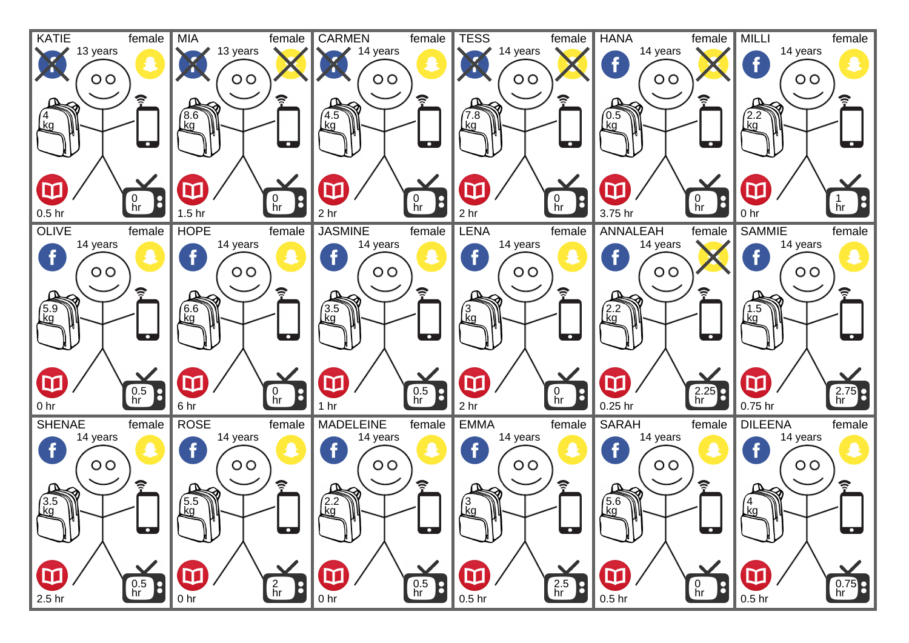**KATIE** female
13 years
4 kg
0.5 hr
0 hr

**MIA** female
13 years
8.6 kg
1.5 hr
0 hr

**CARMEN** female
14 years
4.5 kg
2 hr
0 hr

**TESS** female
14 years
7.8 kg
2 hr
0 hr

**HANA** female
14 years
0.5 kg
3.75 hr
0 hr

**MILLI** female
14 years
2.2 kg
0 hr
1 hr

**OLIVE** female
14 years
5.9 kg
0 hr
0.5 hr

**HOPE** female
14 years
6.6 kg
6 hr
0 hr

**JASMINE** female
14 years
3.5 kg
1 hr
0.5 hr

**LENA** female
14 years
3 kg
2 hr
0 hr

**ANNALEAH** female
14 years
2.2 kg
0.25 hr
2.25 hr

**SAMMIE** female
14 years
1.5 kg
0.75 hr
2.75 hr

**SHENAE** female
14 years
3.5 kg
2.5 hr
0.5 hr

**ROSE** female
14 years
5.5 kg
0 hr
2 hr

**MADELEINE** female
14 years
2.2 kg
0 hr
0.5 hr

**EMMA** female
14 years
3 kg
0.5 hr
2.5 hr

**SARAH** female
14 years
5.6 kg
0.5 hr
0 hr

**DILEENA** female
14 years
4 kg
0.5 hr
0.75 hr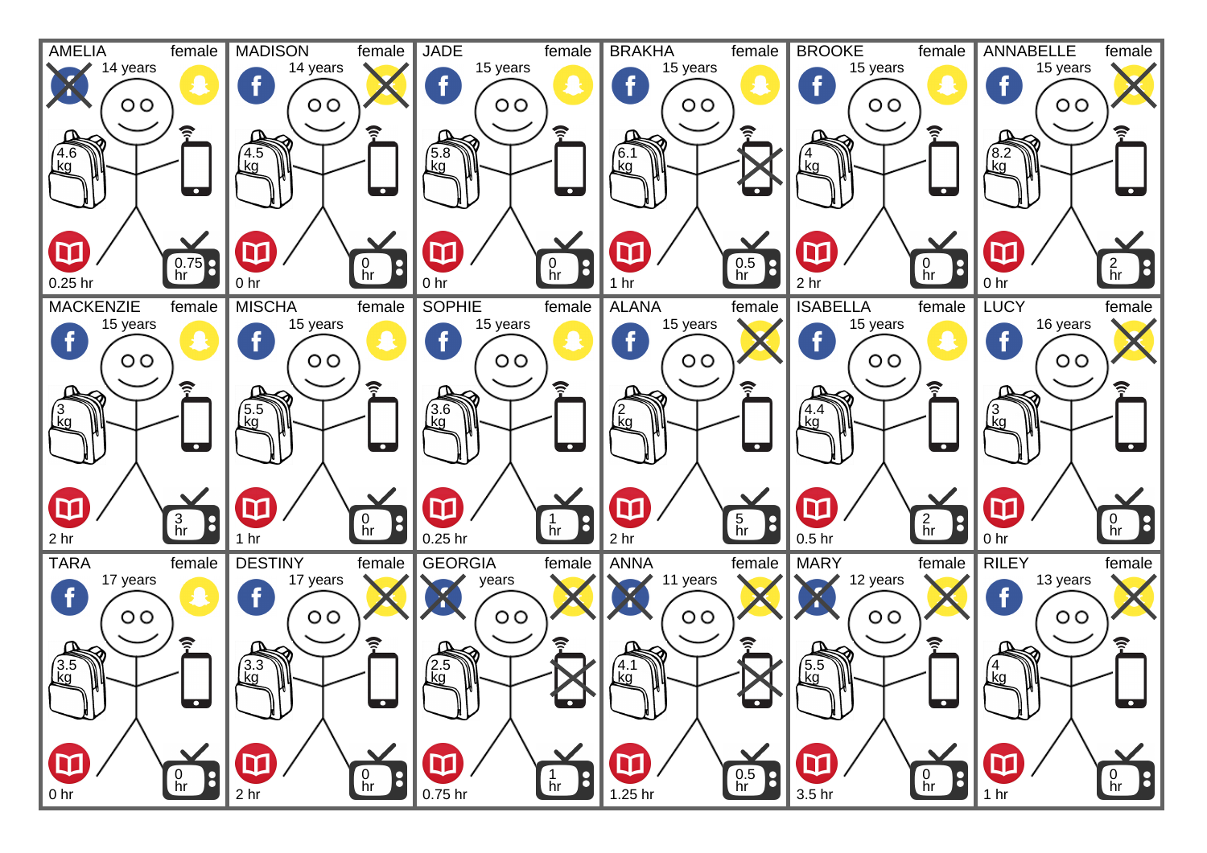| Name | Gender | Age | Backpack | Reading | TV |
|---|---|---|---|---|---|
| AMELIA | female | 14 years | 4.6 kg | 0.25 hr | 0.75 hr |
| MADISON | female | 14 years | 4.5 kg | 0 hr | 0 hr |
| JADE | female | 15 years | 5.8 kg | 0 hr | 0 hr |
| BRAKHA | female | 15 years | 6.1 kg | 1 hr | 0.5 hr |
| BROOKE | female | 15 years | 4 kg | 2 hr | 0 hr |
| ANNABELLE | female | 15 years | 8.2 kg | 0 hr | 2 hr |
| MACKENZIE | female | 15 years | 3 kg | 2 hr | 3 hr |
| MISCHA | female | 15 years | 5.5 kg | 1 hr | 0 hr |
| SOPHIE | female | 15 years | 3.6 kg | 0.25 hr | 1 hr |
| ALANA | female | 15 years | 2 kg | 2 hr | 5 hr |
| ISABELLA | female | 15 years | 4.4 kg | 0.5 hr | 2 hr |
| LUCY | female | 16 years | 3 kg | 0 hr | 0 hr |
| TARA | female | 17 years | 3.5 kg | 0 hr | 0 hr |
| DESTINY | female | 17 years | 3.3 kg | 2 hr | 0 hr |
| GEORGIA | female | years | 2.5 kg | 0.75 hr | 1 hr |
| ANNA | female | 11 years | 4.1 kg | 1.25 hr | 0.5 hr |
| MARY | female | 12 years | 5.5 kg | 3.5 hr | 0 hr |
| RILEY | female | 13 years | 4 kg | 1 hr | 0 hr |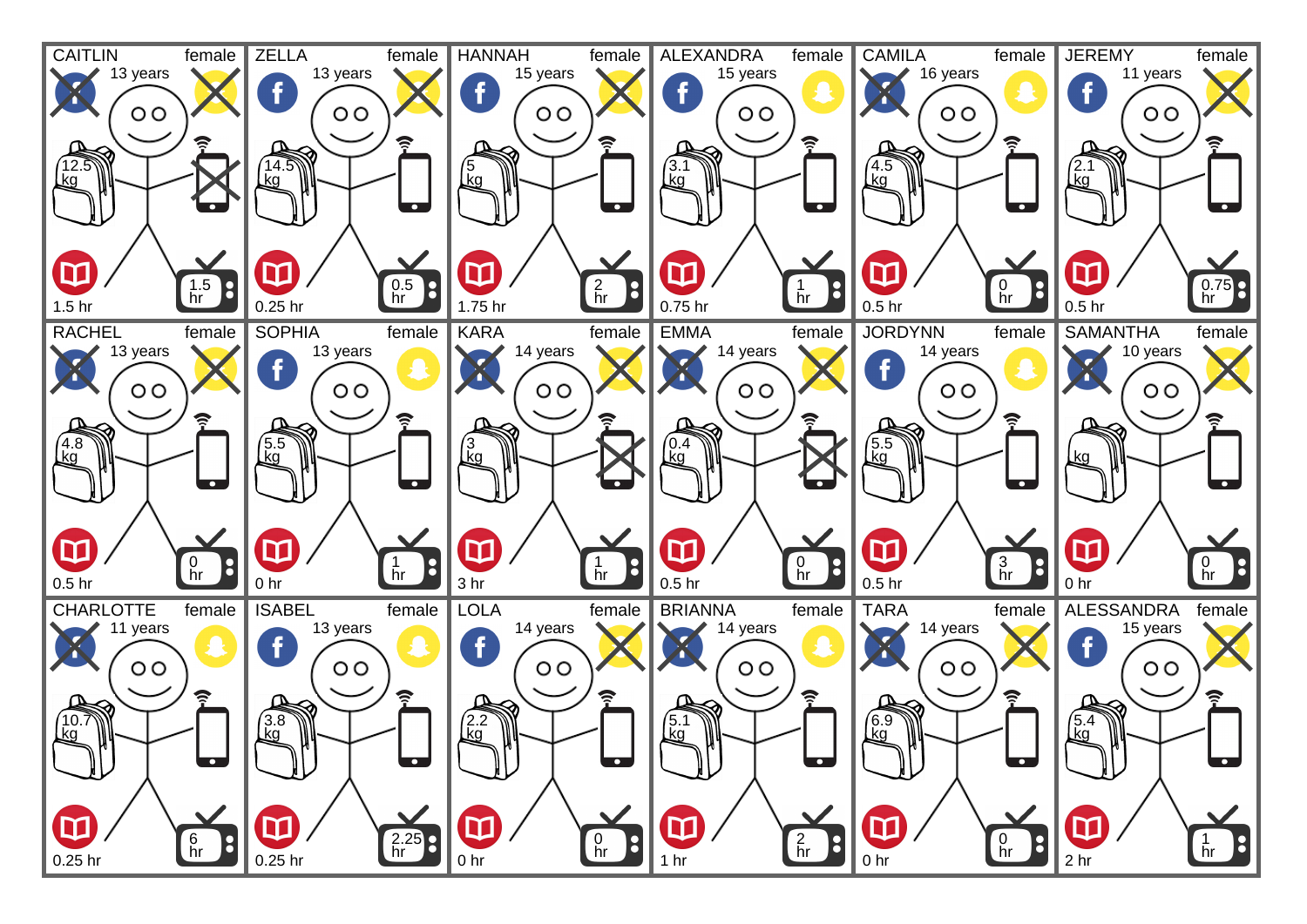| Name | Gender | Age | Backpack | TV | Reading |
| --- | --- | --- | --- | --- | --- |
| CAITLIN | female | 13 years | 12.5 kg | 1.5 hr | 1.5 hr |
| ZELLA | female | 13 years | 14.5 kg | 0.5 hr | 0.25 hr |
| HANNAH | female | 15 years | 5 kg | 2 hr | 1.75 hr |
| ALEXANDRA | female | 15 years | 3.1 kg | 1 hr | 0.75 hr |
| CAMILA | female | 16 years | 4.5 kg | 0 hr | 0.5 hr |
| JEREMY | female | 11 years | 2.1 kg | 0.75 hr | 0.5 hr |
| RACHEL | female | 13 years | 4.8 kg | 0 hr | 0.5 hr |
| SOPHIA | female | 13 years | 5.5 kg | 1 hr | 0 hr |
| KARA | female | 14 years | 3 kg | 1 hr | 3 hr |
| EMMA | female | 14 years | 0.4 kg | 0 hr | 0.5 hr |
| JORDYNN | female | 14 years | 5.5 kg | 3 hr | 0.5 hr |
| SAMANTHA | female | 10 years | kg | 0 hr | 0 hr |
| CHARLOTTE | female | 11 years | 10.7 kg | 6 hr | 0.25 hr |
| ISABEL | female | 13 years | 3.8 kg | 2.25 hr | 0.25 hr |
| LOLA | female | 14 years | 2.2 kg | 0 hr | 0 hr |
| BRIANNA | female | 14 years | 5.1 kg | 2 hr | 1 hr |
| TARA | female | 14 years | 6.9 kg | 0 hr | 0 hr |
| ALESSANDRA | female | 15 years | 5.4 kg | 1 hr | 2 hr |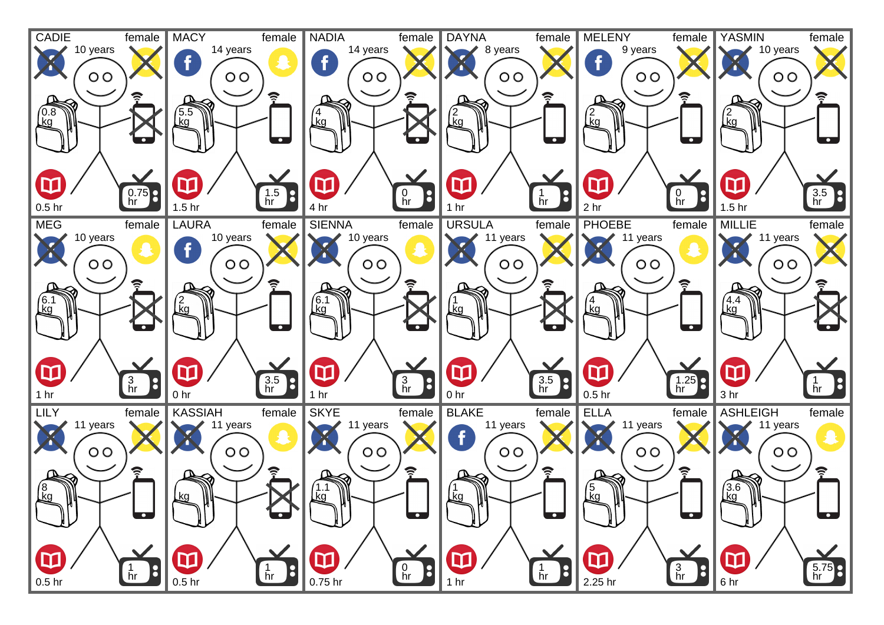CADIE female
10 years
0.8 kg
0.5 hr
0.75 hr

MACY female
14 years
5.5 kg
1.5 hr
1.5 hr

NADIA female
14 years
4 kg
4 hr
0 hr

DAYNA female
8 years
2 kg
1 hr
1 hr

MELENY female
9 years
2 kg
2 hr
0 hr

YASMIN female
10 years
2 kg
1.5 hr
3.5 hr

MEG female
10 years
6.1 kg
1 hr
3 hr

LAURA female
10 years
2 kg
0 hr
3.5 hr

SIENNA female
10 years
6.1 kg
1 hr
3 hr

URSULA female
11 years
1 kg
0 hr
3.5 hr

PHOEBE female
11 years
4 kg
0.5 hr
1.25 hr

MILLIE female
11 years
4.4 kg
3 hr
1 hr

LILY female
11 years
8 kg
0.5 hr
1 hr

KASSIAH female
11 years
kg
0.5 hr
1 hr

SKYE female
11 years
1.1 kg
0.75 hr
0 hr

BLAKE female
11 years
1 kg
1 hr
1 hr

ELLA female
11 years
5 kg
2.25 hr
3 hr

ASHLEIGH female
11 years
3.6 kg
6 hr
5.75 hr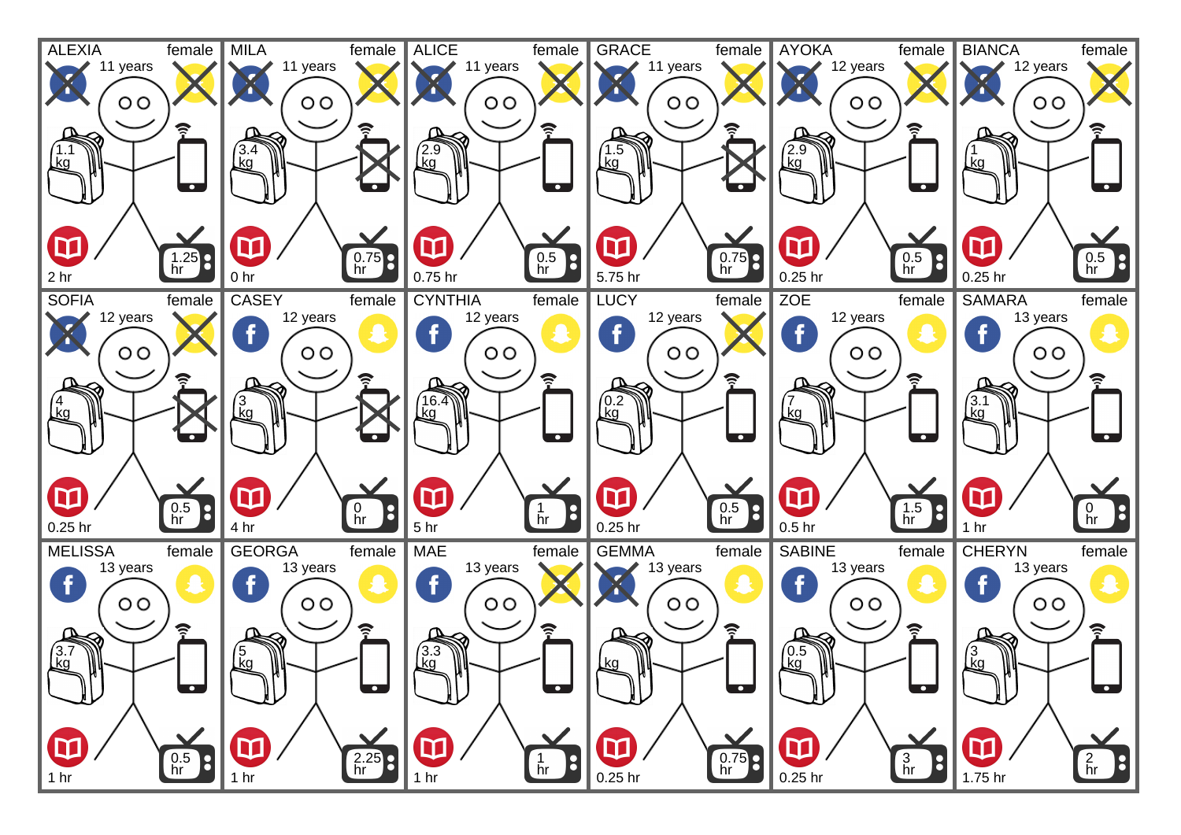| Name | Gender | Age | Bag | Reading | TV |
|---|---|---|---|---|---|
| ALEXIA | female | 11 years | 1.1 kg | 2 hr | 1.25 hr |
| MILA | female | 11 years | 3.4 kg | 0 hr | 0.75 hr |
| ALICE | female | 11 years | 2.9 kg | 0.75 hr | 0.5 hr |
| GRACE | female | 11 years | 1.5 kg | 5.75 hr | 0.75 hr |
| AYOKA | female | 12 years | 2.9 kg | 0.25 hr | 0.5 hr |
| BIANCA | female | 12 years | 1 kg | 0.25 hr | 0.5 hr |
| SOFIA | female | 12 years | 4 kg | 0.25 hr | 0.5 hr |
| CASEY | female | 12 years | 3 kg | 4 hr | 0 hr |
| CYNTHIA | female | 12 years | 16.4 kg | 5 hr | 1 hr |
| LUCY | female | 12 years | 0.2 kg | 0.25 hr | 0.5 hr |
| ZOE | female | 12 years | 7 kg | 0.5 hr | 1.5 hr |
| SAMARA | female | 13 years | 3.1 kg | 1 hr | 0 hr |
| MELISSA | female | 13 years | 3.7 kg | 1 hr | 0.5 hr |
| GEORGA | female | 13 years | 5 kg | 1 hr | 2.25 hr |
| MAE | female | 13 years | 3.3 kg | 1 hr | 1 hr |
| GEMMA | female | 13 years | kg | 0.25 hr | 0.75 hr |
| SABINE | female | 13 years | 0.5 kg | 0.25 hr | 3 hr |
| CHERYN | female | 13 years | 3 kg | 1.75 hr | 2 hr |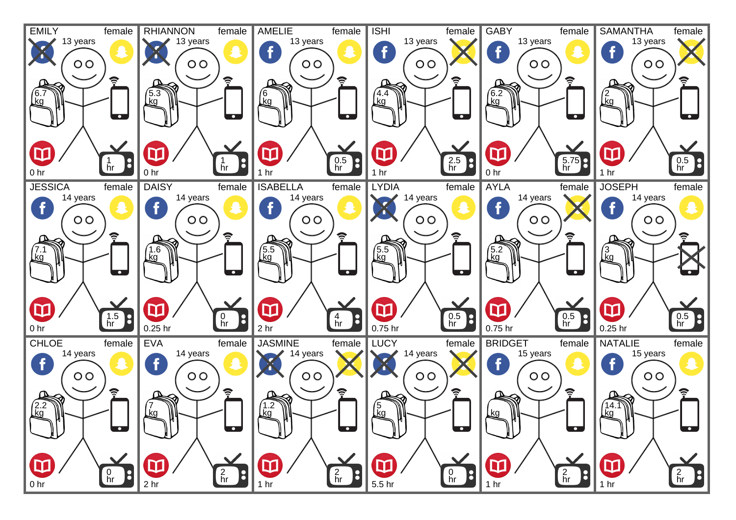| Name | Gender | Age | Bag | Reading | TV |
|---|---|---|---|---|---|
| EMILY | female | 13 years | 6.7 kg | 0 hr | 1 hr |
| RHIANNON | female | 13 years | 5.3 kg | 0 hr | 1 hr |
| AMELIE | female | 13 years | 6 kg | 1 hr | 0.5 hr |
| ISHI | female | 13 years | 4.4 kg | 1 hr | 2.5 hr |
| GABY | female | 13 years | 6.2 kg | 0 hr | 5.75 hr |
| SAMANTHA | female | 13 years | 2 kg | 1 hr | 0.5 hr |
| JESSICA | female | 14 years | 7.1 kg | 0 hr | 1.5 hr |
| DAISY | female | 14 years | 1.6 kg | 0.25 hr | 0 hr |
| ISABELLA | female | 14 years | 5.5 kg | 2 hr | 4 hr |
| LYDIA | female | 14 years | 5.5 kg | 0.75 hr | 0.5 hr |
| AYLA | female | 14 years | 5.2 kg | 0.75 hr | 0.5 hr |
| JOSEPH | female | 14 years | 3 kg | 0.25 hr | 0.5 hr |
| CHLOE | female | 14 years | 2.2 kg | 0 hr | 0 hr |
| EVA | female | 14 years | 7 kg | 2 hr | 2 hr |
| JASMINE | female | 14 years | 1.2 kg | 1 hr | 2 hr |
| LUCY | female | 14 years | 5 kg | 5.5 hr | 0 hr |
| BRIDGET | female | 15 years | kg | 1 hr | 2 hr |
| NATALIE | female | 15 years | 14.1 kg | 1 hr | 2 hr |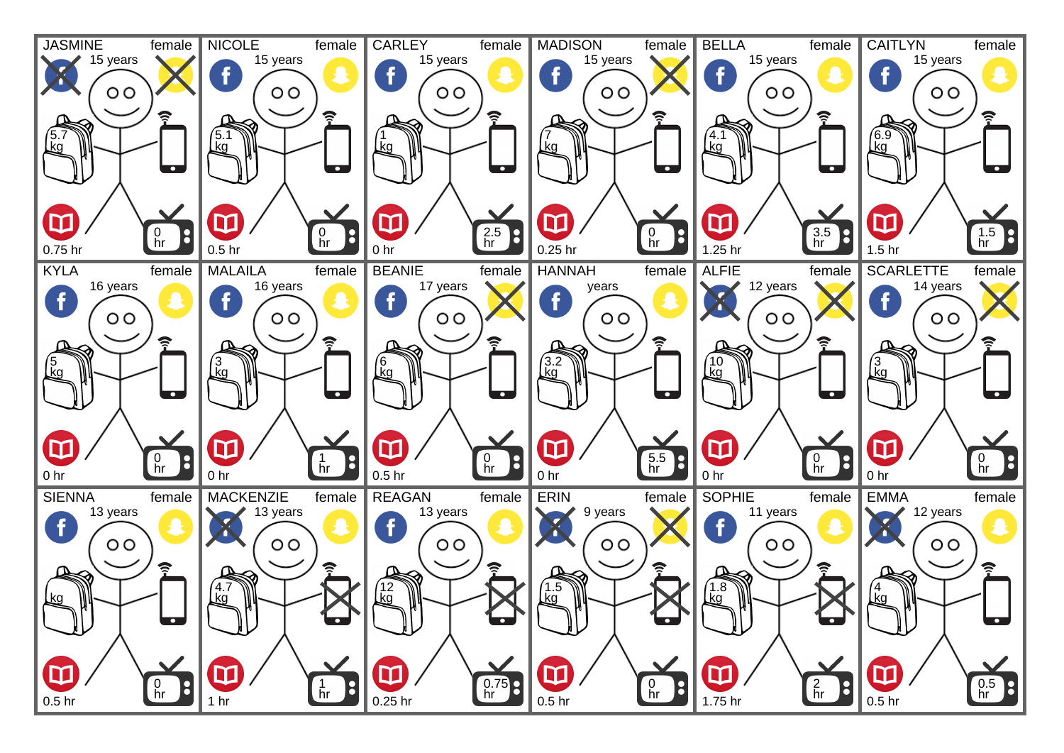| Name | Gender | Age | Backpack | Reading | TV |
|---|---|---|---|---|---|
| JASMINE | female | 15 years | 5.7 kg | 0.75 hr | 0 hr |
| NICOLE | female | 15 years | 5.1 kg | 0.5 hr | 0 hr |
| CARLEY | female | 15 years | 1 kg | 0 hr | 2.5 hr |
| MADISON | female | 15 years | 7 kg | 0.25 hr | 0 hr |
| BELLA | female | 15 years | 4.1 kg | 1.25 hr | 3.5 hr |
| CAITLYN | female | 15 years | 6.9 kg | 1.5 hr | 1.5 hr |
| KYLA | female | 16 years | 5 kg | 0 hr | 0 hr |
| MALAILA | female | 16 years | 3 kg | 0 hr | 1 hr |
| BEANIE | female | 17 years | 6 kg | 0.5 hr | 0 hr |
| HANNAH | female | years | 3.2 kg | 0 hr | 5.5 hr |
| ALFIE | female | 12 years | 10 kg | 0 hr | 0 hr |
| SCARLETTE | female | 14 years | 3 kg | 0 hr | 0 hr |
| SIENNA | female | 13 years | kg | 0.5 hr | 0 hr |
| MACKENZIE | female | 13 years | 4.7 kg | 1 hr | 1 hr |
| REAGAN | female | 13 years | 12 kg | 0.25 hr | 0.75 hr |
| ERIN | female | 9 years | 1.5 kg | 0.5 hr | 0 hr |
| SOPHIE | female | 11 years | 1.8 kg | 1.75 hr | 2 hr |
| EMMA | female | 12 years | 4 kg | 0.5 hr | 0.5 hr |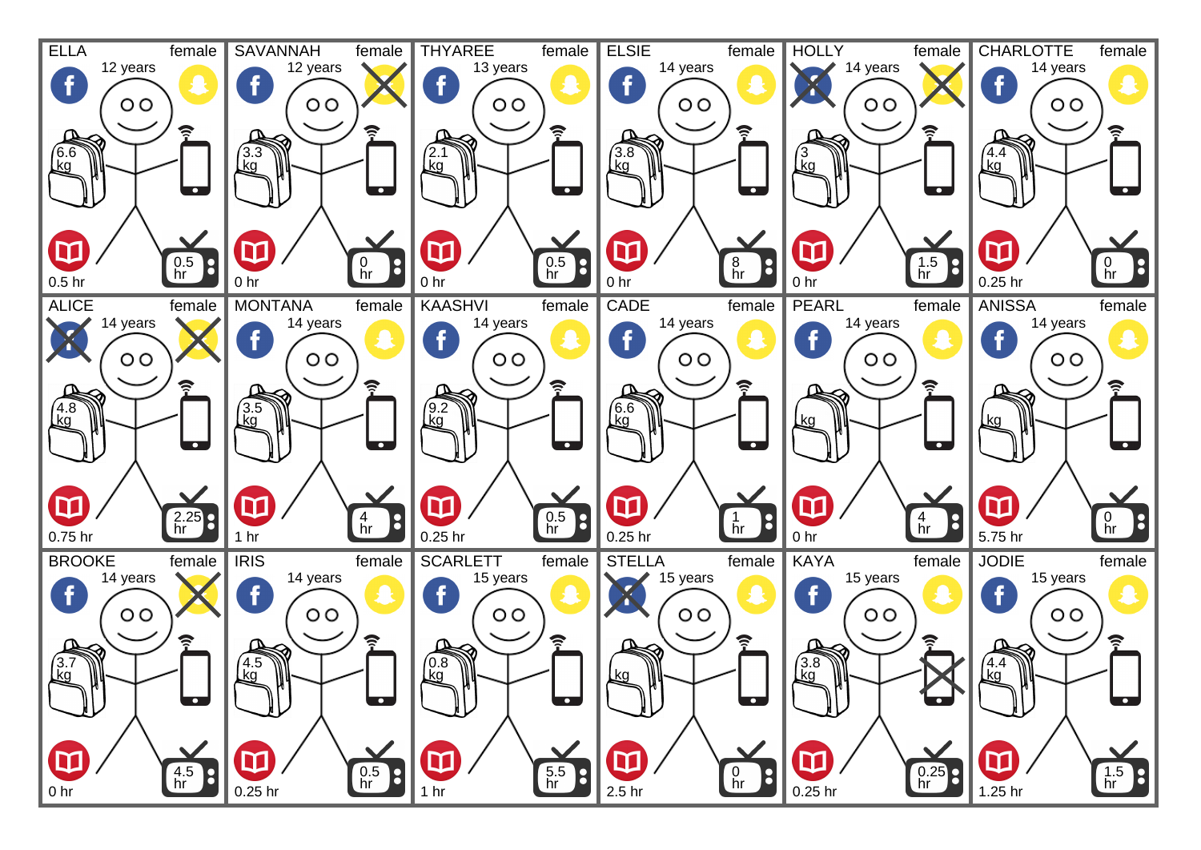| Name | Gender | Age | Backpack | Reading | TV |
|---|---|---|---|---|---|
| ELLA | female | 12 years | 6.6 kg | 0.5 hr | 0.5 hr |
| SAVANNAH | female | 12 years | 3.3 kg | 0 hr | 0 hr |
| THYAREE | female | 13 years | 2.1 kg | 0 hr | 0.5 hr |
| ELSIE | female | 14 years | 3.8 kg | 0 hr | 8 hr |
| HOLLY | female | 14 years | 3 kg | 0 hr | 1.5 hr |
| CHARLOTTE | female | 14 years | 4.4 kg | 0.25 hr | 0 hr |
| ALICE | female | 14 years | 4.8 kg | 0.75 hr | 2.25 hr |
| MONTANA | female | 14 years | 3.5 kg | 1 hr | 4 hr |
| KAASHVI | female | 14 years | 9.2 kg | 0.25 hr | 0.5 hr |
| CADE | female | 14 years | 6.6 kg | 0.25 hr | 1 hr |
| PEARL | female | 14 years | kg | 0 hr | 4 hr |
| ANISSA | female | 14 years | kg | 5.75 hr | 0 hr |
| BROOKE | female | 14 years | 3.7 kg | 0 hr | 4.5 hr |
| IRIS | female | 14 years | 4.5 kg | 0.25 hr | 0.5 hr |
| SCARLETT | female | 15 years | 0.8 kg | 1 hr | 5.5 hr |
| STELLA | female | 15 years | kg | 2.5 hr | 0 hr |
| KAYA | female | 15 years | 3.8 kg | 0.25 hr | 0.25 hr |
| JODIE | female | 15 years | 4.4 kg | 1.25 hr | 1.5 hr |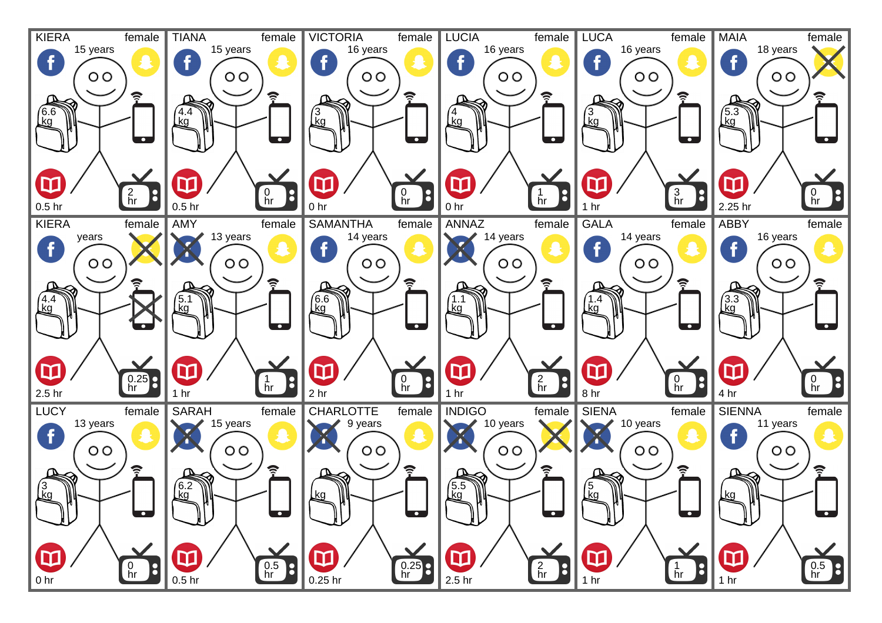| Name | Gender | Age | Facebook | Snapchat | Backpack | Phone | Reading | TV |
|---|---|---|---|---|---|---|---|---|
| KIERA | female | 15 years | ✓ | ✓ | 6.6 kg | ✓ | 0.5 hr | 2 hr |
| TIANA | female | 15 years | ✓ | ✓ | 4.4 kg | ✓ | 0.5 hr | 0 hr |
| VICTORIA | female | 16 years | ✓ | ✓ | 3 kg | ✓ | 0 hr | 0 hr |
| LUCIA | female | 16 years | ✓ | ✓ | 4 kg | ✓ | 0 hr | 1 hr |
| LUCA | female | 16 years | ✓ | ✓ | 3 kg | ✓ | 1 hr | 3 hr |
| MAIA | female | 18 years | ✓ | ✗ | 5.3 kg | ✓ | 2.25 hr | 0 hr |
| KIERA | female | years | ✓ | ✗ | 4.4 kg | ✗ | 2.5 hr | 0.25 hr |
| AMY | female | 13 years | ✗ | ✓ | 5.1 kg | ✓ | 1 hr | 1 hr |
| SAMANTHA | female | 14 years | ✓ | ✓ | 6.6 kg | ✓ | 2 hr | 0 hr |
| ANNAZ | female | 14 years | ✗ | ✓ | 1.1 kg | ✓ | 1 hr | 2 hr |
| GALA | female | 14 years | ✓ | ✓ | 1.4 kg | ✓ | 8 hr | 0 hr |
| ABBY | female | 16 years | ✓ | ✓ | 3.3 kg | ✓ | 4 hr | 0 hr |
| LUCY | female | 13 years | ✓ | ✓ | 3 kg | ✓ | 0 hr | 0 hr |
| SARAH | female | 15 years | ✗ | ✓ | 6.2 kg | ✓ | 0.5 hr | 0.5 hr |
| CHARLOTTE | female | 9 years | ✗ | ✓ | kg | ✓ | 0.25 hr | 0.25 hr |
| INDIGO | female | 10 years | ✗ | ✗ | 5.5 kg | ✓ | 2.5 hr | 2 hr |
| SIENA | female | 10 years | ✗ | ✓ | 5 kg | ✓ | 1 hr | 1 hr |
| SIENNA | female | 11 years | ✓ | ✓ | kg | ✓ | 1 hr | 0.5 hr |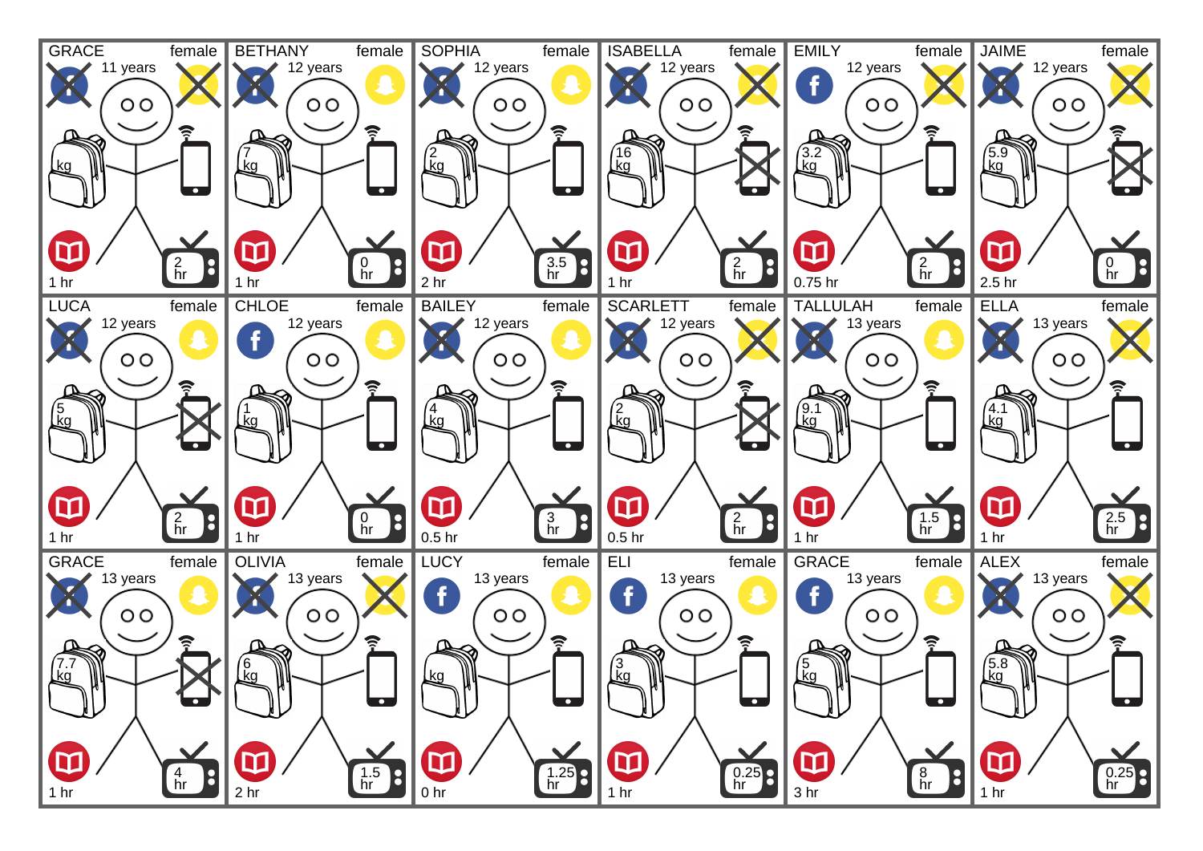GRACE female
11 years
kg
1 hr
2 hr

BETHANY female
12 years
7 kg
1 hr
0 hr

SOPHIA female
12 years
2 kg
2 hr
3.5 hr

ISABELLA female
12 years
16 kg
1 hr
2 hr

EMILY female
12 years
3.2 kg
0.75 hr
2 hr

JAIME female
12 years
5.9 kg
2.5 hr
0 hr

LUCA female
12 years
5 kg
1 hr
2 hr

CHLOE female
12 years
1 kg
1 hr
0 hr

BAILEY female
12 years
4 kg
0.5 hr
3 hr

SCARLETT female
12 years
2 kg
0.5 hr
2 hr

TALLULAH female
13 years
9.1 kg
1 hr
1.5 hr

ELLA female
13 years
4.1 kg
1 hr
2.5 hr

GRACE female
13 years
7.7 kg
1 hr
4 hr

OLIVIA female
13 years
6 kg
2 hr
1.5 hr

LUCY female
13 years
kg
0 hr
1.25 hr

ELI female
13 years
3 kg
1 hr
0.25 hr

GRACE female
13 years
5 kg
3 hr
8 hr

ALEX female
13 years
5.8 kg
1 hr
0.25 hr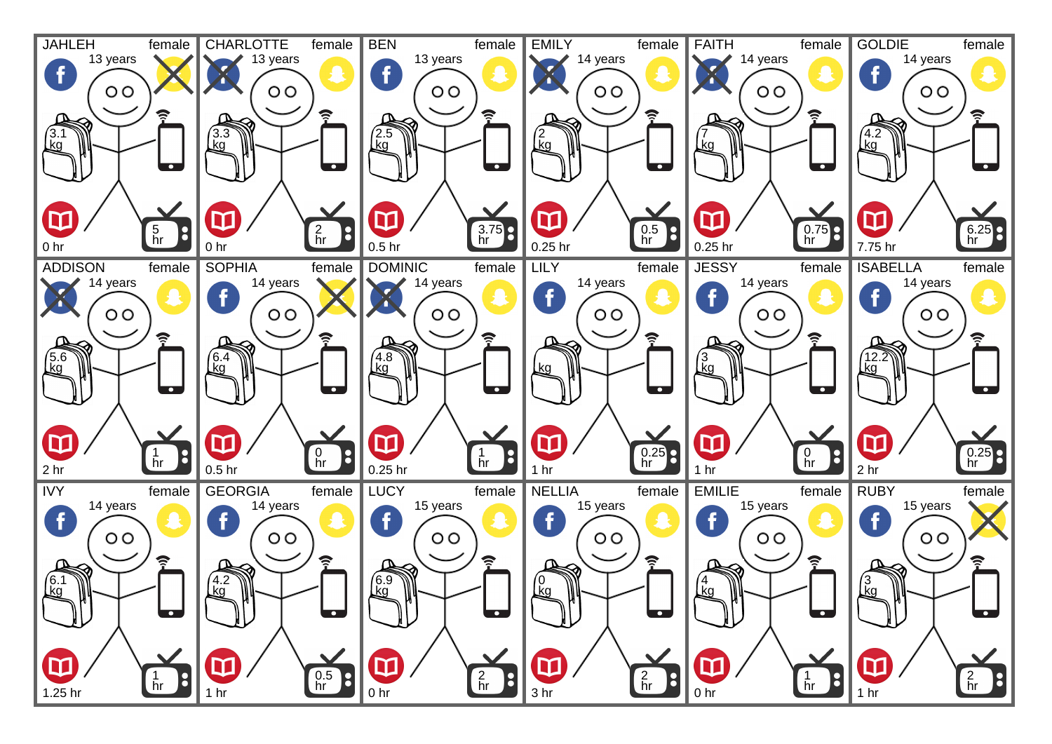JAHLEH female
13 years
3.1 kg
0 hr
5 hr

CHARLOTTE female
13 years
3.3 kg
0 hr
2 hr

BEN female
13 years
2.5 kg
0.5 hr
3.75 hr

EMILY female
14 years
2 kg
0.25 hr
0.5 hr

FAITH female
14 years
7 kg
0.25 hr
0.75 hr

GOLDIE female
14 years
4.2 kg
7.75 hr
6.25 hr

ADDISON female
14 years
5.6 kg
2 hr
1 hr

SOPHIA female
14 years
6.4 kg
0.5 hr
0 hr

DOMINIC female
14 years
4.8 kg
0.25 hr
1 hr

LILY female
14 years
kg
1 hr
0.25 hr

JESSY female
14 years
3 kg
1 hr
0 hr

ISABELLA female
14 years
12.2 kg
2 hr
0.25 hr

IVY female
14 years
6.1 kg
1.25 hr
1 hr

GEORGIA female
14 years
4.2 kg
1 hr
0.5 hr

LUCY female
15 years
6.9 kg
0 hr
2 hr

NELLIA female
15 years
0 kg
3 hr
2 hr

EMILIE female
15 years
4 kg
0 hr
1 hr

RUBY female
15 years
3 kg
1 hr
2 hr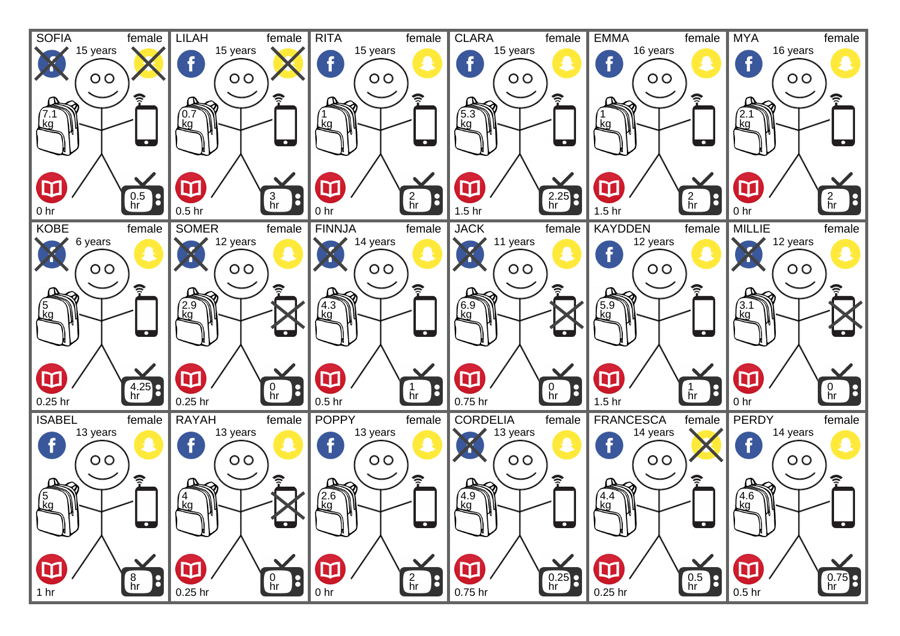| Name | Gender | Age | Backpack | Reading | TV |
| --- | --- | --- | --- | --- | --- |
| SOFIA | female | 15 years | 7.1 kg | 0 hr | 0.5 hr |
| LILAH | female | 15 years | 0.7 kg | 0.5 hr | 3 hr |
| RITA | female | 15 years | 1 kg | 0 hr | 2 hr |
| CLARA | female | 15 years | 5.3 kg | 1.5 hr | 2.25 hr |
| EMMA | female | 16 years | 1 kg | 1.5 hr | 2 hr |
| MYA | female | 16 years | 2.1 kg | 0 hr | 2 hr |
| KOBE | female | 6 years | 5 kg | 0.25 hr | 4.25 hr |
| SOMER | female | 12 years | 2.9 kg | 0.25 hr | 0 hr |
| FINNJA | female | 14 years | 4.3 kg | 0.5 hr | 1 hr |
| JACK | female | 11 years | 6.9 kg | 0.75 hr | 0 hr |
| KAYDDEN | female | 12 years | 5.9 kg | 1.5 hr | 1 hr |
| MILLIE | female | 12 years | 3.1 kg | 0 hr | 0 hr |
| ISABEL | female | 13 years | 5 kg | 1 hr | 8 hr |
| RAYAH | female | 13 years | 4 kg | 0.25 hr | 0 hr |
| POPPY | female | 13 years | 2.6 kg | 0 hr | 2 hr |
| CORDELIA | female | 13 years | 4.9 kg | 0.75 hr | 0.25 hr |
| FRANCESCA | female | 14 years | 4.4 kg | 0.25 hr | 0.5 hr |
| PERDY | female | 14 years | 4.6 kg | 0.5 hr | 0.75 hr |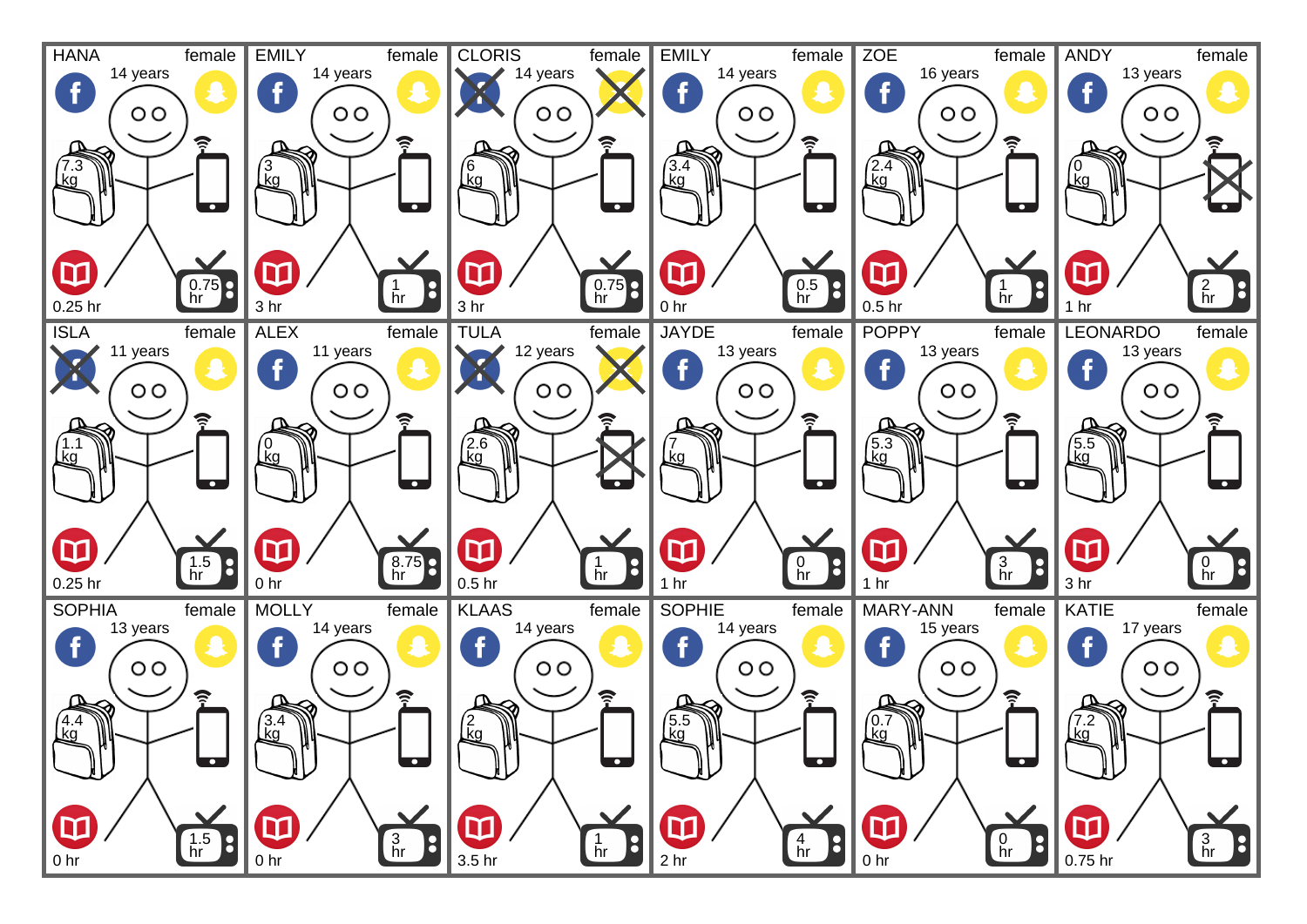| Name | Gender | Age | Backpack | Reading | TV |
|---|---|---|---|---|---|
| HANA | female | 14 years | 7.3 kg | 0.25 hr | 0.75 hr |
| EMILY | female | 14 years | 3 kg | 3 hr | 1 hr |
| CLORIS | female | 14 years | 6 kg | 3 hr | 0.75 hr |
| EMILY | female | 14 years | 3.4 kg | 0 hr | 0.5 hr |
| ZOE | female | 16 years | 2.4 kg | 0.5 hr | 1 hr |
| ANDY | female | 13 years | 0 kg | 1 hr | 2 hr |
| ISLA | female | 11 years | 1.1 kg | 0.25 hr | 1.5 hr |
| ALEX | female | 11 years | 0 kg | 0 hr | 8.75 hr |
| TULA | female | 12 years | 2.6 kg | 0.5 hr | 1 hr |
| JAYDE | female | 13 years | 7 kg | 1 hr | 0 hr |
| POPPY | female | 13 years | 5.3 kg | 1 hr | 3 hr |
| LEONARDO | female | 13 years | 5.5 kg | 3 hr | 0 hr |
| SOPHIA | female | 13 years | 4.4 kg | 0 hr | 1.5 hr |
| MOLLY | female | 14 years | 3.4 kg | 0 hr | 3 hr |
| KLAAS | female | 14 years | 2 kg | 3.5 hr | 1 hr |
| SOPHIE | female | 14 years | 5.5 kg | 2 hr | 4 hr |
| MARY-ANN | female | 15 years | 0.7 kg | 0 hr | 0 hr |
| KATIE | female | 17 years | 7.2 kg | 0.75 hr | 3 hr |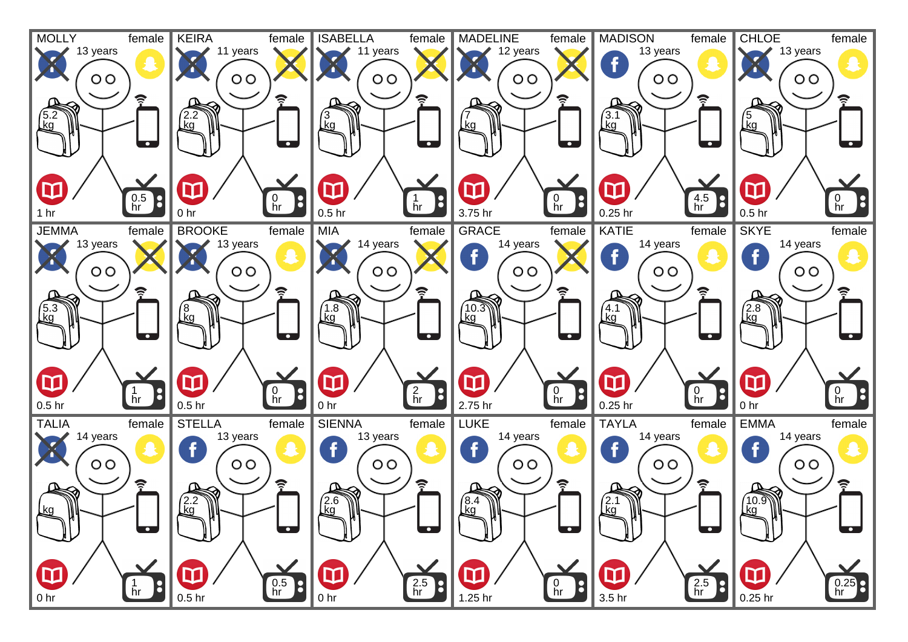**MOLLY** female
13 years
5.2 kg
1 hr
0.5 hr

**KEIRA** female
11 years
2.2 kg
0 hr
0 hr

**ISABELLA** female
11 years
3 kg
0.5 hr
1 hr

**MADELINE** female
12 years
7 kg
3.75 hr
0 hr

**MADISON** female
13 years
3.1 kg
0.25 hr
4.5 hr

**CHLOE** female
13 years
5 kg
0.5 hr
0 hr

**JEMMA** female
13 years
5.3 kg
0.5 hr
1 hr

**BROOKE** female
13 years
8 kg
0.5 hr
0 hr

**MIA** female
14 years
1.8 kg
0 hr
2 hr

**GRACE** female
14 years
10.3 kg
2.75 hr
0 hr

**KATIE** female
14 years
4.1 kg
0.25 hr
0 hr

**SKYE** female
14 years
2.8 kg
0 hr
0 hr

**TALIA** female
14 years
kg
0 hr
1 hr

**STELLA** female
13 years
2.2 kg
0.5 hr
0.5 hr

**SIENNA** female
13 years
2.6 kg
0 hr
2.5 hr

**LUKE** female
14 years
8.4 kg
1.25 hr
0 hr

**TAYLA** female
14 years
2.1 kg
3.5 hr
2.5 hr

**EMMA** female
14 years
10.9 kg
0.25 hr
0.25 hr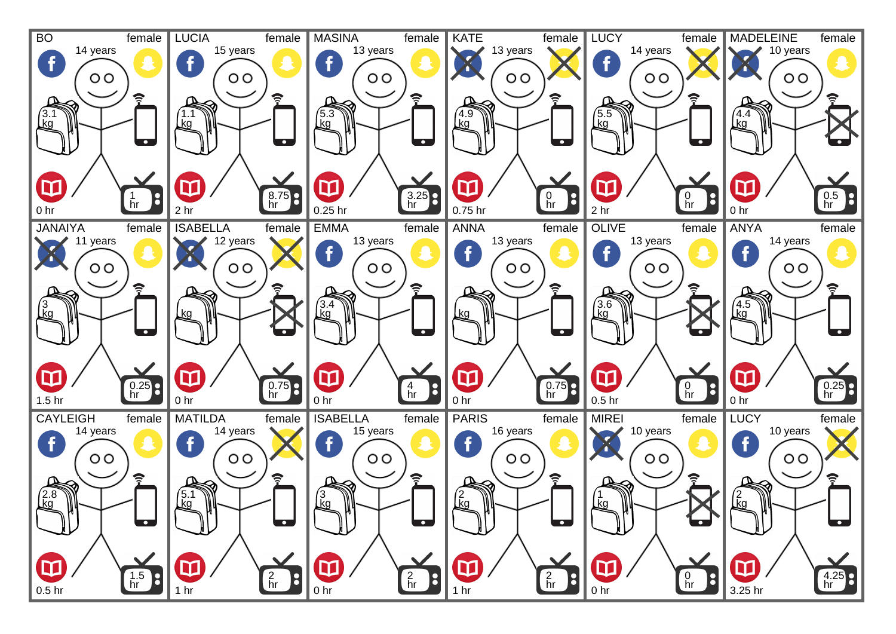| Name | Gender | Age | Backpack | Reading | TV |
|---|---|---|---|---|---|
| BO | female | 14 years | 3.1 kg | 0 hr | 1 hr |
| LUCIA | female | 15 years | 1.1 kg | 2 hr | 8.75 hr |
| MASINA | female | 13 years | 5.3 kg | 0.25 hr | 3.25 hr |
| KATE | female | 13 years | 4.9 kg | 0.75 hr | 0 hr |
| LUCY | female | 14 years | 5.5 kg | 2 hr | 0 hr |
| MADELEINE | female | 10 years | 4.4 kg | 0 hr | 0.5 hr |
| JANAIYA | female | 11 years | 3 kg | 1.5 hr | 0.25 hr |
| ISABELLA | female | 12 years | kg | 0 hr | 0.75 hr |
| EMMA | female | 13 years | 3.4 kg | 0 hr | 4 hr |
| ANNA | female | 13 years | kg | 0 hr | 0.75 hr |
| OLIVE | female | 13 years | 3.6 kg | 0.5 hr | 0 hr |
| ANYA | female | 14 years | 4.5 kg | 0 hr | 0.25 hr |
| CAYLEIGH | female | 14 years | 2.8 kg | 0.5 hr | 1.5 hr |
| MATILDA | female | 14 years | 5.1 kg | 1 hr | 2 hr |
| ISABELLA | female | 15 years | 3 kg | 0 hr | 2 hr |
| PARIS | female | 16 years | 2 kg | 1 hr | 2 hr |
| MIREI | female | 10 years | 1 kg | 0 hr | 0 hr |
| LUCY | female | 10 years | 2 kg | 3.25 hr | 4.25 hr |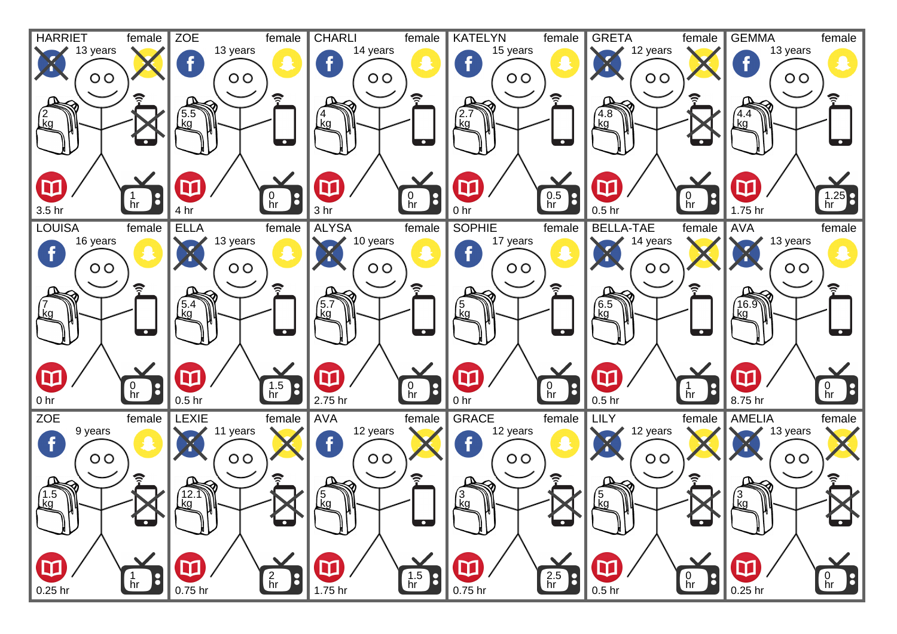| | | | | | |
|---|---|---|---|---|---|
| HARRIET | female | 13 years | 2 kg | 3.5 hr | 1 hr |
| ZOE | female | 13 years | 5.5 kg | 4 hr | 0 hr |
| CHARLI | female | 14 years | 4 kg | 3 hr | 0 hr |
| KATELYN | female | 15 years | 2.7 kg | 0 hr | 0.5 hr |
| GRETA | female | 12 years | 4.8 kg | 0.5 hr | 0 hr |
| GEMMA | female | 13 years | 4.4 kg | 1.75 hr | 1.25 hr |
| LOUISA | female | 16 years | 7 kg | 0 hr | 0 hr |
| ELLA | female | 13 years | 5.4 kg | 0.5 hr | 1.5 hr |
| ALYSA | female | 10 years | 5.7 kg | 2.75 hr | 0 hr |
| SOPHIE | female | 17 years | 5 kg | 0 hr | 0 hr |
| BELLA-TAE | female | 14 years | 6.5 kg | 0.5 hr | 1 hr |
| AVA | female | 13 years | 16.9 kg | 8.75 hr | 0 hr |
| ZOE | female | 9 years | 1.5 kg | 0.25 hr | 1 hr |
| LEXIE | female | 11 years | 12.1 kg | 0.75 hr | 2 hr |
| AVA | female | 12 years | 5 kg | 1.75 hr | 1.5 hr |
| GRACE | female | 12 years | 3 kg | 0.75 hr | 2.5 hr |
| LILY | female | 12 years | 5 kg | 0.5 hr | 0 hr |
| AMELIA | female | 13 years | 3 kg | 0.25 hr | 0 hr |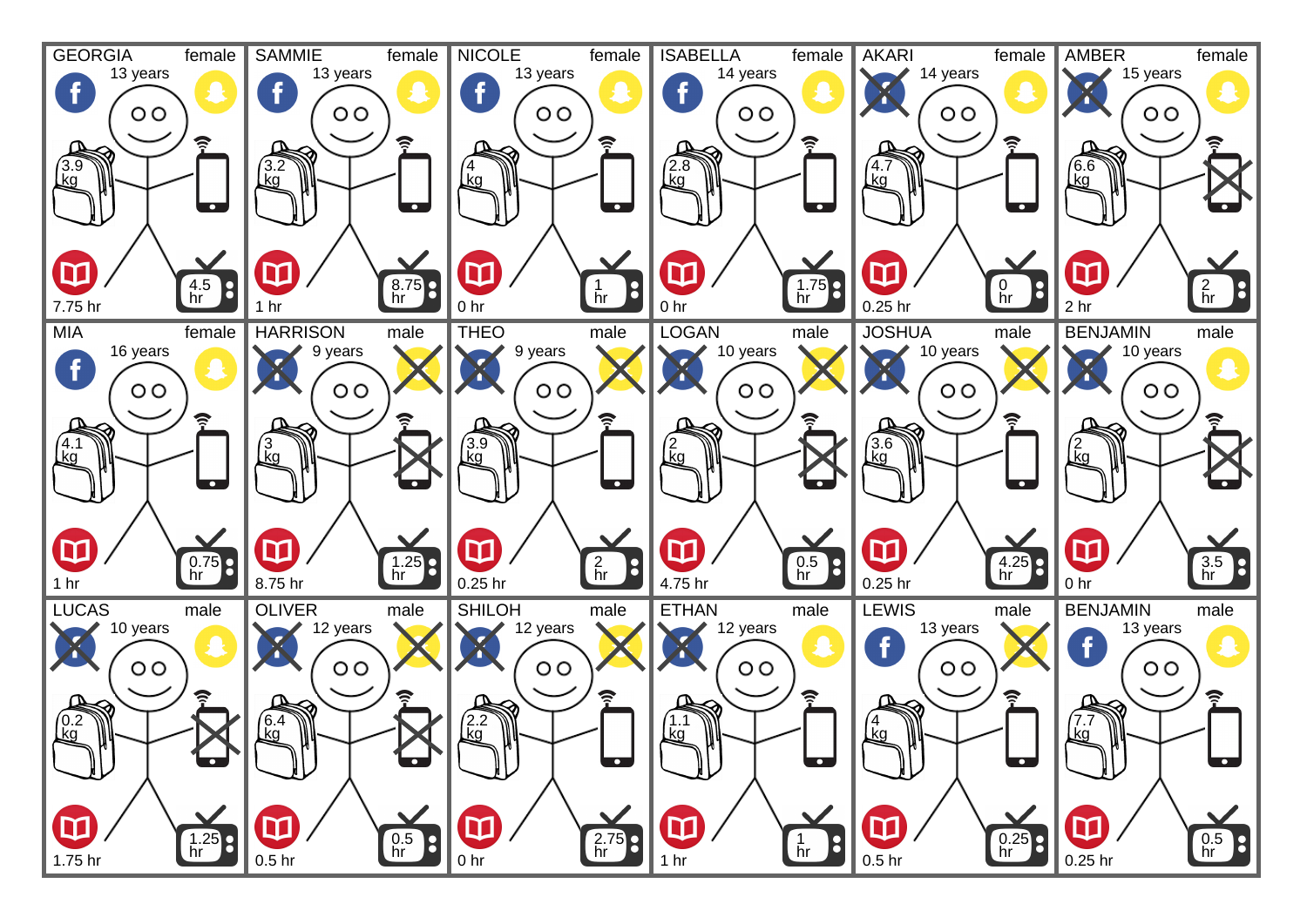| Name | Gender | Age | Backpack | Reading | TV |
|---|---|---|---|---|---|
| GEORGIA | female | 13 years | 3.9 kg | 7.75 hr | 4.5 hr |
| SAMMIE | female | 13 years | 3.2 kg | 1 hr | 8.75 hr |
| NICOLE | female | 13 years | 4 kg | 0 hr | 1 hr |
| ISABELLA | female | 14 years | 2.8 kg | 0 hr | 1.75 hr |
| AKARI | female | 14 years | 4.7 kg | 0.25 hr | 0 hr |
| AMBER | female | 15 years | 6.6 kg | 2 hr | 2 hr |
| MIA | female | 16 years | 4.1 kg | 1 hr | 0.75 hr |
| HARRISON | male | 9 years | 3 kg | 8.75 hr | 1.25 hr |
| THEO | male | 9 years | 3.9 kg | 0.25 hr | 2 hr |
| LOGAN | male | 10 years | 2 kg | 4.75 hr | 0.5 hr |
| JOSHUA | male | 10 years | 3.6 kg | 0.25 hr | 4.25 hr |
| BENJAMIN | male | 10 years | 2 kg | 0 hr | 3.5 hr |
| LUCAS | male | 10 years | 0.2 kg | 1.75 hr | 1.25 hr |
| OLIVER | male | 12 years | 6.4 kg | 0.5 hr | 0.5 hr |
| SHILOH | male | 12 years | 2.2 kg | 0 hr | 2.75 hr |
| ETHAN | male | 12 years | 1.1 kg | 1 hr | 1 hr |
| LEWIS | male | 13 years | 4 kg | 0.5 hr | 0.25 hr |
| BENJAMIN | male | 13 years | 7.7 kg | 0.25 hr | 0.5 hr |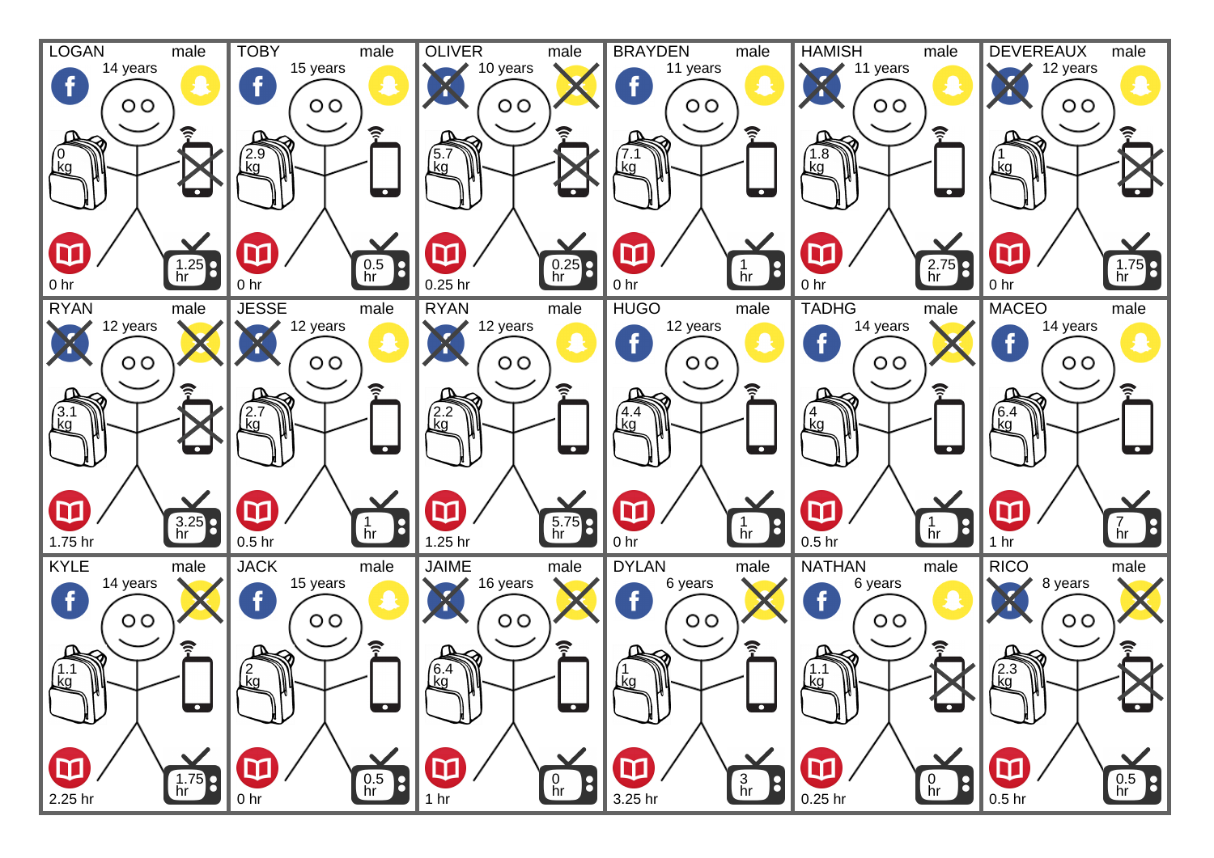LOGAN male
14 years
0 kg
0 hr
1.25 hr

TOBY male
15 years
2.9 kg
0 hr
0.5 hr

OLIVER male
10 years
5.7 kg
0.25 hr
0.25 hr

BRAYDEN male
11 years
7.1 kg
0 hr
1 hr

HAMISH male
11 years
1.8 kg
0 hr
2.75 hr

DEVEREAUX male
12 years
1 kg
0 hr
1.75 hr

RYAN male
12 years
3.1 kg
1.75 hr
3.25 hr

JESSE male
12 years
2.7 kg
0.5 hr
1 hr

RYAN male
12 years
2.2 kg
1.25 hr
5.75 hr

HUGO male
12 years
4.4 kg
0 hr
1 hr

TADHG male
14 years
4 kg
0.5 hr
1 hr

MACEO male
14 years
6.4 kg
1 hr
7 hr

KYLE male
14 years
1.1 kg
2.25 hr
1.75 hr

JACK male
15 years
2 kg
0 hr
0.5 hr

JAIME male
16 years
6.4 kg
1 hr
0 hr

DYLAN male
6 years
1 kg
3.25 hr
3 hr

NATHAN male
6 years
1.1 kg
0.25 hr
0 hr

RICO male
8 years
2.3 kg
0.5 hr
0.5 hr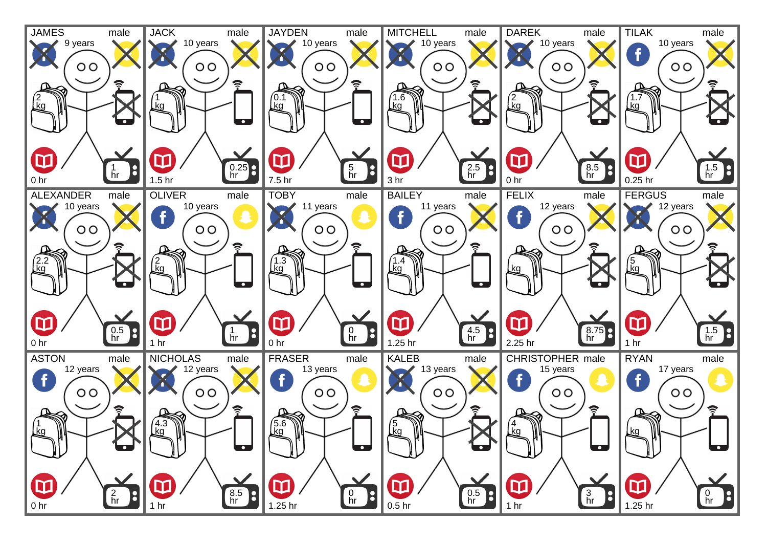| Name | Gender | Age | Backpack | Reading | TV |
|---|---|---|---|---|---|
| JAMES | male | 9 years | 2 kg | 0 hr | 1 hr |
| JACK | male | 10 years | 1 kg | 1.5 hr | 0.25 hr |
| JAYDEN | male | 10 years | 0.1 kg | 7.5 hr | 5 hr |
| MITCHELL | male | 10 years | 1.6 kg | 3 hr | 2.5 hr |
| DAREK | male | 10 years | 2 kg | 0 hr | 8.5 hr |
| TILAK | male | 10 years | 1.7 kg | 0.25 hr | 1.5 hr |
| ALEXANDER | male | 10 years | 2.2 kg | 0 hr | 0.5 hr |
| OLIVER | male | 10 years | 2 kg | 1 hr | 1 hr |
| TOBY | male | 11 years | 1.3 kg | 0 hr | 0 hr |
| BAILEY | male | 11 years | 1.4 kg | 1.25 hr | 4.5 hr |
| FELIX | male | 12 years | kg | 2.25 hr | 8.75 hr |
| FERGUS | male | 12 years | 5 kg | 1 hr | 1.5 hr |
| ASTON | male | 12 years | 1 kg | 0 hr | 2 hr |
| NICHOLAS | male | 12 years | 4.3 kg | 1 hr | 8.5 hr |
| FRASER | male | 13 years | 5.6 kg | 1.25 hr | 0 hr |
| KALEB | male | 13 years | 5 kg | 0.5 hr | 0.5 hr |
| CHRISTOPHER | male | 15 years | 4 kg | 1 hr | 3 hr |
| RYAN | male | 17 years | kg | 1.25 hr | 0 hr |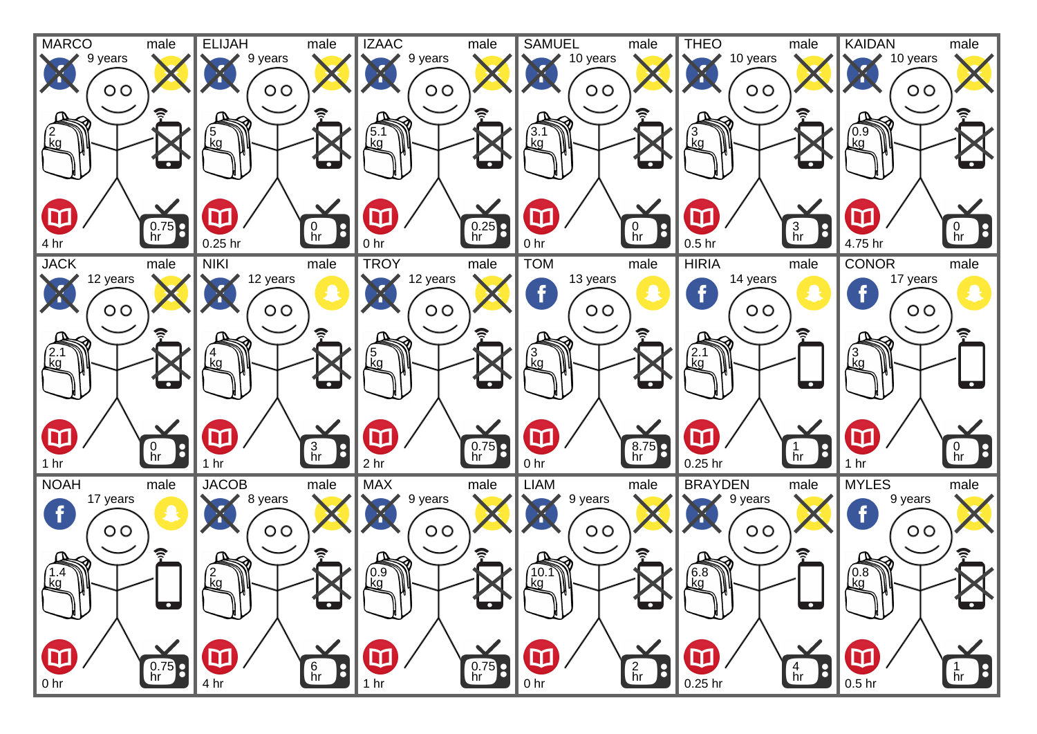| Name | Gender | Age | Backpack | Reading | TV |
|---|---|---|---|---|---|
| MARCO | male | 9 years | 2 kg | 4 hr | 0.75 hr |
| ELIJAH | male | 9 years | 5 kg | 0.25 hr | 0 hr |
| IZAAC | male | 9 years | 5.1 kg | 0 hr | 0.25 hr |
| SAMUEL | male | 10 years | 3.1 kg | 0 hr | 0 hr |
| THEO | male | 10 years | 3 kg | 0.5 hr | 3 hr |
| KAIDAN | male | 10 years | 0.9 kg | 4.75 hr | 0 hr |
| JACK | male | 12 years | 2.1 kg | 1 hr | 0 hr |
| NIKI | male | 12 years | 4 kg | 1 hr | 3 hr |
| TROY | male | 12 years | 5 kg | 2 hr | 0.75 hr |
| TOM | male | 13 years | 3 kg | 0 hr | 8.75 hr |
| HIRIA | male | 14 years | 2.1 kg | 0.25 hr | 1 hr |
| CONOR | male | 17 years | 3 kg | 1 hr | 0 hr |
| NOAH | male | 17 years | 1.4 kg | 0 hr | 0.75 hr |
| JACOB | male | 8 years | 2 kg | 4 hr | 6 hr |
| MAX | male | 9 years | 0.9 kg | 1 hr | 0.75 hr |
| LIAM | male | 9 years | 10.1 kg | 0 hr | 2 hr |
| BRAYDEN | male | 9 years | 6.8 kg | 0.25 hr | 4 hr |
| MYLES | male | 9 years | 0.8 kg | 0.5 hr | 1 hr |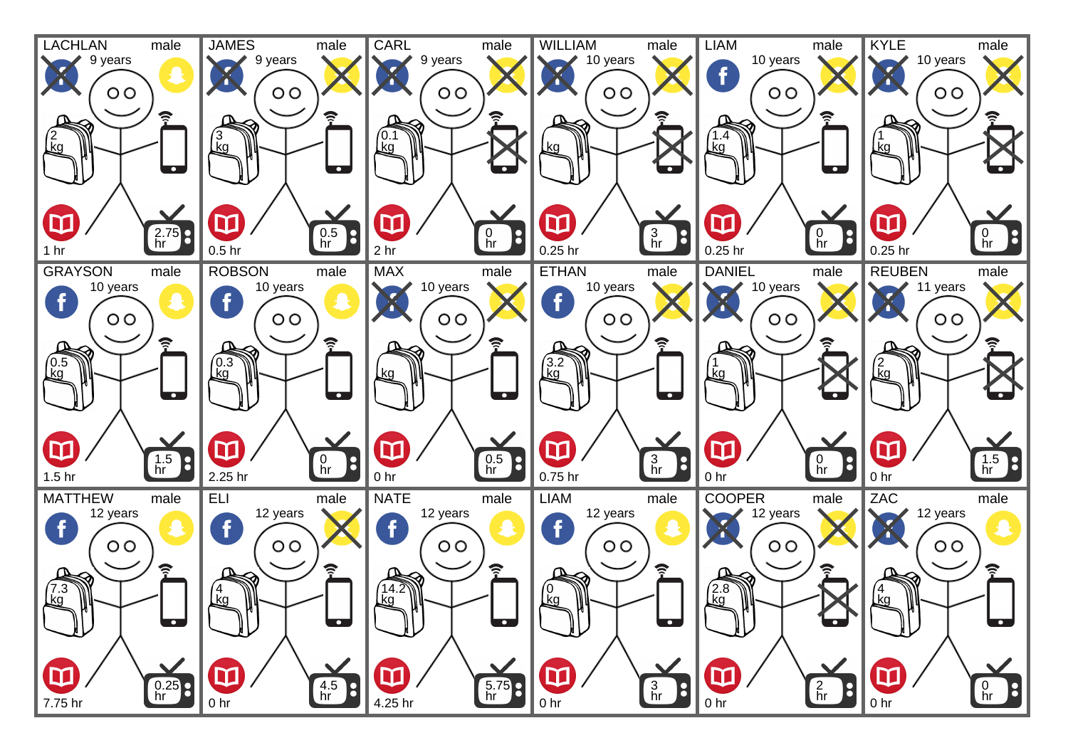LACHLAN male
9 years
2 kg
2.75 hr
1 hr

JAMES male
9 years
3 kg
0.5 hr
0.5 hr

CARL male
9 years
0.1 kg
0 hr
2 hr

WILLIAM male
10 years
kg
3 hr
0.25 hr

LIAM male
10 years
1.4 kg
0 hr
0.25 hr

KYLE male
10 years
1 kg
0 hr
0.25 hr

GRAYSON male
10 years
0.5 kg
1.5 hr
1.5 hr

ROBSON male
10 years
0.3 kg
0 hr
2.25 hr

MAX male
10 years
kg
0.5 hr
0 hr

ETHAN male
10 years
3.2 kg
3 hr
0.75 hr

DANIEL male
10 years
1 kg
0 hr
0 hr

REUBEN male
11 years
2 kg
1.5 hr
0 hr

MATTHEW male
12 years
7.3 kg
0.25 hr
7.75 hr

ELI male
12 years
4 kg
4.5 hr
0 hr

NATE male
12 years
14.2 kg
5.75 hr
4.25 hr

LIAM male
12 years
0 kg
3 hr
0 hr

COOPER male
12 years
2.8 kg
2 hr
0 hr

ZAC male
12 years
4 kg
0 hr
0 hr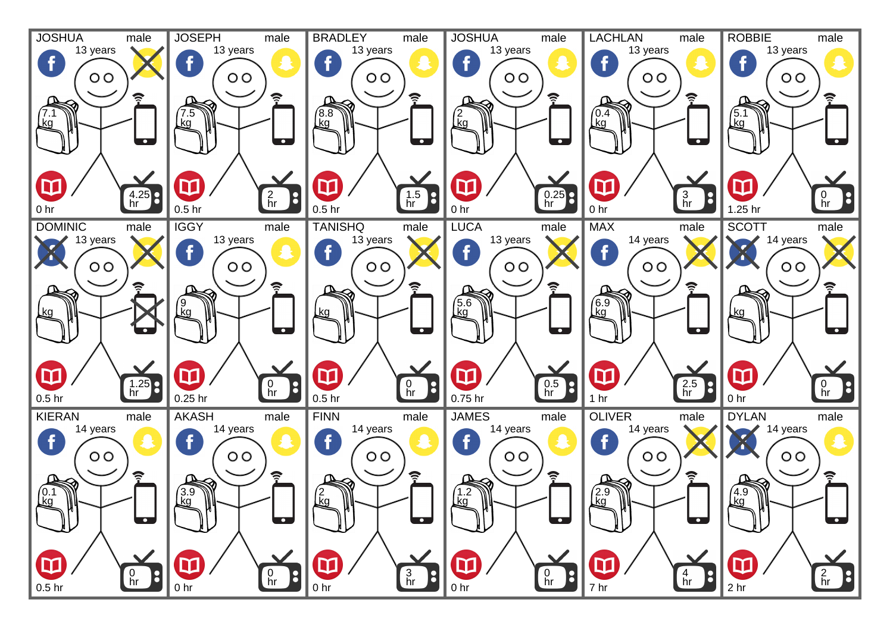| Name | Gender | Age | Facebook | Snapchat | Phone | Bag | Reading | TV |
|---|---|---|---|---|---|---|---|---|
| JOSHUA | male | 13 years | ✓ | ✗ | ✓ | 7.1 kg | 0 hr | 4.25 hr |
| JOSEPH | male | 13 years | ✓ | ✓ | ✓ | 7.5 kg | 0.5 hr | 2 hr |
| BRADLEY | male | 13 years | ✓ | ✓ | ✓ | 8.8 kg | 0.5 hr | 1.5 hr |
| JOSHUA | male | 13 years | ✓ | ✓ | ✓ | 2 kg | 0 hr | 0.25 hr |
| LACHLAN | male | 13 years | ✓ | ✓ | ✓ | 0.4 kg | 0 hr | 3 hr |
| ROBBIE | male | 13 years | ✓ | ✓ | ✓ | 5.1 kg | 1.25 hr | 0 hr |
| DOMINIC | male | 13 years | ✗ | ✗ | ✗ | kg | 0.5 hr | 1.25 hr |
| IGGY | male | 13 years | ✓ | ✓ | ✓ | 9 kg | 0.25 hr | 0 hr |
| TANISHQ | male | 13 years | ✓ | ✗ | ✓ | kg | 0.5 hr | 0 hr |
| LUCA | male | 13 years | ✓ | ✗ | ✓ | 5.6 kg | 0.75 hr | 0.5 hr |
| MAX | male | 14 years | ✓ | ✗ | ✓ | 6.9 kg | 1 hr | 2.5 hr |
| SCOTT | male | 14 years | ✗ | ✗ | ✓ | kg | 0 hr | 0 hr |
| KIERAN | male | 14 years | ✓ | ✓ | ✓ | 0.1 kg | 0.5 hr | 0 hr |
| AKASH | male | 14 years | ✓ | ✓ | ✓ | 3.9 kg | 0 hr | 0 hr |
| FINN | male | 14 years | ✓ | ✓ | ✓ | 2 kg | 0 hr | 3 hr |
| JAMES | male | 14 years | ✓ | ✓ | ✓ | 1.2 kg | 0 hr | 0 hr |
| OLIVER | male | 14 years | ✓ | ✗ | ✓ | 2.9 kg | 7 hr | 4 hr |
| DYLAN | male | 14 years | ✗ | ✓ | ✓ | 4.9 kg | 2 hr | 2 hr |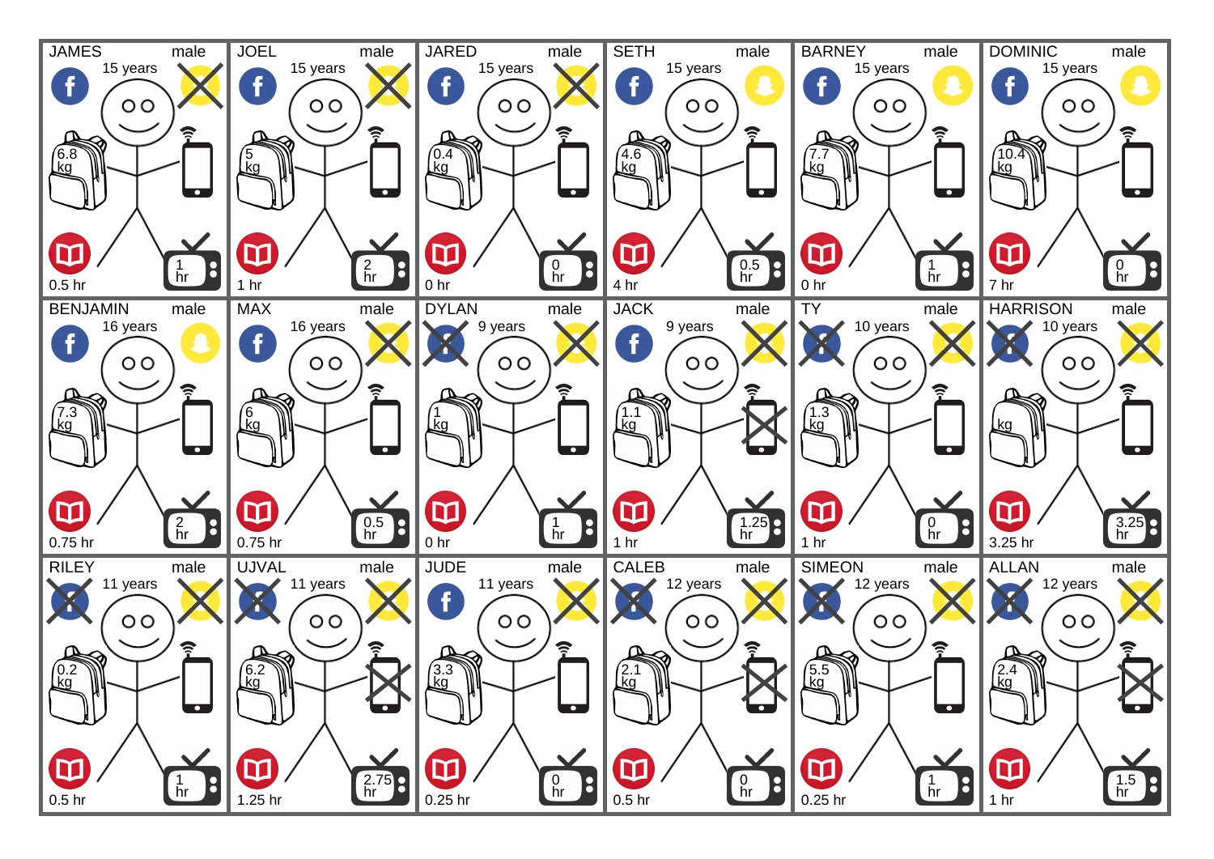| Name | Gender | Age | Backpack | Reading | TV |
|---|---|---|---|---|---|
| JAMES | male | 15 years | 6.8 kg | 0.5 hr | 1 hr |
| JOEL | male | 15 years | 5 kg | 1 hr | 2 hr |
| JARED | male | 15 years | 0.4 kg | 0 hr | 0 hr |
| SETH | male | 15 years | 4.6 kg | 4 hr | 0.5 hr |
| BARNEY | male | 15 years | 7.7 kg | 0 hr | 1 hr |
| DOMINIC | male | 15 years | 10.4 kg | 7 hr | 0 hr |
| BENJAMIN | male | 16 years | 7.3 kg | 0.75 hr | 2 hr |
| MAX | male | 16 years | 6 kg | 0.75 hr | 0.5 hr |
| DYLAN | male | 9 years | 1 kg | 0 hr | 1 hr |
| JACK | male | 9 years | 1.1 kg | 1 hr | 1.25 hr |
| TY | male | 10 years | 1.3 kg | 1 hr | 0 hr |
| HARRISON | male | 10 years | kg | 3.25 hr | 3.25 hr |
| RILEY | male | 11 years | 0.2 kg | 0.5 hr | 1 hr |
| UJVAL | male | 11 years | 6.2 kg | 1.25 hr | 2.75 hr |
| JUDE | male | 11 years | 3.3 kg | 0.25 hr | 0 hr |
| CALEB | male | 12 years | 2.1 kg | 0.5 hr | 0 hr |
| SIMEON | male | 12 years | 5.5 kg | 0.25 hr | 1 hr |
| ALLAN | male | 12 years | 2.4 kg | 1 hr | 1.5 hr |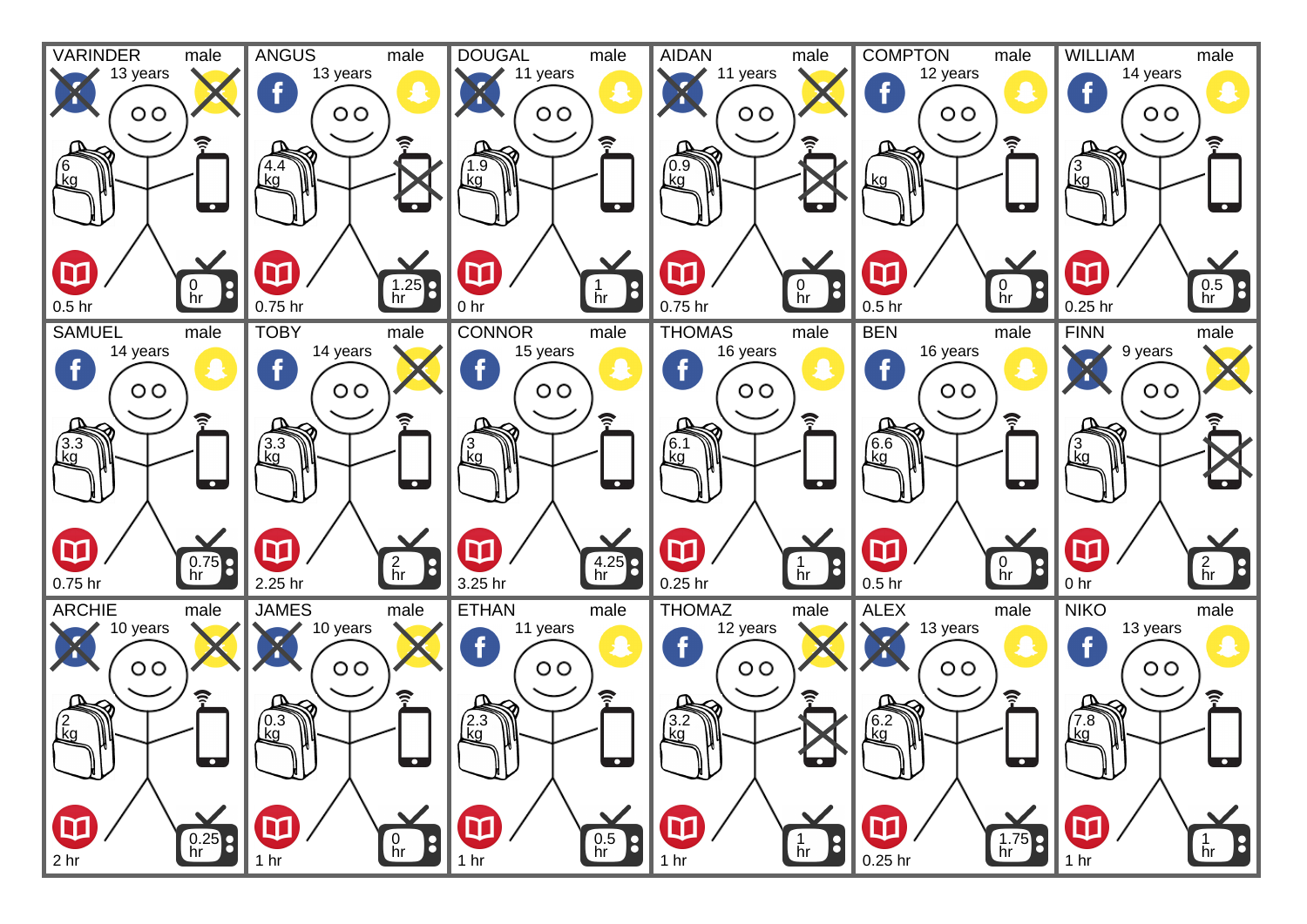| Name | Gender | Age | Facebook | Snapchat | Backpack | Mobile phone | Reading | TV |
|---|---|---|---|---|---|---|---|---|
| VARINDER | male | 13 years | ✗ | ✗ | 6 kg | ✓ | 0.5 hr | 0 hr |
| ANGUS | male | 13 years | ✓ | ✓ | 4.4 kg | ✗ | 0.75 hr | 1.25 hr |
| DOUGAL | male | 11 years | ✗ | ✓ | 1.9 kg | ✓ | 0 hr | 1 hr |
| AIDAN | male | 11 years | ✗ | ✗ | 0.9 kg | ✗ | 0.75 hr | 0 hr |
| COMPTON | male | 12 years | ✓ | ✓ | kg | ✓ | 0.5 hr | 0 hr |
| WILLIAM | male | 14 years | ✓ | ✓ | 3 kg | ✓ | 0.25 hr | 0.5 hr |
| SAMUEL | male | 14 years | ✓ | ✓ | 3.3 kg | ✓ | 0.75 hr | 0.75 hr |
| TOBY | male | 14 years | ✓ | ✗ | 3.3 kg | ✓ | 2.25 hr | 2 hr |
| CONNOR | male | 15 years | ✓ | ✓ | 3 kg | ✓ | 3.25 hr | 4.25 hr |
| THOMAS | male | 16 years | ✓ | ✓ | 6.1 kg | ✓ | 0.25 hr | 1 hr |
| BEN | male | 16 years | ✓ | ✓ | 6.6 kg | ✓ | 0.5 hr | 0 hr |
| FINN | male | 9 years | ✗ | ✗ | 3 kg | ✗ | 0 hr | 2 hr |
| ARCHIE | male | 10 years | ✗ | ✗ | 2 kg | ✓ | 2 hr | 0.25 hr |
| JAMES | male | 10 years | ✗ | ✗ | 0.3 kg | ✓ | 1 hr | 0 hr |
| ETHAN | male | 11 years | ✓ | ✓ | 2.3 kg | ✓ | 1 hr | 0.5 hr |
| THOMAZ | male | 12 years | ✓ | ✗ | 3.2 kg | ✗ | 1 hr | 1 hr |
| ALEX | male | 13 years | ✗ | ✓ | 6.2 kg | ✓ | 0.25 hr | 1.75 hr |
| NIKO | male | 13 years | ✓ | ✓ | 7.8 kg | ✓ | 1 hr | 1 hr |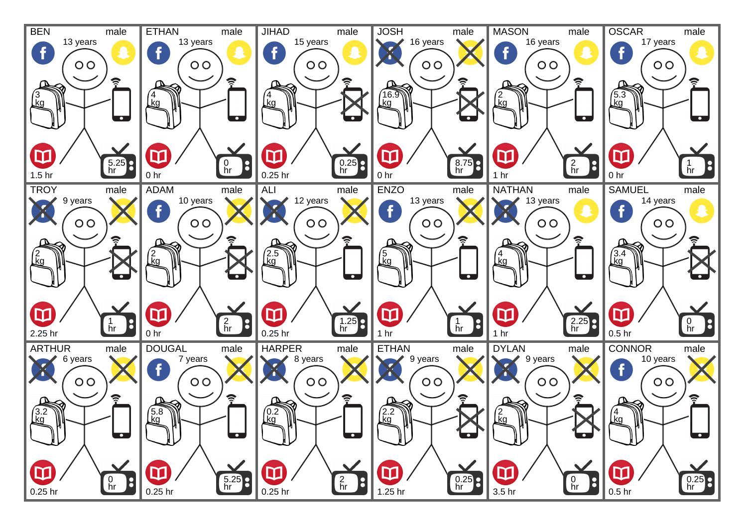BEN male
13 years
3 kg
1.5 hr
5.25 hr

ETHAN male
13 years
4 kg
0 hr
0 hr

JIHAD male
15 years
4 kg
0.25 hr
0.25 hr

JOSH male
16 years
16.9 kg
0 hr
8.75 hr

MASON male
16 years
2 kg
1 hr
2 hr

OSCAR male
17 years
5.3 kg
0 hr
1 hr

TROY male
9 years
2 kg
2.25 hr
1 hr

ADAM male
10 years
2 kg
0 hr
2 hr

ALI male
12 years
2.5 kg
0.25 hr
1.25 hr

ENZO male
13 years
5 kg
1 hr
1 hr

NATHAN male
13 years
4 kg
1 hr
2.25 hr

SAMUEL male
14 years
3.4 kg
0.5 hr
0 hr

ARTHUR male
6 years
3.2 kg
0.25 hr
0 hr

DOUGAL male
7 years
5.8 kg
0.25 hr
5.25 hr

HARPER male
8 years
0.2 kg
0.25 hr
2 hr

ETHAN male
9 years
2.2 kg
1.25 hr
0.25 hr

DYLAN male
9 years
2 kg
3.5 hr
0 hr

CONNOR male
10 years
4 kg
0.5 hr
0.25 hr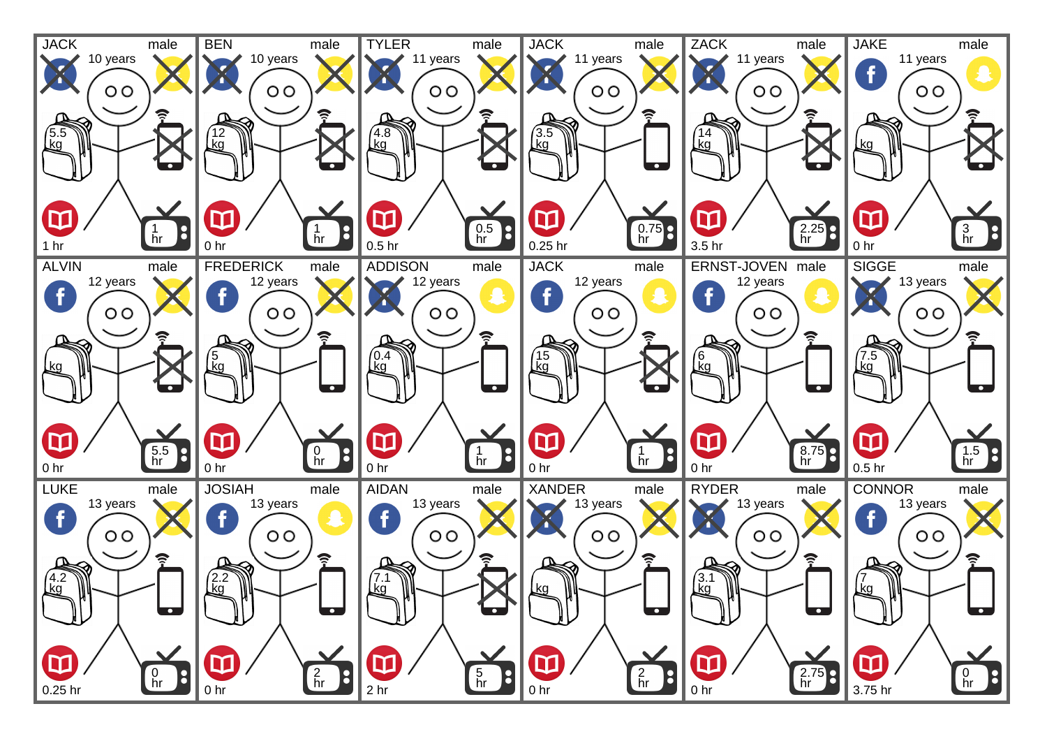JACK male
10 years
5.5 kg
1 hr
1 hr

BEN male
10 years
12 kg
0 hr
1 hr

TYLER male
11 years
4.8 kg
0.5 hr
0.5 hr

JACK male
11 years
3.5 kg
0.25 hr
0.75 hr

ZACK male
11 years
14 kg
3.5 hr
2.25 hr

JAKE male
11 years
kg
0 hr
3 hr

ALVIN male
12 years
kg
0 hr
5.5 hr

FREDERICK male
12 years
5 kg
0 hr
0 hr

ADDISON male
12 years
0.4 kg
0 hr
1 hr

JACK male
12 years
15 kg
0 hr
1 hr

ERNST-JOVEN male
12 years
6 kg
0 hr
8.75 hr

SIGGE male
13 years
7.5 kg
0.5 hr
1.5 hr

LUKE male
13 years
4.2 kg
0.25 hr
0 hr

JOSIAH male
13 years
2.2 kg
0 hr
2 hr

AIDAN male
13 years
7.1 kg
2 hr
5 hr

XANDER male
13 years
kg
0 hr
2 hr

RYDER male
13 years
3.1 kg
0 hr
2.75 hr

CONNOR male
13 years
7 kg
3.75 hr
0 hr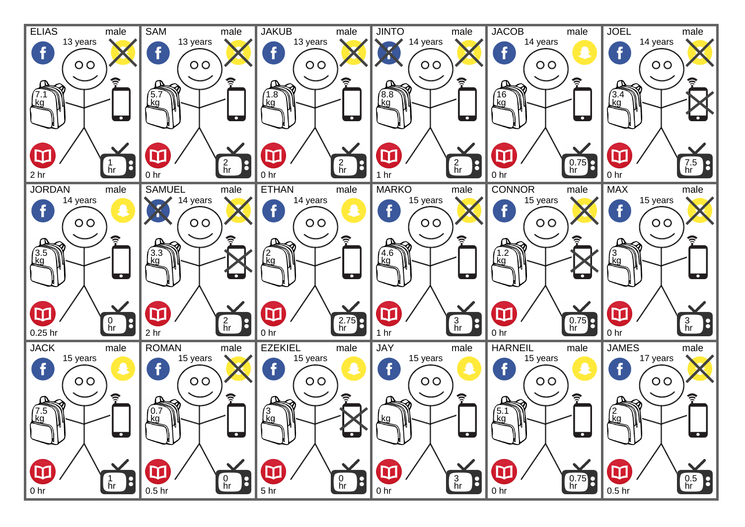| Name | Gender | Age | Backpack | Reading | TV |
|---|---|---|---|---|---|
| ELIAS | male | 13 years | 7.1 kg | 2 hr | 1 hr |
| SAM | male | 13 years | 5.7 kg | 0 hr | 2 hr |
| JAKUB | male | 13 years | 1.8 kg | 0 hr | 2 hr |
| JINTO | male | 14 years | 8.8 kg | 1 hr | 2 hr |
| JACOB | male | 14 years | 16 kg | 0 hr | 0.75 hr |
| JOEL | male | 14 years | 3.4 kg | 0 hr | 7.5 hr |
| JORDAN | male | 14 years | 3.5 kg | 0.25 hr | 0 hr |
| SAMUEL | male | 14 years | 3.3 kg | 2 hr | 2 hr |
| ETHAN | male | 14 years | 2 kg | 0 hr | 2.75 hr |
| MARKO | male | 15 years | 4.6 kg | 1 hr | 3 hr |
| CONNOR | male | 15 years | 1.2 kg | 0 hr | 0.75 hr |
| MAX | male | 15 years | 3 kg | 0 hr | 3 hr |
| JACK | male | 15 years | 7.5 kg | 0 hr | 1 hr |
| ROMAN | male | 15 years | 0.7 kg | 0.5 hr | 0 hr |
| EZEKIEL | male | 15 years | 3 kg | 5 hr | 0 hr |
| JAY | male | 15 years | kg | 0 hr | 3 hr |
| HARNEIL | male | 15 years | 5.1 kg | 0 hr | 0.75 hr |
| JAMES | male | 17 years | 2 kg | 0.5 hr | 0.5 hr |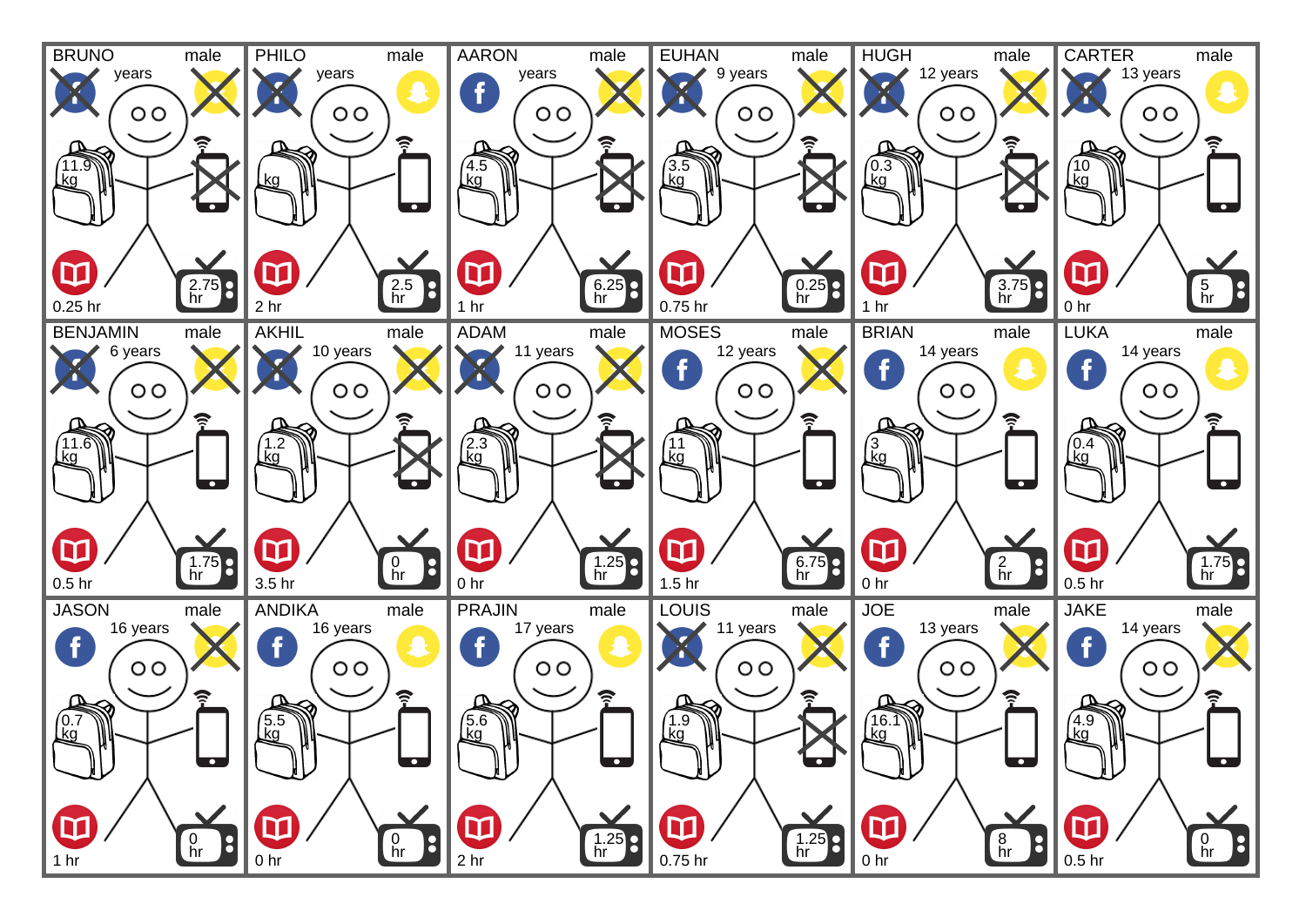| Name | Gender | Age | Backpack | Reading | TV |
|---|---|---|---|---|---|
| BRUNO | male | years | 11.9 kg | 0.25 hr | 2.75 hr |
| PHILO | male | years | kg | 2 hr | 2.5 hr |
| AARON | male | years | 4.5 kg | 1 hr | 6.25 hr |
| EUHAN | male | 9 years | 3.5 kg | 0.75 hr | 0.25 hr |
| HUGH | male | 12 years | 0.3 kg | 1 hr | 3.75 hr |
| CARTER | male | 13 years | 10 kg | 0 hr | 5 hr |
| BENJAMIN | male | 6 years | 11.6 kg | 0.5 hr | 1.75 hr |
| AKHIL | male | 10 years | 1.2 kg | 3.5 hr | 0 hr |
| ADAM | male | 11 years | 2.3 kg | 0 hr | 1.25 hr |
| MOSES | male | 12 years | 11 kg | 1.5 hr | 6.75 hr |
| BRIAN | male | 14 years | 3 kg | 0 hr | 2 hr |
| LUKA | male | 14 years | 0.4 kg | 0.5 hr | 1.75 hr |
| JASON | male | 16 years | 0.7 kg | 1 hr | 0 hr |
| ANDIKA | male | 16 years | 5.5 kg | 0 hr | 0 hr |
| PRAJIN | male | 17 years | 5.6 kg | 2 hr | 1.25 hr |
| LOUIS | male | 11 years | 1.9 kg | 0.75 hr | 1.25 hr |
| JOE | male | 13 years | 16.1 kg | 0 hr | 8 hr |
| JAKE | male | 14 years | 4.9 kg | 0.5 hr | 0 hr |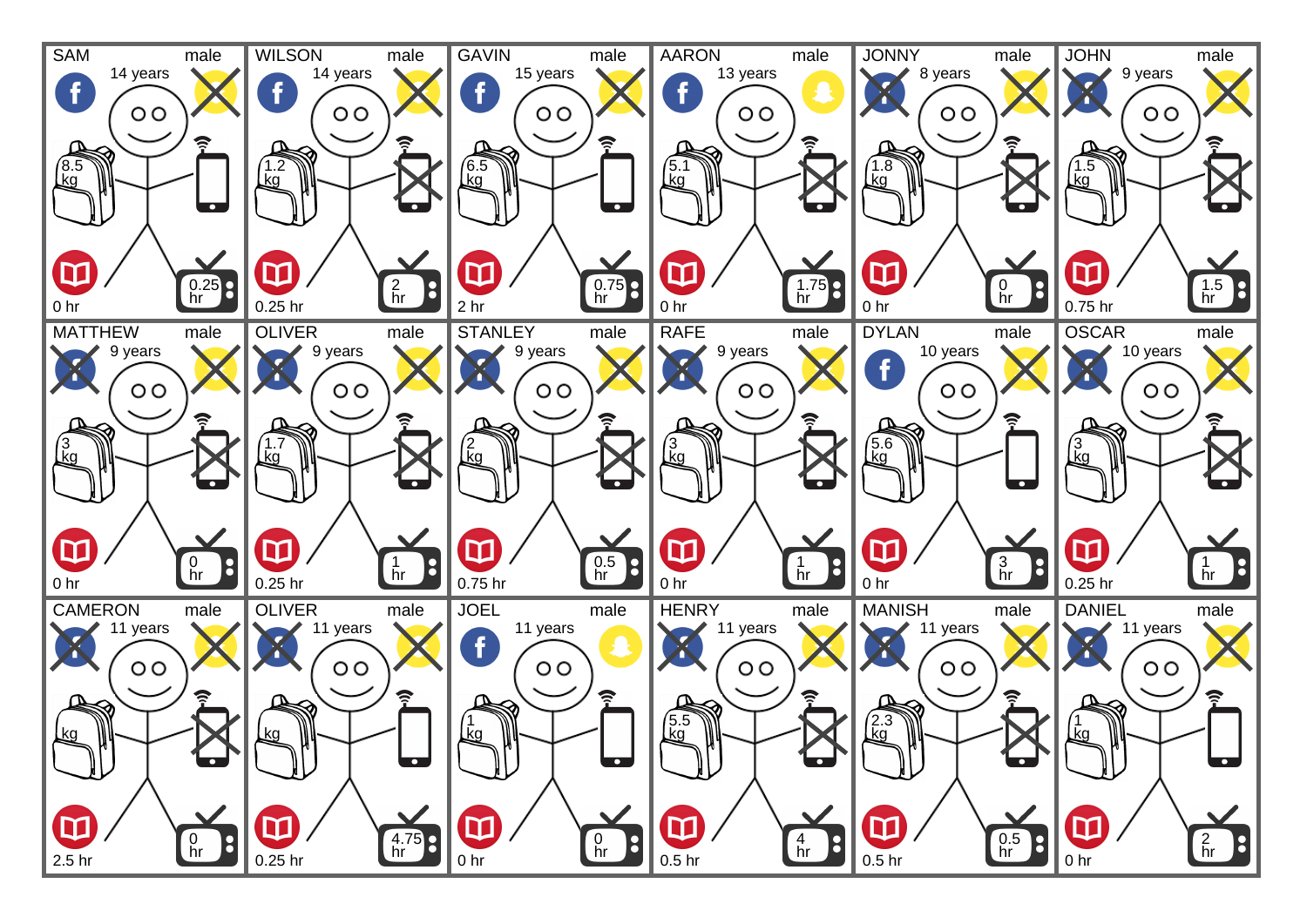| Name | Gender | Age | Backpack | Reading | TV |
|---|---|---|---|---|---|
| SAM | male | 14 years | 8.5 kg | 0 hr | 0.25 hr |
| WILSON | male | 14 years | 1.2 kg | 0.25 hr | 2 hr |
| GAVIN | male | 15 years | 6.5 kg | 2 hr | 0.75 hr |
| AARON | male | 13 years | 5.1 kg | 0 hr | 1.75 hr |
| JONNY | male | 8 years | 1.8 kg | 0 hr | 0 hr |
| JOHN | male | 9 years | 1.5 kg | 0.75 hr | 1.5 hr |
| MATTHEW | male | 9 years | 3 kg | 0 hr | 0 hr |
| OLIVER | male | 9 years | 1.7 kg | 0.25 hr | 1 hr |
| STANLEY | male | 9 years | 2 kg | 0.75 hr | 0.5 hr |
| RAFE | male | 9 years | 3 kg | 0 hr | 1 hr |
| DYLAN | male | 10 years | 5.6 kg | 0 hr | 3 hr |
| OSCAR | male | 10 years | 3 kg | 0.25 hr | 1 hr |
| CAMERON | male | 11 years | kg | 2.5 hr | 0 hr |
| OLIVER | male | 11 years | kg | 0.25 hr | 4.75 hr |
| JOEL | male | 11 years | 1 kg | 0 hr | 0 hr |
| HENRY | male | 11 years | 5.5 kg | 0.5 hr | 4 hr |
| MANISH | male | 11 years | 2.3 kg | 0.5 hr | 0.5 hr |
| DANIEL | male | 11 years | 1 kg | 0 hr | 2 hr |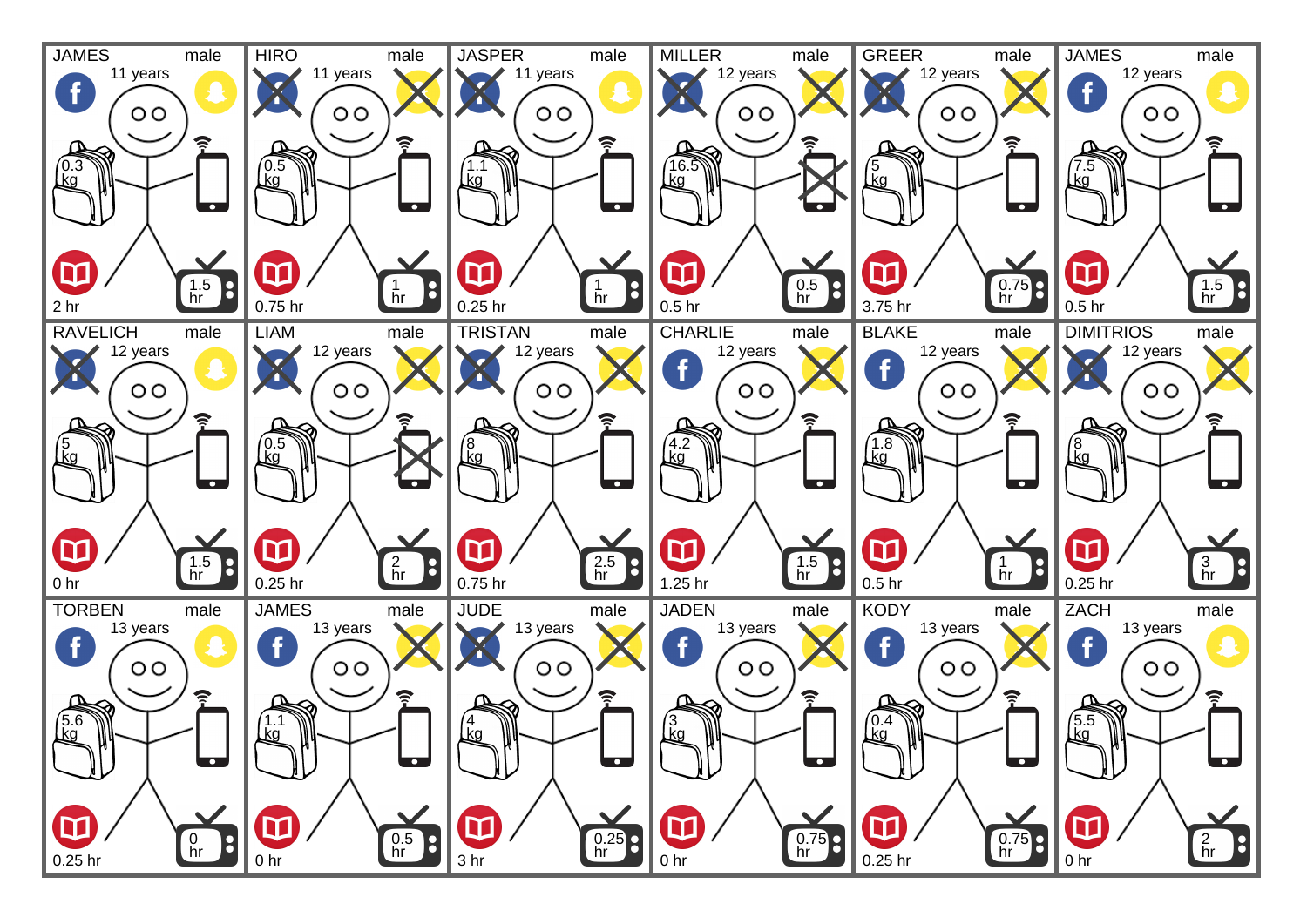JAMES male
11 years
0.3 kg
2 hr
1.5 hr

HIRO male
11 years
0.5 kg
0.75 hr
1 hr

JASPER male
11 years
1.1 kg
0.25 hr
1 hr

MILLER male
12 years
16.5 kg
0.5 hr
0.5 hr

GREER male
12 years
5 kg
3.75 hr
0.75 hr

JAMES male
12 years
7.5 kg
0.5 hr
1.5 hr

RAVELICH male
12 years
5 kg
0 hr
1.5 hr

LIAM male
12 years
0.5 kg
0.25 hr
2 hr

TRISTAN male
12 years
8 kg
0.75 hr
2.5 hr

CHARLIE male
12 years
4.2 kg
1.25 hr
1.5 hr

BLAKE male
12 years
1.8 kg
0.5 hr
1 hr

DIMITRIOS male
12 years
8 kg
0.25 hr
3 hr

TORBEN male
13 years
5.6 kg
0.25 hr
0 hr

JAMES male
13 years
1.1 kg
0 hr
0.5 hr

JUDE male
13 years
4 kg
3 hr
0.25 hr

JADEN male
13 years
3 kg
0 hr
0.75 hr

KODY male
13 years
0.4 kg
0.25 hr
0.75 hr

ZACH male
13 years
5.5 kg
0 hr
2 hr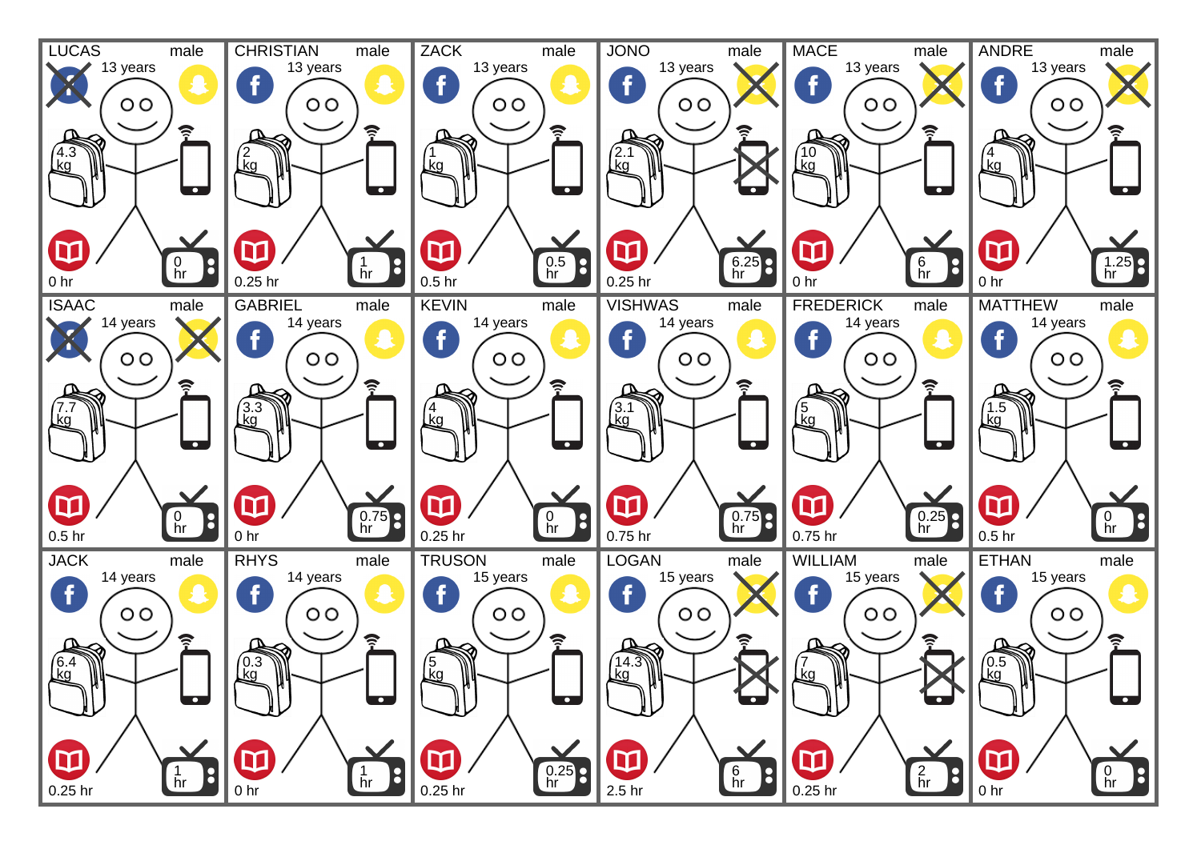LUCAS male
13 years
4.3 kg
0 hr
0 hr

CHRISTIAN male
13 years
2 kg
0.25 hr
1 hr

ZACK male
13 years
1 kg
0.5 hr
0.5 hr

JONO male
13 years
2.1 kg
0.25 hr
6.25 hr

MACE male
13 years
10 kg
0 hr
6 hr

ANDRE male
13 years
4 kg
0 hr
1.25 hr

ISAAC male
14 years
7.7 kg
0.5 hr
0 hr

GABRIEL male
14 years
3.3 kg
0 hr
0.75 hr

KEVIN male
14 years
4 kg
0.25 hr
0 hr

VISHWAS male
14 years
3.1 kg
0.75 hr
0.75 hr

FREDERICK male
14 years
5 kg
0.75 hr
0.25 hr

MATTHEW male
14 years
1.5 kg
0.5 hr
0 hr

JACK male
14 years
6.4 kg
0.25 hr
1 hr

RHYS male
14 years
0.3 kg
0 hr
1 hr

TRUSON male
15 years
5 kg
0.25 hr
0.25 hr

LOGAN male
15 years
14.3 kg
2.5 hr
6 hr

WILLIAM male
15 years
7 kg
0.25 hr
2 hr

ETHAN male
15 years
0.5 kg
0 hr
0 hr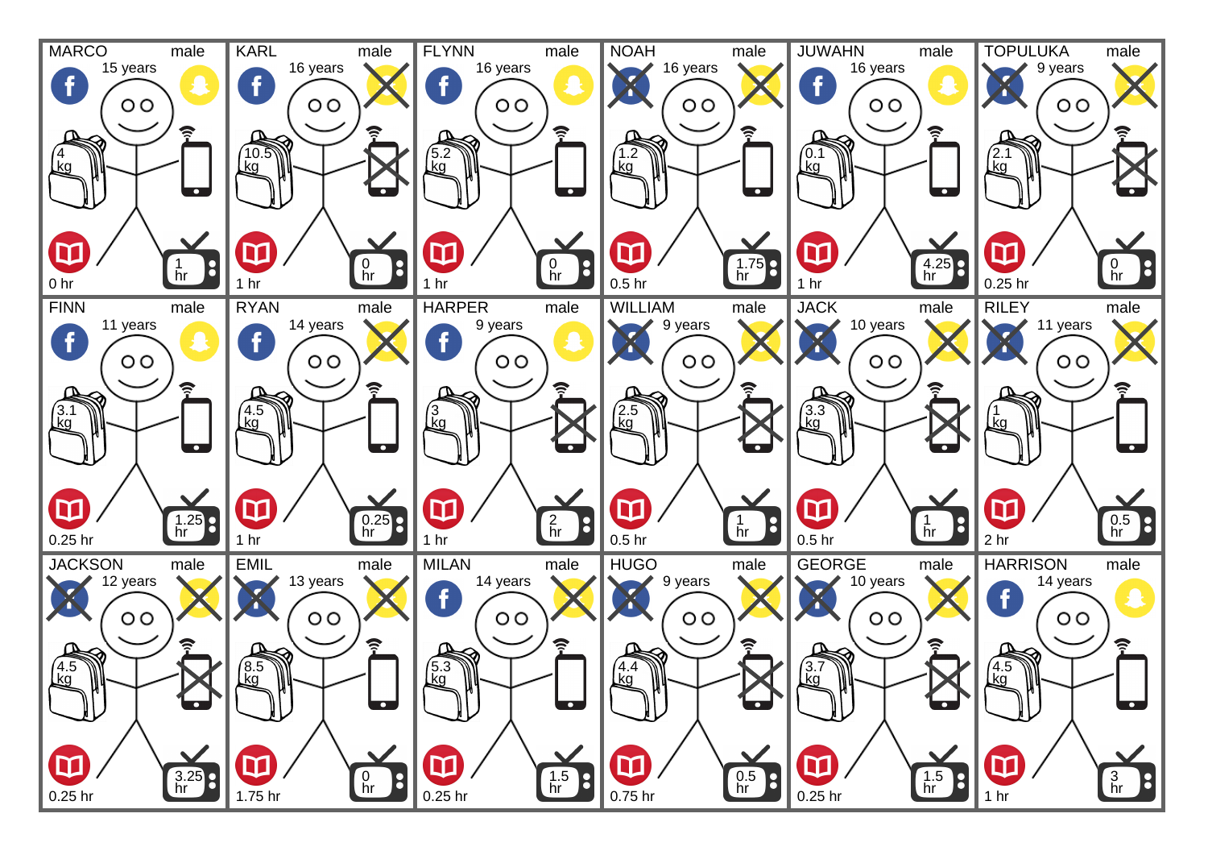| Name | Gender | Age | Facebook | Snapchat | Phone | Backpack | Reading | TV |
|---|---|---|---|---|---|---|---|---|
| MARCO | male | 15 years | ✓ | ✓ | ✓ | 4 kg | 0 hr | 1 hr |
| KARL | male | 16 years | ✓ | ✗ | ✗ | 10.5 kg | 1 hr | 0 hr |
| FLYNN | male | 16 years | ✓ | ✓ | ✓ | 5.2 kg | 1 hr | 0 hr |
| NOAH | male | 16 years | ✗ | ✗ | ✓ | 1.2 kg | 0.5 hr | 1.75 hr |
| JUWAHN | male | 16 years | ✓ | ✓ | ✓ | 0.1 kg | 1 hr | 4.25 hr |
| TOPULUKA | male | 9 years | ✗ | ✗ | ✗ | 2.1 kg | 0.25 hr | 0 hr |
| FINN | male | 11 years | ✓ | ✓ | ✓ | 3.1 kg | 0.25 hr | 1.25 hr |
| RYAN | male | 14 years | ✓ | ✗ | ✓ | 4.5 kg | 1 hr | 0.25 hr |
| HARPER | male | 9 years | ✓ | ✓ | ✗ | 3 kg | 1 hr | 2 hr |
| WILLIAM | male | 9 years | ✗ | ✗ | ✗ | 2.5 kg | 0.5 hr | 1 hr |
| JACK | male | 10 years | ✗ | ✗ | ✗ | 3.3 kg | 0.5 hr | 1 hr |
| RILEY | male | 11 years | ✗ | ✗ | ✓ | 1 kg | 2 hr | 0.5 hr |
| JACKSON | male | 12 years | ✗ | ✗ | ✗ | 4.5 kg | 0.25 hr | 3.25 hr |
| EMIL | male | 13 years | ✗ | ✗ | ✓ | 8.5 kg | 1.75 hr | 0 hr |
| MILAN | male | 14 years | ✓ | ✗ | ✓ | 5.3 kg | 0.25 hr | 1.5 hr |
| HUGO | male | 9 years | ✗ | ✗ | ✗ | 4.4 kg | 0.75 hr | 0.5 hr |
| GEORGE | male | 10 years | ✗ | ✗ | ✗ | 3.7 kg | 0.25 hr | 1.5 hr |
| HARRISON | male | 14 years | ✓ | ✓ | ✓ | 4.5 kg | 1 hr | 3 hr |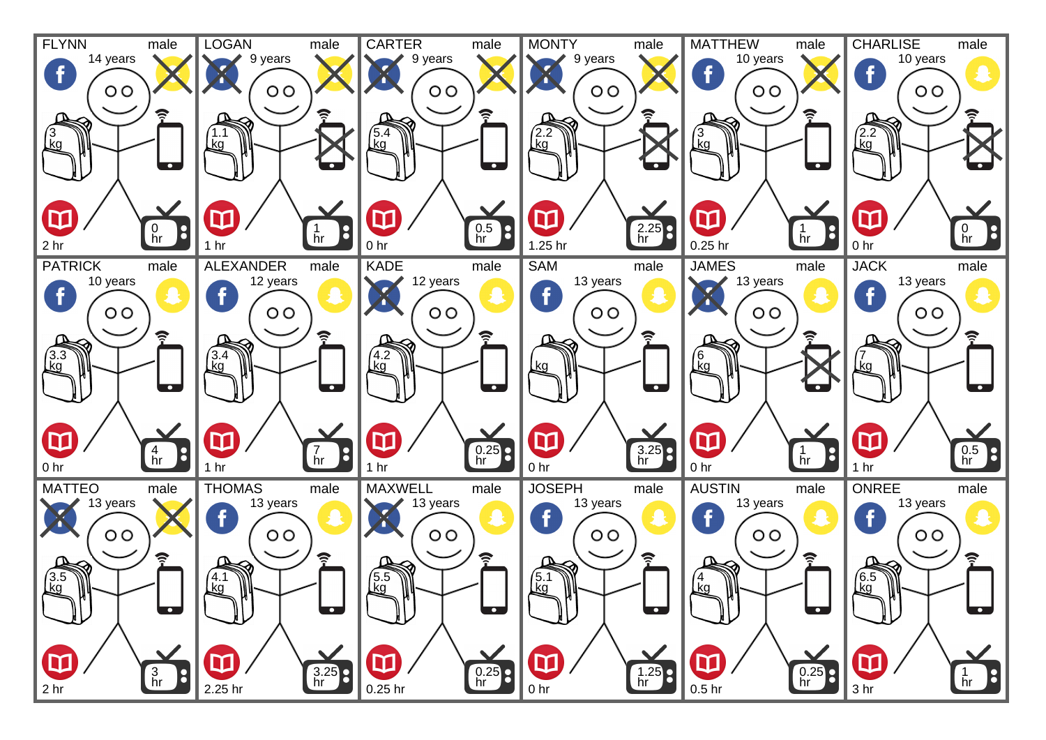| Name | Gender | Age | Backpack | Reading | TV |
|---|---|---|---|---|---|
| FLYNN | male | 14 years | 3 kg | 2 hr | 0 hr |
| LOGAN | male | 9 years | 1.1 kg | 1 hr | 1 hr |
| CARTER | male | 9 years | 5.4 kg | 0 hr | 0.5 hr |
| MONTY | male | 9 years | 2.2 kg | 1.25 hr | 2.25 hr |
| MATTHEW | male | 10 years | 3 kg | 0.25 hr | 1 hr |
| CHARLISE | male | 10 years | 2.2 kg | 0 hr | 0 hr |
| PATRICK | male | 10 years | 3.3 kg | 0 hr | 4 hr |
| ALEXANDER | male | 12 years | 3.4 kg | 1 hr | 7 hr |
| KADE | male | 12 years | 4.2 kg | 1 hr | 0.25 hr |
| SAM | male | 13 years | kg | 0 hr | 3.25 hr |
| JAMES | male | 13 years | 6 kg | 0 hr | 1 hr |
| JACK | male | 13 years | 7 kg | 1 hr | 0.5 hr |
| MATTEO | male | 13 years | 3.5 kg | 2 hr | 3 hr |
| THOMAS | male | 13 years | 4.1 kg | 2.25 hr | 3.25 hr |
| MAXWELL | male | 13 years | 5.5 kg | 0.25 hr | 0.25 hr |
| JOSEPH | male | 13 years | 5.1 kg | 0 hr | 1.25 hr |
| AUSTIN | male | 13 years | 4 kg | 0.5 hr | 0.25 hr |
| ONREE | male | 13 years | 6.5 kg | 3 hr | 1 hr |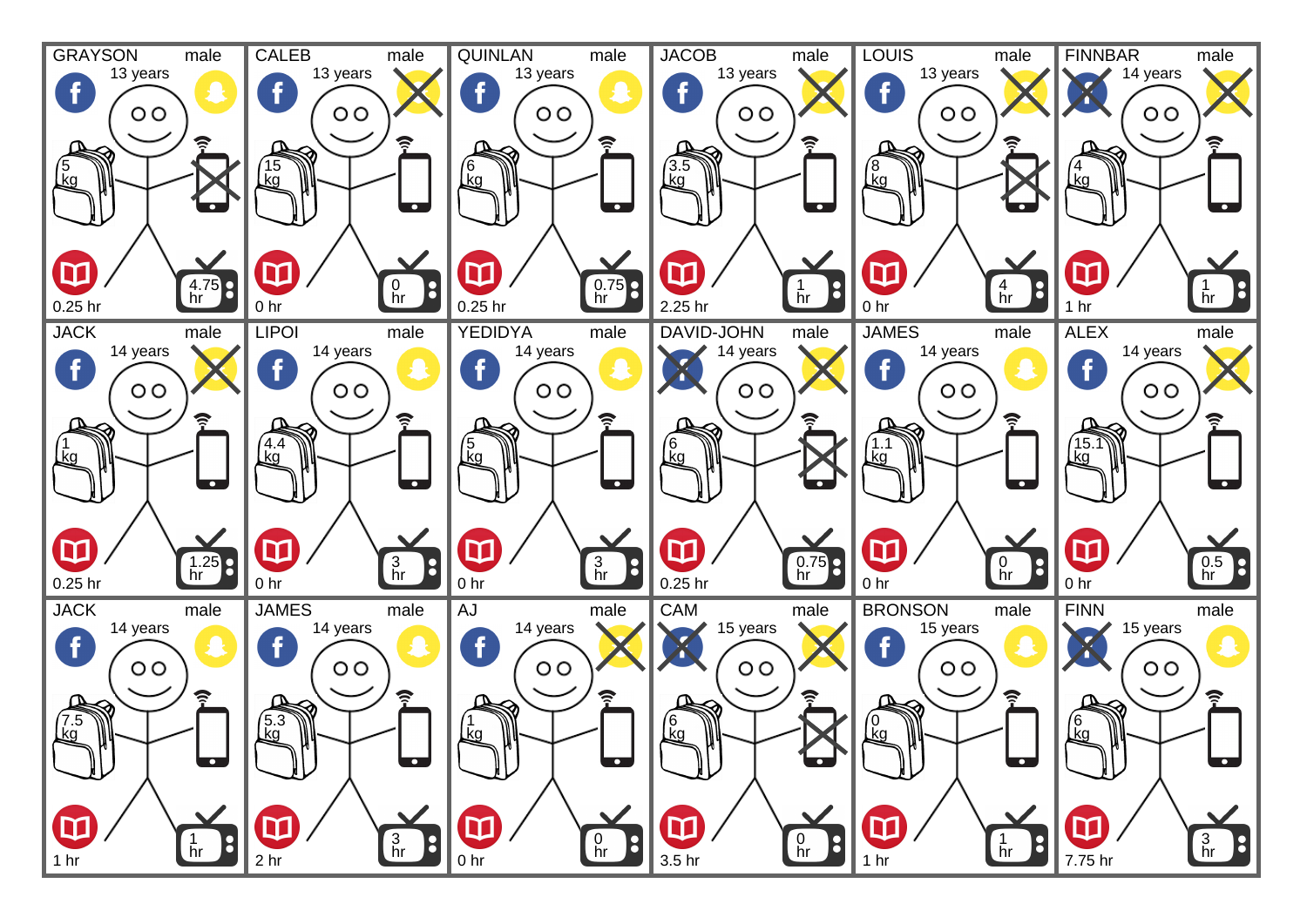| Name | Gender | Age | Backpack | Reading | TV |
|---|---|---|---|---|---|
| GRAYSON | male | 13 years | 5 kg | 0.25 hr | 4.75 hr |
| CALEB | male | 13 years | 15 kg | 0 hr | 0 hr |
| QUINLAN | male | 13 years | 6 kg | 0.25 hr | 0.75 hr |
| JACOB | male | 13 years | 3.5 kg | 2.25 hr | 1 hr |
| LOUIS | male | 13 years | 8 kg | 0 hr | 4 hr |
| FINNBAR | male | 14 years | 4 kg | 1 hr | 1 hr |
| JACK | male | 14 years | 1 kg | 0.25 hr | 1.25 hr |
| LIPOI | male | 14 years | 4.4 kg | 0 hr | 3 hr |
| YEDIDYA | male | 14 years | 5 kg | 0 hr | 3 hr |
| DAVID-JOHN | male | 14 years | 6 kg | 0.25 hr | 0.75 hr |
| JAMES | male | 14 years | 1.1 kg | 0 hr | 0 hr |
| ALEX | male | 14 years | 15.1 kg | 0 hr | 0.5 hr |
| JACK | male | 14 years | 7.5 kg | 1 hr | 1 hr |
| JAMES | male | 14 years | 5.3 kg | 2 hr | 3 hr |
| AJ | male | 14 years | 1 kg | 0 hr | 0 hr |
| CAM | male | 15 years | 6 kg | 3.5 hr | 0 hr |
| BRONSON | male | 15 years | 0 kg | 1 hr | 1 hr |
| FINN | male | 15 years | 6 kg | 7.75 hr | 3 hr |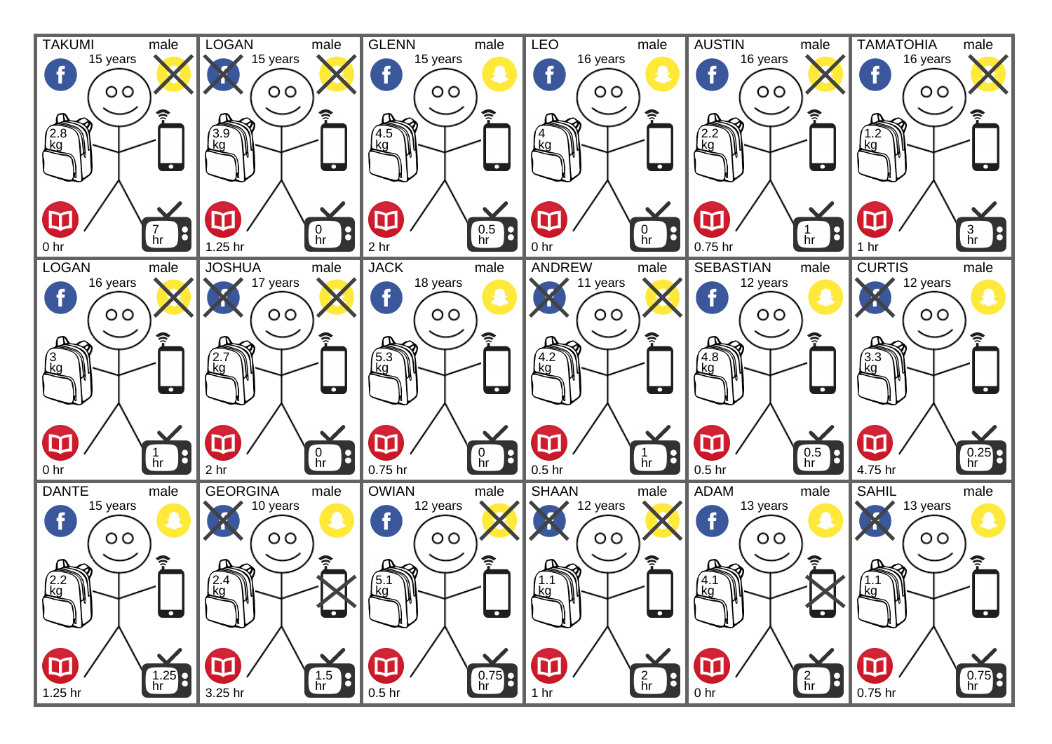| Name | Gender | Age | Backpack | Reading | TV |
|---|---|---|---|---|---|
| TAKUMI | male | 15 years | 2.8 kg | 0 hr | 7 hr |
| LOGAN | male | 15 years | 3.9 kg | 1.25 hr | 0 hr |
| GLENN | male | 15 years | 4.5 kg | 2 hr | 0.5 hr |
| LEO | male | 16 years | 4 kg | 0 hr | 0 hr |
| AUSTIN | male | 16 years | 2.2 kg | 0.75 hr | 1 hr |
| TAMATOHIA | male | 16 years | 1.2 kg | 1 hr | 3 hr |
| LOGAN | male | 16 years | 3 kg | 0 hr | 1 hr |
| JOSHUA | male | 17 years | 2.7 kg | 2 hr | 0 hr |
| JACK | male | 18 years | 5.3 kg | 0.75 hr | 0 hr |
| ANDREW | male | 11 years | 4.2 kg | 0.5 hr | 1 hr |
| SEBASTIAN | male | 12 years | 4.8 kg | 0.5 hr | 0.5 hr |
| CURTIS | male | 12 years | 3.3 kg | 4.75 hr | 0.25 hr |
| DANTE | male | 15 years | 2.2 kg | 1.25 hr | 1.25 hr |
| GEORGINA | male | 10 years | 2.4 kg | 3.25 hr | 1.5 hr |
| OWIAN | male | 12 years | 5.1 kg | 0.5 hr | 0.75 hr |
| SHAAN | male | 12 years | 1.1 kg | 1 hr | 2 hr |
| ADAM | male | 13 years | 4.1 kg | 0 hr | 2 hr |
| SAHIL | male | 13 years | 1.1 kg | 0.75 hr | 0.75 hr |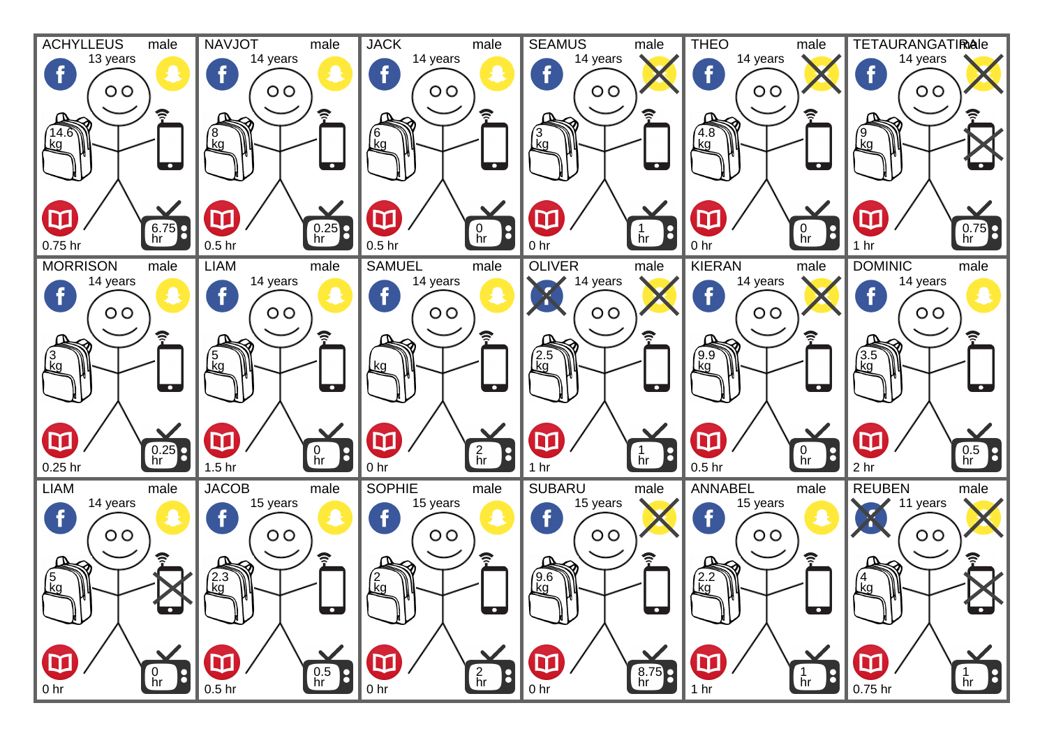ACHYLLEUS male
13 years
14.6 kg
0.75 hr
6.75 hr

NAVJOT male
14 years
8 kg
0.5 hr
0.25 hr

JACK male
14 years
6 kg
0.5 hr
0 hr

SEAMUS male
14 years
3 kg
0 hr
1 hr

THEO male
14 years
4.8 kg
0 hr
0 hr

TETAURANGATIRA male
14 years
9 kg
1 hr
0.75 hr

MORRISON male
14 years
3 kg
0.25 hr
0.25 hr

LIAM male
14 years
5 kg
1.5 hr
0 hr

SAMUEL male
14 years
kg
0 hr
2 hr

OLIVER male
14 years
2.5 kg
1 hr
1 hr

KIERAN male
14 years
9.9 kg
0.5 hr
0 hr

DOMINIC male
14 years
3.5 kg
2 hr
0.5 hr

LIAM male
14 years
5 kg
0 hr
0 hr

JACOB male
15 years
2.3 kg
0.5 hr
0.5 hr

SOPHIE male
15 years
2 kg
0 hr
2 hr

SUBARU male
15 years
9.6 kg
0 hr
8.75 hr

ANNABEL male
15 years
2.2 kg
1 hr
1 hr

REUBEN male
11 years
4 kg
0.75 hr
1 hr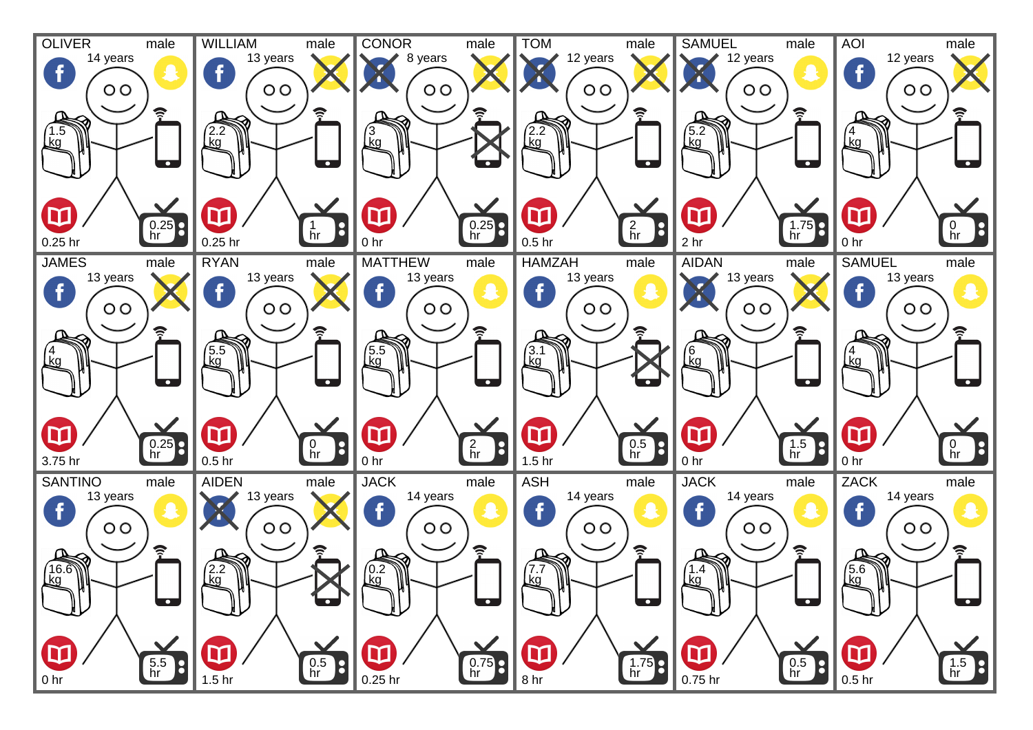OLIVER male
14 years
1.5 kg
0.25 hr
0.25 hr

WILLIAM male
13 years
2.2 kg
1 hr
0.25 hr

CONOR male
8 years
3 kg
0.25 hr
0 hr

TOM male
12 years
2.2 kg
2 hr
0.5 hr

SAMUEL male
12 years
5.2 kg
1.75 hr
2 hr

AOI male
12 years
4 kg
0 hr
0 hr

JAMES male
13 years
4 kg
0.25 hr
3.75 hr

RYAN male
13 years
5.5 kg
0 hr
0.5 hr

MATTHEW male
13 years
5.5 kg
2 hr
0 hr

HAMZAH male
13 years
3.1 kg
0.5 hr
1.5 hr

AIDAN male
13 years
6 kg
1.5 hr
0 hr

SAMUEL male
13 years
4 kg
0 hr
0 hr

SANTINO male
13 years
16.6 kg
5.5 hr
0 hr

AIDEN male
13 years
2.2 kg
0.5 hr
1.5 hr

JACK male
14 years
0.2 kg
0.75 hr
0.25 hr

ASH male
14 years
7.7 kg
1.75 hr
8 hr

JACK male
14 years
1.4 kg
0.5 hr
0.75 hr

ZACK male
14 years
5.6 kg
1.5 hr
0.5 hr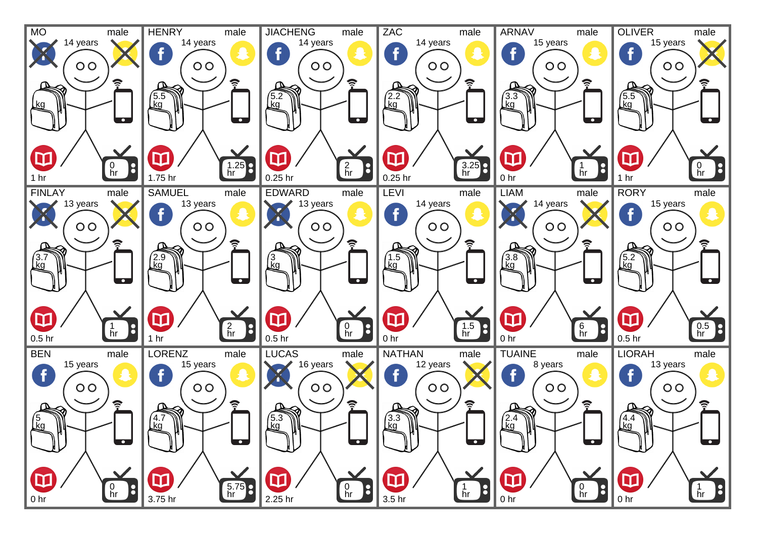MO male
14 years
kg
0 hr
1 hr

HENRY male
14 years
5.5 kg
1.25 hr
1.75 hr

JIACHENG male
14 years
5.2 kg
2 hr
0.25 hr

ZAC male
14 years
2.2 kg
3.25 hr
0.25 hr

ARNAV male
15 years
3.3 kg
1 hr
0 hr

OLIVER male
15 years
5.5 kg
0 hr
1 hr

FINLAY male
13 years
3.7 kg
1 hr
0.5 hr

SAMUEL male
13 years
2.9 kg
2 hr
1 hr

EDWARD male
13 years
3 kg
0 hr
0.5 hr

LEVI male
14 years
1.5 kg
1.5 hr
0 hr

LIAM male
14 years
3.8 kg
6 hr
0 hr

RORY male
15 years
5.2 kg
0.5 hr
0.5 hr

BEN male
15 years
5 kg
0 hr
0 hr

LORENZ male
15 years
4.7 kg
5.75 hr
3.75 hr

LUCAS male
16 years
5.3 kg
0 hr
2.25 hr

NATHAN male
12 years
3.3 kg
1 hr
3.5 hr

TUAINE male
8 years
2.4 kg
0 hr
0 hr

LIORAH male
13 years
4.4 kg
1 hr
0 hr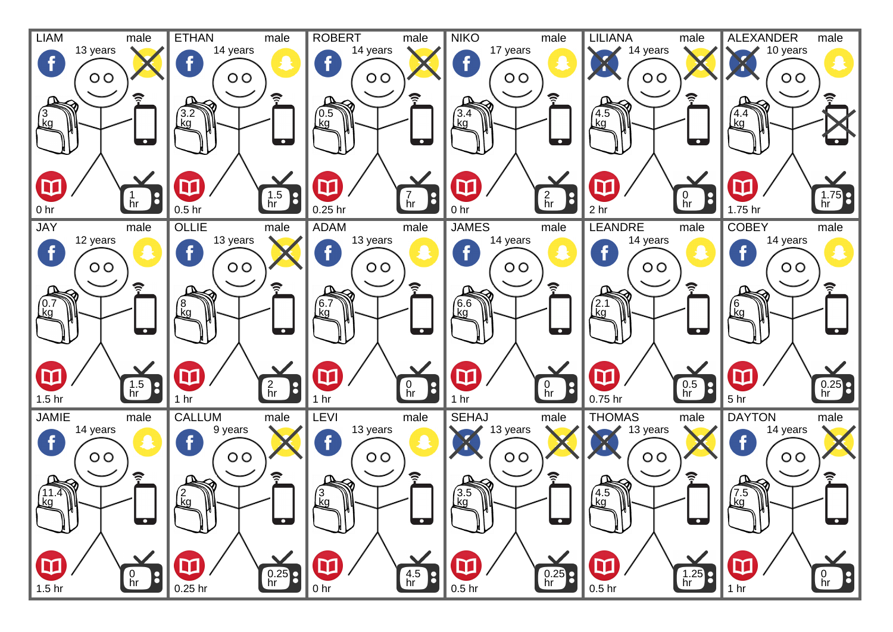LIAM male
13 years
3 kg
0 hr
1 hr

ETHAN male
14 years
3.2 kg
0.5 hr
1.5 hr

ROBERT male
14 years
0.5 kg
0.25 hr
7 hr

NIKO male
17 years
3.4 kg
0 hr
2 hr

LILIANA male
14 years
4.5 kg
2 hr
0 hr

ALEXANDER male
10 years
4.4 kg
1.75 hr
1.75 hr

JAY male
12 years
0.7 kg
1.5 hr
1.5 hr

OLLIE male
13 years
8 kg
1 hr
2 hr

ADAM male
13 years
6.7 kg
1 hr
0 hr

JAMES male
14 years
6.6 kg
1 hr
0 hr

LEANDRE male
14 years
2.1 kg
0.75 hr
0.5 hr

COBEY male
14 years
6 kg
5 hr
0.25 hr

JAMIE male
14 years
11.4 kg
1.5 hr
0 hr

CALLUM male
9 years
2 kg
0.25 hr
0.25 hr

LEVI male
13 years
3 kg
0 hr
4.5 hr

SEHAJ male
13 years
3.5 kg
0.5 hr
0.25 hr

THOMAS male
13 years
4.5 kg
0.5 hr
1.25 hr

DAYTON male
14 years
7.5 kg
1 hr
0 hr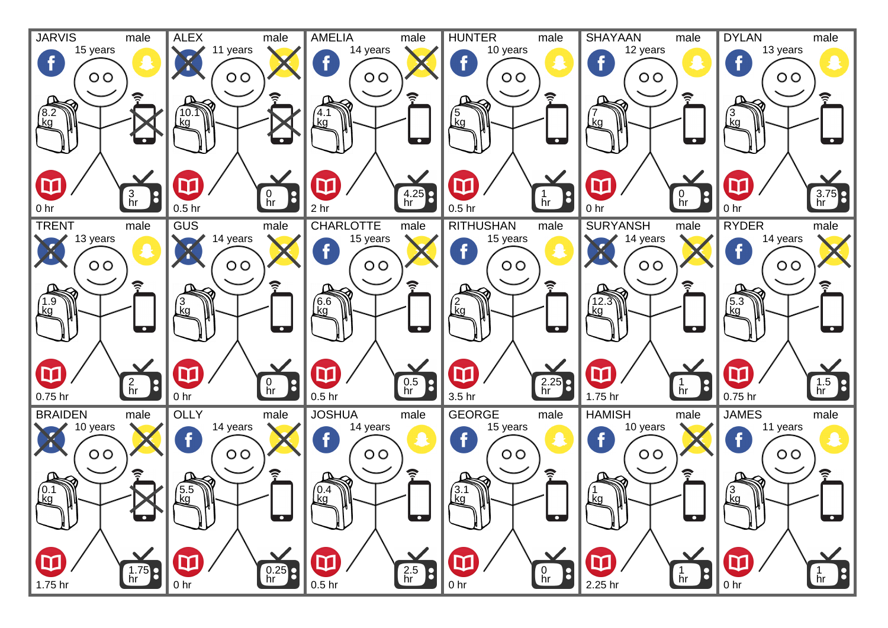| Name | Gender | Age | Bag | Reading | TV |
|---|---|---|---|---|---|
| JARVIS | male | 15 years | 8.2 kg | 0 hr | 3 hr |
| ALEX | male | 11 years | 10.1 kg | 0.5 hr | 0 hr |
| AMELIA | male | 14 years | 4.1 kg | 2 hr | 4.25 hr |
| HUNTER | male | 10 years | 5 kg | 0.5 hr | 1 hr |
| SHAYAAN | male | 12 years | 7 kg | 0 hr | 0 hr |
| DYLAN | male | 13 years | 3 kg | 0 hr | 3.75 hr |
| TRENT | male | 13 years | 1.9 kg | 0.75 hr | 2 hr |
| GUS | male | 14 years | 3 kg | 0 hr | 0 hr |
| CHARLOTTE | male | 15 years | 6.6 kg | 0.5 hr | 0.5 hr |
| RITHUSHAN | male | 15 years | 2 kg | 3.5 hr | 2.25 hr |
| SURYANSH | male | 14 years | 12.3 kg | 1.75 hr | 1 hr |
| RYDER | male | 14 years | 5.3 kg | 0.75 hr | 1.5 hr |
| BRAIDEN | male | 10 years | 0.1 kg | 1.75 hr | 1.75 hr |
| OLLY | male | 14 years | 5.5 kg | 0 hr | 0.25 hr |
| JOSHUA | male | 14 years | 0.4 kg | 0.5 hr | 2.5 hr |
| GEORGE | male | 15 years | 3.1 kg | 0 hr | 0 hr |
| HAMISH | male | 10 years | 1 kg | 2.25 hr | 1 hr |
| JAMES | male | 11 years | 3 kg | 0 hr | 1 hr |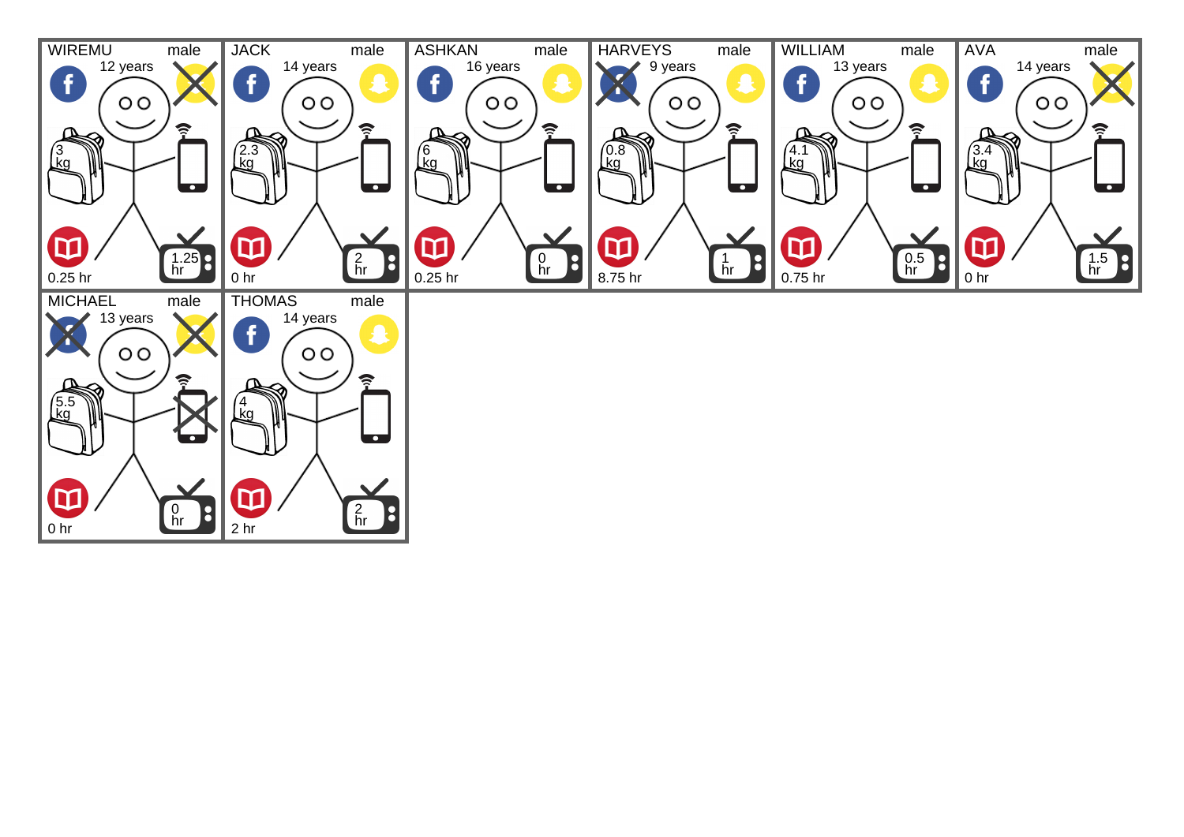WIREMU male
12 years
3 kg
0.25 hr
1.25 hr

JACK male
14 years
2.3 kg
0 hr
2 hr

ASHKAN male
16 years
6 kg
0.25 hr
0 hr

HARVEYS male
9 years
0.8 kg
8.75 hr
1 hr

WILLIAM male
13 years
4.1 kg
0.75 hr
0.5 hr

AVA male
14 years
3.4 kg
0 hr
1.5 hr

MICHAEL male
13 years
5.5 kg
0 hr
0 hr

THOMAS male
14 years
4 kg
2 hr
2 hr